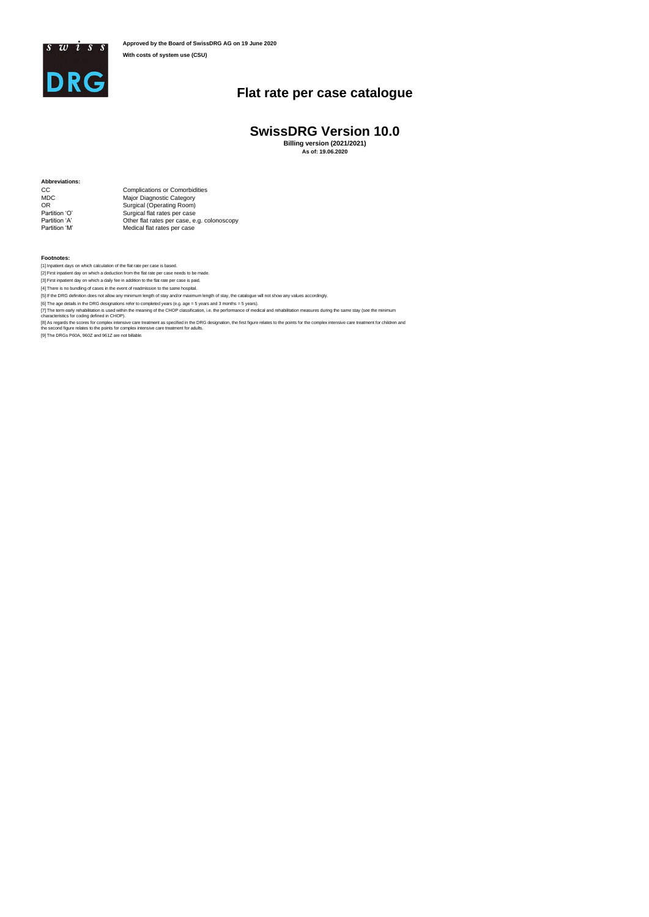**Approved by the Board of SwissDRG AG on 19 June 2020**

**With costs of system use (CSU)**

# Flat rate per case catalogue

## SwissDRG Version 10.0

**Billing version (2021/2021)**

**As of: 19.06.2020**

**Abbreviations:**

| | |
|---|---|
| CC | Complications or Comorbidities |
| MDC | Major Diagnostic Category |
| OR | Surgical (Operating Room) |
| Partition 'O' | Surgical flat rates per case |
| Partition 'A' | Other flat rates per case, e.g. colonoscopy |
| Partition 'M' | Medical flat rates per case |

**Footnotes:**

[1] Inpatient days on which calculation of the flat rate per case is based.

[2] First inpatient day on which a deduction from the flat rate per case needs to be made.

[3] First inpatient day on which a daily fee in addition to the flat rate per case is paid.

[4] There is no bundling of cases in the event of readmission to the same hospital.

[5] If the DRG definition does not allow any minimum length of stay and/or maximum length of stay, the catalogue will not show any values accordingly.

[6] The age details in the DRG designations refer to completed years (e.g. age = 5 years and 3 months = 5 years).

[7] The term early rehabilitation is used within the meaning of the CHOP classification, i.e. the performance of medical and rehabilitation measures during the same stay (see the minimum characteristics for coding defined in CHOP).

[8] As regards the scores for complex intensive care treatment as specified in the DRG designation, the first figure relates to the points for the complex intensive care treatment for children and the second figure relates to the points for complex intensive care treatment for adults.

[9] The DRGs P60A, 960Z and 961Z are not billable.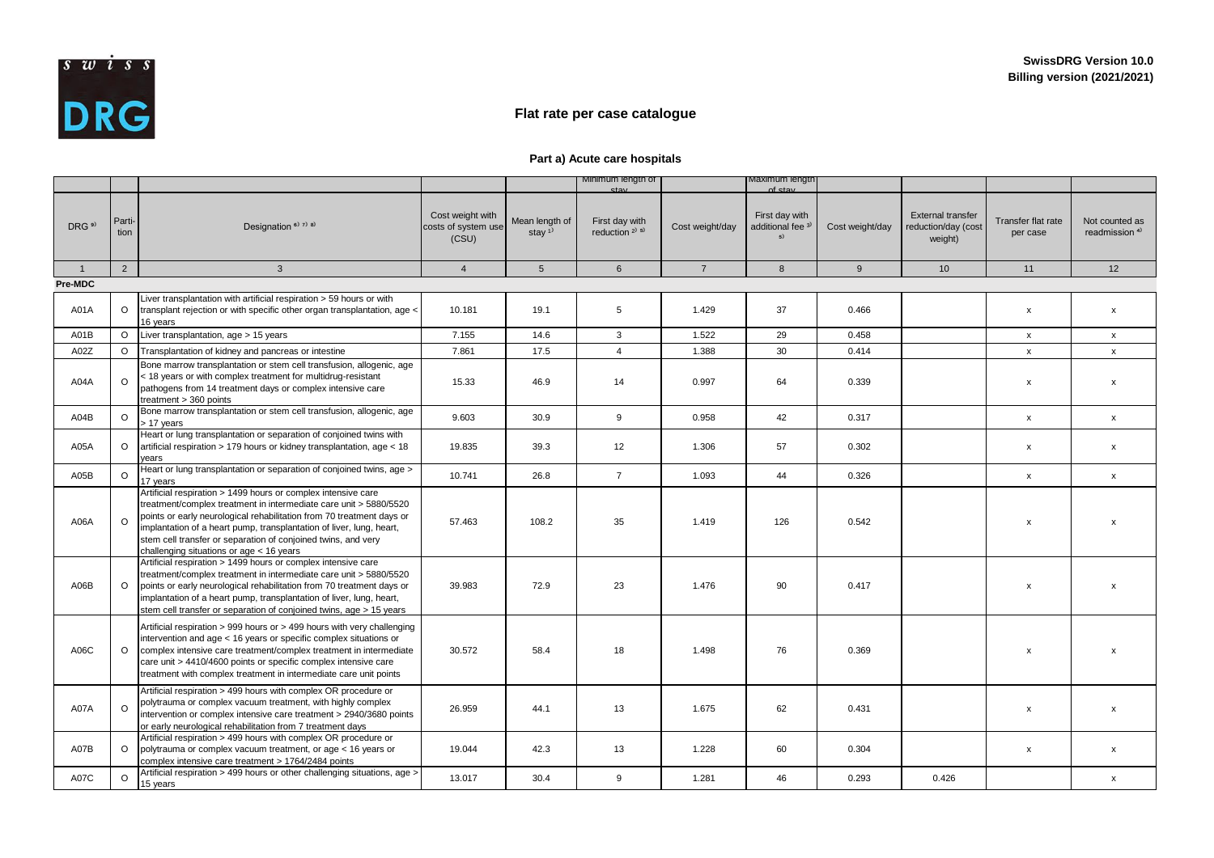**SwissDRG Version 10.0**
**Billing version (2021/2021)**

# Flat rate per case catalogue

## Part a) Acute care hospitals

| | | | | | Minimum length of stay | | Maximum length of stay | | | | |
|---|---|---|---|---|---|---|---|---|---|---|---|
| DRG [9] | Partition | Designation [6) 7) 8)] | Cost weight with costs of system use (CSU) | Mean length of stay [1)] | First day with reduction [2) 5)] | Cost weight/day | First day with additional fee [3) 5)] | Cost weight/day | External transfer reduction/day (cost weight) | Transfer flat rate per case | Not counted as readmission [4)] |
| 1 | 2 | 3 | 4 | 5 | 6 | 7 | 8 | 9 | 10 | 11 | 12 |
| **Pre-MDC** | | | | | | | | | | | |
| A01A | O | Liver transplantation with artificial respiration > 59 hours or with transplant rejection or with specific other organ transplantation, age < 16 years | 10.181 | 19.1 | 5 | 1.429 | 37 | 0.466 | | x | x |
| A01B | O | Liver transplantation, age > 15 years | 7.155 | 14.6 | 3 | 1.522 | 29 | 0.458 | | x | x |
| A02Z | O | Transplantation of kidney and pancreas or intestine | 7.861 | 17.5 | 4 | 1.388 | 30 | 0.414 | | x | x |
| A04A | O | Bone marrow transplantation or stem cell transfusion, allogenic, age < 18 years or with complex treatment for multidrug-resistant pathogens from 14 treatment days or complex intensive care treatment > 360 points | 15.33 | 46.9 | 14 | 0.997 | 64 | 0.339 | | x | x |
| A04B | O | Bone marrow transplantation or stem cell transfusion, allogenic, age > 17 years | 9.603 | 30.9 | 9 | 0.958 | 42 | 0.317 | | x | x |
| A05A | O | Heart or lung transplantation or separation of conjoined twins with artificial respiration > 179 hours or kidney transplantation, age < 18 years | 19.835 | 39.3 | 12 | 1.306 | 57 | 0.302 | | x | x |
| A05B | O | Heart or lung transplantation or separation of conjoined twins, age > 17 years | 10.741 | 26.8 | 7 | 1.093 | 44 | 0.326 | | x | x |
| A06A | O | Artificial respiration > 1499 hours or complex intensive care treatment/complex treatment in intermediate care unit > 5880/5520 points or early neurological rehabilitation from 70 treatment days or implantation of a heart pump, transplantation of liver, lung, heart, stem cell transfer or separation of conjoined twins, and very challenging situations or age < 16 years | 57.463 | 108.2 | 35 | 1.419 | 126 | 0.542 | | x | x |
| A06B | O | Artificial respiration > 1499 hours or complex intensive care treatment/complex treatment in intermediate care unit > 5880/5520 points or early neurological rehabilitation from 70 treatment days or implantation of a heart pump, transplantation of liver, lung, heart, stem cell transfer or separation of conjoined twins, age > 15 years | 39.983 | 72.9 | 23 | 1.476 | 90 | 0.417 | | x | x |
| A06C | O | Artificial respiration > 999 hours or > 499 hours with very challenging intervention and age < 16 years or specific complex situations or complex intensive care treatment/complex treatment in intermediate care unit > 4410/4600 points or specific complex intensive care treatment with complex treatment in intermediate care unit points | 30.572 | 58.4 | 18 | 1.498 | 76 | 0.369 | | x | x |
| A07A | O | Artificial respiration > 499 hours with complex OR procedure or polytrauma or complex vacuum treatment, with highly complex intervention or complex intensive care treatment > 2940/3680 points or early neurological rehabilitation from 7 treatment days | 26.959 | 44.1 | 13 | 1.675 | 62 | 0.431 | | x | x |
| A07B | O | Artificial respiration > 499 hours with complex OR procedure or polytrauma or complex vacuum treatment, or age < 16 years or complex intensive care treatment > 1764/2484 points | 19.044 | 42.3 | 13 | 1.228 | 60 | 0.304 | | x | x |
| A07C | O | Artificial respiration > 499 hours or other challenging situations, age > 15 years | 13.017 | 30.4 | 9 | 1.281 | 46 | 0.293 | 0.426 | | x |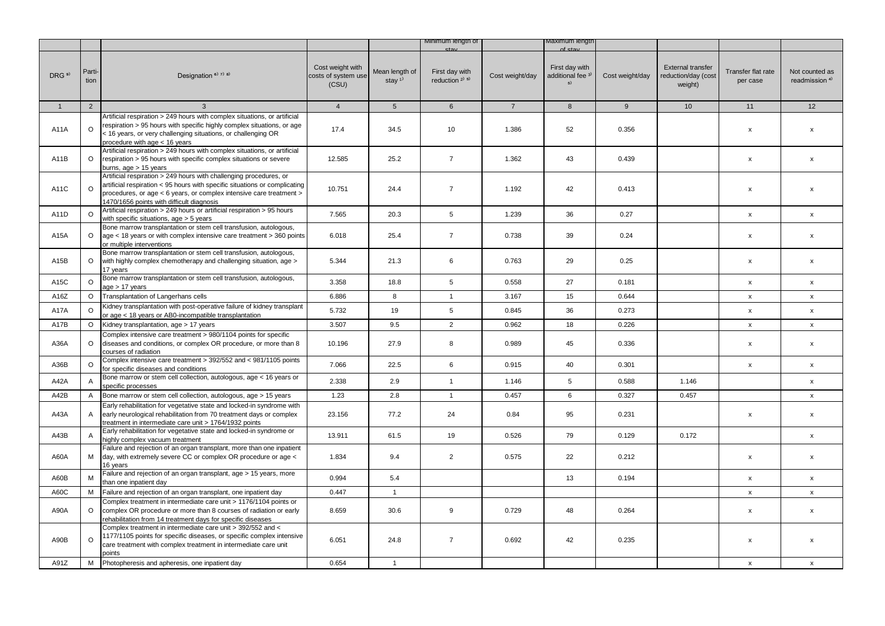| | | | | | Minimum length of stay | | Maximum length of stay | | | | |
|---|---|---|---|---|---|---|---|---|---|---|---|
| DRG [9] | Partition | Designation [6) 7) 8)] | Cost weight with costs of system use (CSU) | Mean length of stay [1)] | First day with reduction [2) 5)] | Cost weight/day | First day with additional fee [3) 5)] | Cost weight/day | External transfer reduction/day (cost weight) | Transfer flat rate per case | Not counted as readmission [4)] |
| 1 | 2 | 3 | 4 | 5 | 6 | 7 | 8 | 9 | 10 | 11 | 12 |
| A11A | O | Artificial respiration > 249 hours with complex situations, or artificial respiration > 95 hours with specific highly complex situations, or age < 16 years, or very challenging situations, or challenging OR procedure with age < 16 years | 17.4 | 34.5 | 10 | 1.386 | 52 | 0.356 | | x | x |
| A11B | O | Artificial respiration > 249 hours with complex situations, or artificial respiration > 95 hours with specific complex situations or severe burns, age > 15 years | 12.585 | 25.2 | 7 | 1.362 | 43 | 0.439 | | x | x |
| A11C | O | Artificial respiration > 249 hours with challenging procedures, or artificial respiration < 95 hours with specific situations or complicating procedures, or age < 6 years, or complex intensive care treatment > 1470/1656 points with difficult diagnosis | 10.751 | 24.4 | 7 | 1.192 | 42 | 0.413 | | x | x |
| A11D | O | Artificial respiration > 249 hours or artificial respiration > 95 hours with specific situations, age > 5 years | 7.565 | 20.3 | 5 | 1.239 | 36 | 0.27 | | x | x |
| A15A | O | Bone marrow transplantation or stem cell transfusion, autologous, age < 18 years or with complex intensive care treatment > 360 points or multiple interventions | 6.018 | 25.4 | 7 | 0.738 | 39 | 0.24 | | x | x |
| A15B | O | Bone marrow transplantation or stem cell transfusion, autologous, with highly complex chemotherapy and challenging situation, age > 17 years | 5.344 | 21.3 | 6 | 0.763 | 29 | 0.25 | | x | x |
| A15C | O | Bone marrow transplantation or stem cell transfusion, autologous, age > 17 years | 3.358 | 18.8 | 5 | 0.558 | 27 | 0.181 | | x | x |
| A16Z | O | Transplantation of Langerhans cells | 6.886 | 8 | 1 | 3.167 | 15 | 0.644 | | x | x |
| A17A | O | Kidney transplantation with post-operative failure of kidney transplant or age < 18 years or AB0-incompatible transplantation | 5.732 | 19 | 5 | 0.845 | 36 | 0.273 | | x | x |
| A17B | O | Kidney transplantation, age > 17 years | 3.507 | 9.5 | 2 | 0.962 | 18 | 0.226 | | x | x |
| A36A | O | Complex intensive care treatment > 980/1104 points for specific diseases and conditions, or complex OR procedure, or more than 8 courses of radiation | 10.196 | 27.9 | 8 | 0.989 | 45 | 0.336 | | x | x |
| A36B | O | Complex intensive care treatment > 392/552 and < 981/1105 points for specific diseases and conditions | 7.066 | 22.5 | 6 | 0.915 | 40 | 0.301 | | x | x |
| A42A | A | Bone marrow or stem cell collection, autologous, age < 16 years or specific processes | 2.338 | 2.9 | 1 | 1.146 | 5 | 0.588 | 1.146 | | x |
| A42B | A | Bone marrow or stem cell collection, autologous, age > 15 years | 1.23 | 2.8 | 1 | 0.457 | 6 | 0.327 | 0.457 | | x |
| A43A | A | Early rehabilitation for vegetative state and locked-in syndrome with early neurological rehabilitation from 70 treatment days or complex treatment in intermediate care unit > 1764/1932 points | 23.156 | 77.2 | 24 | 0.84 | 95 | 0.231 | | x | x |
| A43B | A | Early rehabilitation for vegetative state and locked-in syndrome or highly complex vacuum treatment | 13.911 | 61.5 | 19 | 0.526 | 79 | 0.129 | 0.172 | | x |
| A60A | M | Failure and rejection of an organ transplant, more than one inpatient day, with extremely severe CC or complex OR procedure or age < 16 years | 1.834 | 9.4 | 2 | 0.575 | 22 | 0.212 | | x | x |
| A60B | M | Failure and rejection of an organ transplant, age > 15 years, more than one inpatient day | 0.994 | 5.4 | | | 13 | 0.194 | | x | x |
| A60C | M | Failure and rejection of an organ transplant, one inpatient day | 0.447 | 1 | | | | | | x | x |
| A90A | O | Complex treatment in intermediate care unit > 1176/1104 points or complex OR procedure or more than 8 courses of radiation or early rehabilitation from 14 treatment days for specific diseases | 8.659 | 30.6 | 9 | 0.729 | 48 | 0.264 | | x | x |
| A90B | O | Complex treatment in intermediate care unit > 392/552 and < 1177/1105 points for specific diseases, or specific complex intensive care treatment with complex treatment in intermediate care unit points | 6.051 | 24.8 | 7 | 0.692 | 42 | 0.235 | | x | x |
| A91Z | M | Photopheresis and apheresis, one inpatient day | 0.654 | 1 | | | | | | x | x |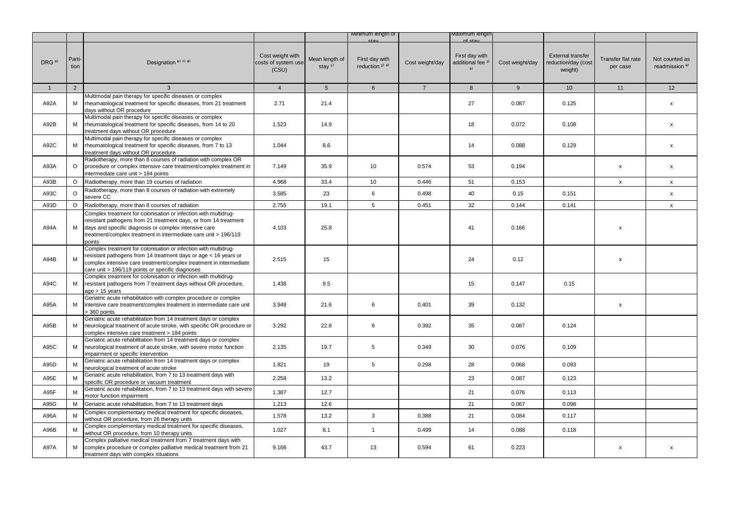| | | | | | Minimum length of stay | | Maximum length of stay | | | | |
|---|---|---|---|---|---|---|---|---|---|---|---|
| DRG [9] | Parti-tion | Designation [6) 7) 8)] | Cost weight with costs of system use (CSU) | Mean length of stay [1)] | First day with reduction [2) 5)] | Cost weight/day | First day with additional fee [3) 5)] | Cost weight/day | External transfer reduction/day (cost weight) | Transfer flat rate per case | Not counted as readmission [4)] |
| 1 | 2 | 3 | 4 | 5 | 6 | 7 | 8 | 9 | 10 | 11 | 12 |
| A92A | M | Multimodal pain therapy for specific diseases or complex rheumatological treatment for specific diseases, from 21 treatment days without OR procedure | 2.71 | 21.4 | | | 27 | 0.087 | 0.125 | | x |
| A92B | M | Multimodal pain therapy for specific diseases or complex rheumatological treatment for specific diseases, from 14 to 20 treatment days without OR procedure | 1.523 | 14.9 | | | 18 | 0.072 | 0.108 | | x |
| A92C | M | Multimodal pain therapy for specific diseases or complex rheumatological treatment for specific diseases, from 7 to 13 treatment days without OR procedure | 1.044 | 8.6 | | | 14 | 0.088 | 0.129 | | x |
| A93A | O | Radiotherapy, more than 8 courses of radiation with complex OR procedure or complex intensive care treatment/complex treatment in intermediate care unit > 184 points | 7.149 | 35.9 | 10 | 0.574 | 53 | 0.194 | | x | x |
| A93B | O | Radiotherapy, more than 19 courses of radiation | 4.968 | 33.4 | 10 | 0.446 | 51 | 0.153 | | x | x |
| A93C | O | Radiotherapy, more than 8 courses of radiation with extremely severe CC | 3.585 | 23 | 6 | 0.498 | 40 | 0.15 | 0.151 | | x |
| A93D | O | Radiotherapy, more than 8 courses of radiation | 2.755 | 19.1 | 5 | 0.451 | 32 | 0.144 | 0.141 | | x |
| A94A | M | Complex treatment for colonisation or infection with multidrug-resistant pathogens from 21 treatment days, or from 14 treatment days and specific diagnosis or complex intensive care treatment/complex treatment in intermediate care unit > 196/119 points | 4.103 | 25.8 | | | 41 | 0.166 | | x | |
| A94B | M | Complex treatment for colonisation or infection with multidrug-resistant pathogens from 14 treatment days or age < 16 years or complex intensive care treatment/complex treatment in intermediate care unit > 196/119 points or specific diagnoses | 2.515 | 15 | | | 24 | 0.12 | | x | |
| A94C | M | Complex treatment for colonisation or infection with multidrug-resistant pathogens from 7 treatment days without OR procedure, age > 15 years | 1.438 | 9.5 | | | 15 | 0.147 | 0.15 | | |
| A95A | M | Geriatric acute rehabilitation with complex procedure or complex intensive care treatment/complex treatment in intermediate care unit > 360 points | 3.948 | 21.6 | 6 | 0.401 | 39 | 0.132 | | x | |
| A95B | M | Geriatric acute rehabilitation from 14 treatment days or complex neurological treatment of acute stroke, with specific OR procedure or complex intensive care treatment > 184 points | 3.292 | 22.8 | 6 | 0.392 | 35 | 0.087 | 0.124 | | |
| A95C | M | Geriatric acute rehabilitation from 14 treatment days or complex neurological treatment of acute stroke, with severe motor function impairment or specific intervention | 2.135 | 19.7 | 5 | 0.349 | 30 | 0.076 | 0.109 | | |
| A95D | M | Geriatric acute rehabilitation from 14 treatment days or complex neurological treatment of acute stroke | 1.821 | 19 | 5 | 0.298 | 28 | 0.068 | 0.093 | | |
| A95E | M | Geriatric acute rehabilitation, from 7 to 13 treatment days with specific OR procedure or vacuum treatment | 2.258 | 13.2 | | | 23 | 0.087 | 0.123 | | |
| A95F | M | Geriatric acute rehabilitation, from 7 to 13 treatment days with severe motor function impairment | 1.387 | 12.7 | | | 21 | 0.076 | 0.113 | | |
| A95G | M | Geriatric acute rehabilitation, from 7 to 13 treatment days | 1.213 | 12.6 | | | 21 | 0.067 | 0.098 | | |
| A96A | M | Complex complementary medical treatment for specific diseases, without OR procedure, from 26 therapy units | 1.578 | 13.2 | 3 | 0.388 | 21 | 0.084 | 0.117 | | |
| A96B | M | Complex complementary medical treatment for specific diseases, without OR procedure, from 10 therapy units | 1.027 | 8.1 | 1 | 0.499 | 14 | 0.088 | 0.118 | | |
| A97A | M | Complex palliative medical treatment from 7 treatment days with complex procedure or complex palliative medical treatment from 21 treatment days with complex situations | 9.166 | 43.7 | 13 | 0.594 | 61 | 0.223 | | x | x |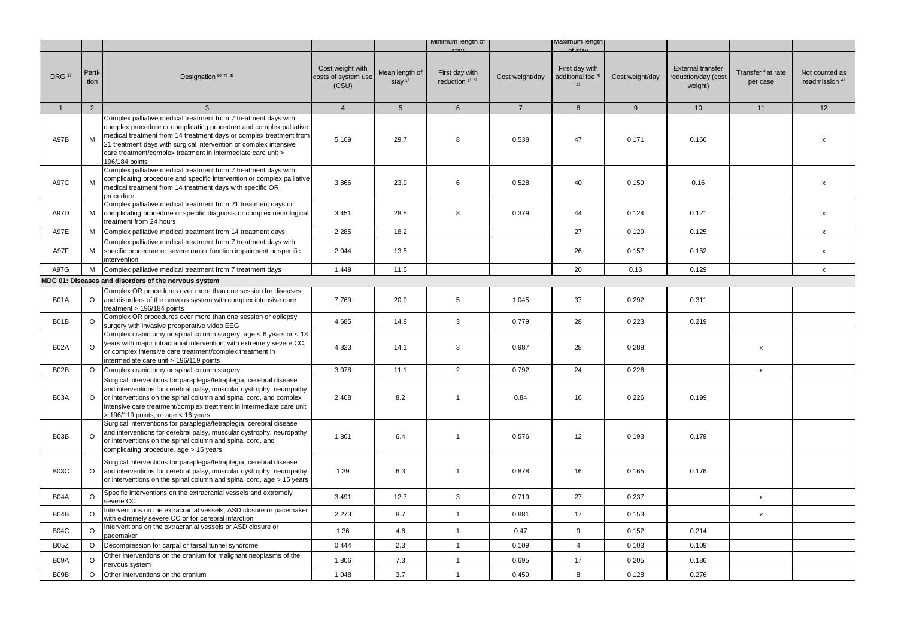| | | | | | Minimum length of stay | | Maximum length of stay | | | | |
|---|---|---|---|---|---|---|---|---|---|---|---|
| DRG [9] | Parti-tion | Designation [6) 7) 8] | Cost weight with costs of system use (CSU) | Mean length of stay [1] | First day with reduction [2) 5] | Cost weight/day | First day with additional fee [3) 5] | Cost weight/day | External transfer reduction/day (cost weight) | Transfer flat rate per case | Not counted as readmission [4] |
| 1 | 2 | 3 | 4 | 5 | 6 | 7 | 8 | 9 | 10 | 11 | 12 |
| A97B | M | Complex palliative medical treatment from 7 treatment days with complex procedure or complicating procedure and complex palliative medical treatment from 14 treatment days or complex treatment from 21 treatment days with surgical intervention or complex intensive care treatment/complex treatment in intermediate care unit > 196/184 points | 5.109 | 29.7 | 8 | 0.538 | 47 | 0.171 | 0.166 | | x |
| A97C | M | Complex palliative medical treatment from 7 treatment days with complicating procedure and specific intervention or complex palliative medical treatment from 14 treatment days with specific OR procedure | 3.866 | 23.9 | 6 | 0.528 | 40 | 0.159 | 0.16 | | x |
| A97D | M | Complex palliative medical treatment from 21 treatment days or complicating procedure or specific diagnosis or complex neurological treatment from 24 hours | 3.451 | 28.5 | 8 | 0.379 | 44 | 0.124 | 0.121 | | x |
| A97E | M | Complex palliative medical treatment from 14 treatment days | 2.285 | 18.2 | | | 27 | 0.129 | 0.125 | | x |
| A97F | M | Complex palliative medical treatment from 7 treatment days with specific procedure or severe motor function impairment or specific intervention | 2.044 | 13.5 | | | 26 | 0.157 | 0.152 | | x |
| A97G | M | Complex palliative medical treatment from 7 treatment days | 1.449 | 11.5 | | | 20 | 0.13 | 0.129 | | x |
| **MDC 01: Diseases and disorders of the nervous system** | | | | | | | | | | | |
| B01A | O | Complex OR procedures over more than one session for diseases and disorders of the nervous system with complex intensive care treatment > 196/184 points | 7.769 | 20.9 | 5 | 1.045 | 37 | 0.292 | 0.311 | | |
| B01B | O | Complex OR procedures over more than one session or epilepsy surgery with invasive preoperative video EEG | 4.685 | 14.8 | 3 | 0.779 | 28 | 0.223 | 0.219 | | |
| B02A | O | Complex craniotomy or spinal column surgery, age < 6 years or < 18 years with major intracranial intervention, with extremely severe CC, or complex intensive care treatment/complex treatment in intermediate care unit > 196/119 points | 4.823 | 14.1 | 3 | 0.987 | 28 | 0.288 | | x | |
| B02B | O | Complex craniotomy or spinal column surgery | 3.078 | 11.1 | 2 | 0.792 | 24 | 0.226 | | x | |
| B03A | O | Surgical interventions for paraplegia/tetraplegia, cerebral disease and interventions for cerebral palsy, muscular dystrophy, neuropathy or interventions on the spinal column and spinal cord, and complex intensive care treatment/complex treatment in intermediate care unit > 196/119 points, or age < 16 years | 2.408 | 8.2 | 1 | 0.84 | 16 | 0.226 | 0.199 | | |
| B03B | O | Surgical interventions for paraplegia/tetraplegia, cerebral disease and interventions for cerebral palsy, muscular dystrophy, neuropathy or interventions on the spinal column and spinal cord, and complicating procedure, age > 15 years | 1.861 | 6.4 | 1 | 0.576 | 12 | 0.193 | 0.179 | | |
| B03C | O | Surgical interventions for paraplegia/tetraplegia, cerebral disease and interventions for cerebral palsy, muscular dystrophy, neuropathy or interventions on the spinal column and spinal cord, age > 15 years | 1.39 | 6.3 | 1 | 0.878 | 16 | 0.165 | 0.176 | | |
| B04A | O | Specific interventions on the extracranial vessels and extremely severe CC | 3.491 | 12.7 | 3 | 0.719 | 27 | 0.237 | | x | |
| B04B | O | Interventions on the extracranial vessels, ASD closure or pacemaker with extremely severe CC or for cerebral infarction | 2.273 | 8.7 | 1 | 0.881 | 17 | 0.153 | | x | |
| B04C | O | Interventions on the extracranial vessels or ASD closure or pacemaker | 1.36 | 4.6 | 1 | 0.47 | 9 | 0.152 | 0.214 | | |
| B05Z | O | Decompression for carpal or tarsal tunnel syndrome | 0.444 | 2.3 | 1 | 0.109 | 4 | 0.103 | 0.109 | | |
| B09A | O | Other interventions on the cranium for malignant neoplasms of the nervous system | 1.806 | 7.3 | 1 | 0.695 | 17 | 0.205 | 0.186 | | |
| B09B | O | Other interventions on the cranium | 1.048 | 3.7 | 1 | 0.459 | 8 | 0.128 | 0.276 | | |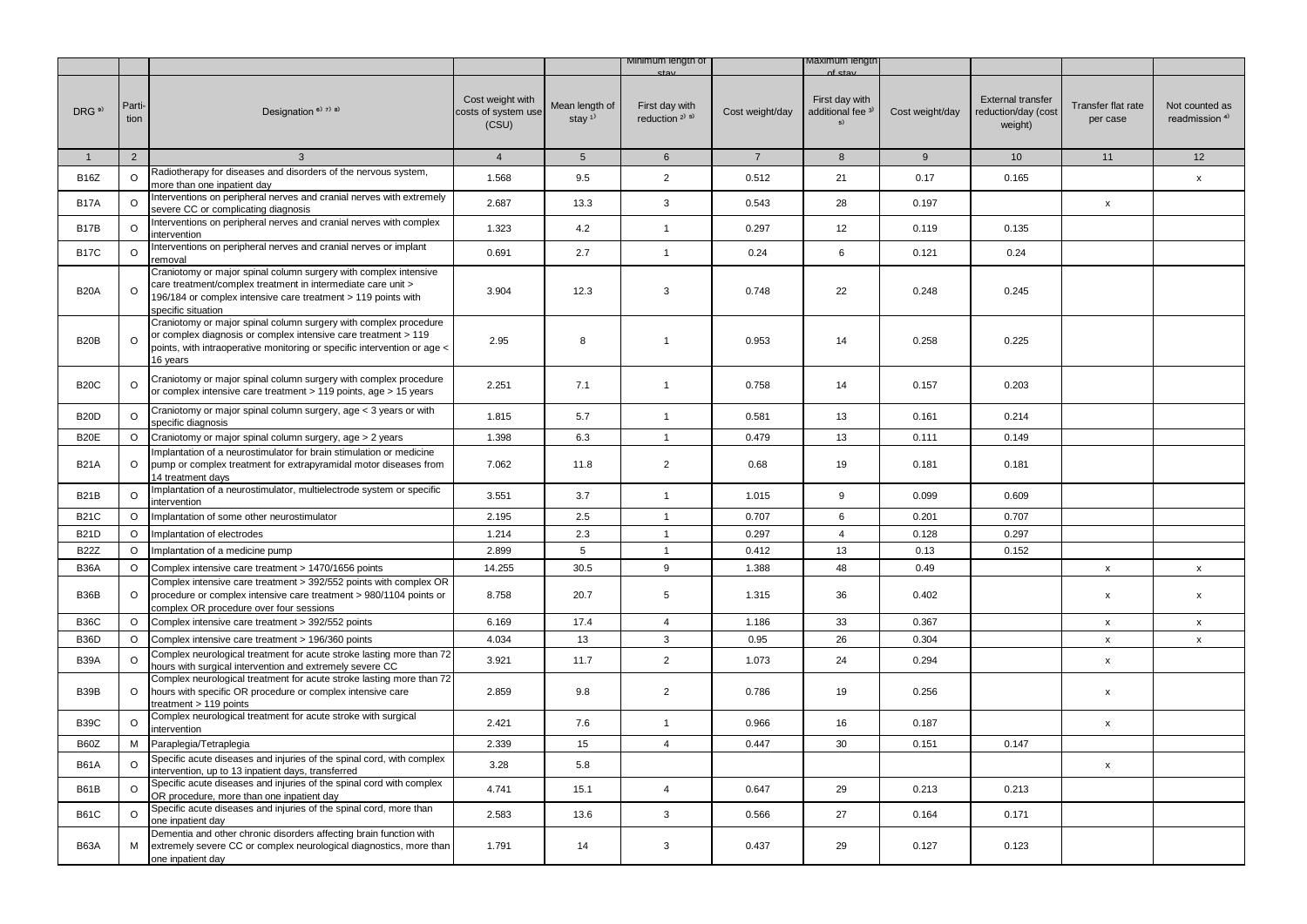| | | | | | Minimum length of stay | | Maximum length of stay | | | | |
|---|---|---|---|---|---|---|---|---|---|---|---|
| DRG [9] | Parti-tion | Designation [6] [7] [8] | Cost weight with costs of system use (CSU) | Mean length of stay [1] | First day with reduction [2] [5] | Cost weight/day | First day with additional fee [3] [5] | Cost weight/day | External transfer reduction/day (cost weight) | Transfer flat rate per case | Not counted as readmission [4] |
| 1 | 2 | 3 | 4 | 5 | 6 | 7 | 8 | 9 | 10 | 11 | 12 |
| B16Z | O | Radiotherapy for diseases and disorders of the nervous system, more than one inpatient day | 1.568 | 9.5 | 2 | 0.512 | 21 | 0.17 | 0.165 | | x |
| B17A | O | Interventions on peripheral nerves and cranial nerves with extremely severe CC or complicating diagnosis | 2.687 | 13.3 | 3 | 0.543 | 28 | 0.197 | | x | |
| B17B | O | Interventions on peripheral nerves and cranial nerves with complex intervention | 1.323 | 4.2 | 1 | 0.297 | 12 | 0.119 | 0.135 | | |
| B17C | O | Interventions on peripheral nerves and cranial nerves or implant removal | 0.691 | 2.7 | 1 | 0.24 | 6 | 0.121 | 0.24 | | |
| B20A | O | Craniotomy or major spinal column surgery with complex intensive care treatment/complex treatment in intermediate care unit > 196/184 or complex intensive care treatment > 119 points with specific situation | 3.904 | 12.3 | 3 | 0.748 | 22 | 0.248 | 0.245 | | |
| B20B | O | Craniotomy or major spinal column surgery with complex procedure or complex diagnosis or complex intensive care treatment > 119 points, with intraoperative monitoring or specific intervention or age < 16 years | 2.95 | 8 | 1 | 0.953 | 14 | 0.258 | 0.225 | | |
| B20C | O | Craniotomy or major spinal column surgery with complex procedure or complex intensive care treatment > 119 points, age > 15 years | 2.251 | 7.1 | 1 | 0.758 | 14 | 0.157 | 0.203 | | |
| B20D | O | Craniotomy or major spinal column surgery, age < 3 years or with specific diagnosis | 1.815 | 5.7 | 1 | 0.581 | 13 | 0.161 | 0.214 | | |
| B20E | O | Craniotomy or major spinal column surgery, age > 2 years | 1.398 | 6.3 | 1 | 0.479 | 13 | 0.111 | 0.149 | | |
| B21A | O | Implantation of a neurostimulator for brain stimulation or medicine pump or complex treatment for extrapyramidal motor diseases from 14 treatment days | 7.062 | 11.8 | 2 | 0.68 | 19 | 0.181 | 0.181 | | |
| B21B | O | Implantation of a neurostimulator, multielectrode system or specific intervention | 3.551 | 3.7 | 1 | 1.015 | 9 | 0.099 | 0.609 | | |
| B21C | O | Implantation of some other neurostimulator | 2.195 | 2.5 | 1 | 0.707 | 6 | 0.201 | 0.707 | | |
| B21D | O | Implantation of electrodes | 1.214 | 2.3 | 1 | 0.297 | 4 | 0.128 | 0.297 | | |
| B22Z | O | Implantation of a medicine pump | 2.899 | 5 | 1 | 0.412 | 13 | 0.13 | 0.152 | | |
| B36A | O | Complex intensive care treatment > 1470/1656 points | 14.255 | 30.5 | 9 | 1.388 | 48 | 0.49 | | x | x |
| B36B | O | Complex intensive care treatment > 392/552 points with complex OR procedure or complex intensive care treatment > 980/1104 points or complex OR procedure over four sessions | 8.758 | 20.7 | 5 | 1.315 | 36 | 0.402 | | x | x |
| B36C | O | Complex intensive care treatment > 392/552 points | 6.169 | 17.4 | 4 | 1.186 | 33 | 0.367 | | x | x |
| B36D | O | Complex intensive care treatment > 196/360 points | 4.034 | 13 | 3 | 0.95 | 26 | 0.304 | | x | x |
| B39A | O | Complex neurological treatment for acute stroke lasting more than 72 hours with surgical intervention and extremely severe CC | 3.921 | 11.7 | 2 | 1.073 | 24 | 0.294 | | x | |
| B39B | O | Complex neurological treatment for acute stroke lasting more than 72 hours with specific OR procedure or complex intensive care treatment > 119 points | 2.859 | 9.8 | 2 | 0.786 | 19 | 0.256 | | x | |
| B39C | O | Complex neurological treatment for acute stroke with surgical intervention | 2.421 | 7.6 | 1 | 0.966 | 16 | 0.187 | | x | |
| B60Z | M | Paraplegia/Tetraplegia | 2.339 | 15 | 4 | 0.447 | 30 | 0.151 | 0.147 | | |
| B61A | O | Specific acute diseases and injuries of the spinal cord, with complex intervention, up to 13 inpatient days, transferred | 3.28 | 5.8 | | | | | | x | |
| B61B | O | Specific acute diseases and injuries of the spinal cord with complex OR procedure, more than one inpatient day | 4.741 | 15.1 | 4 | 0.647 | 29 | 0.213 | 0.213 | | |
| B61C | O | Specific acute diseases and injuries of the spinal cord, more than one inpatient day | 2.583 | 13.6 | 3 | 0.566 | 27 | 0.164 | 0.171 | | |
| B63A | M | Dementia and other chronic disorders affecting brain function with extremely severe CC or complex neurological diagnostics, more than one inpatient day | 1.791 | 14 | 3 | 0.437 | 29 | 0.127 | 0.123 | | |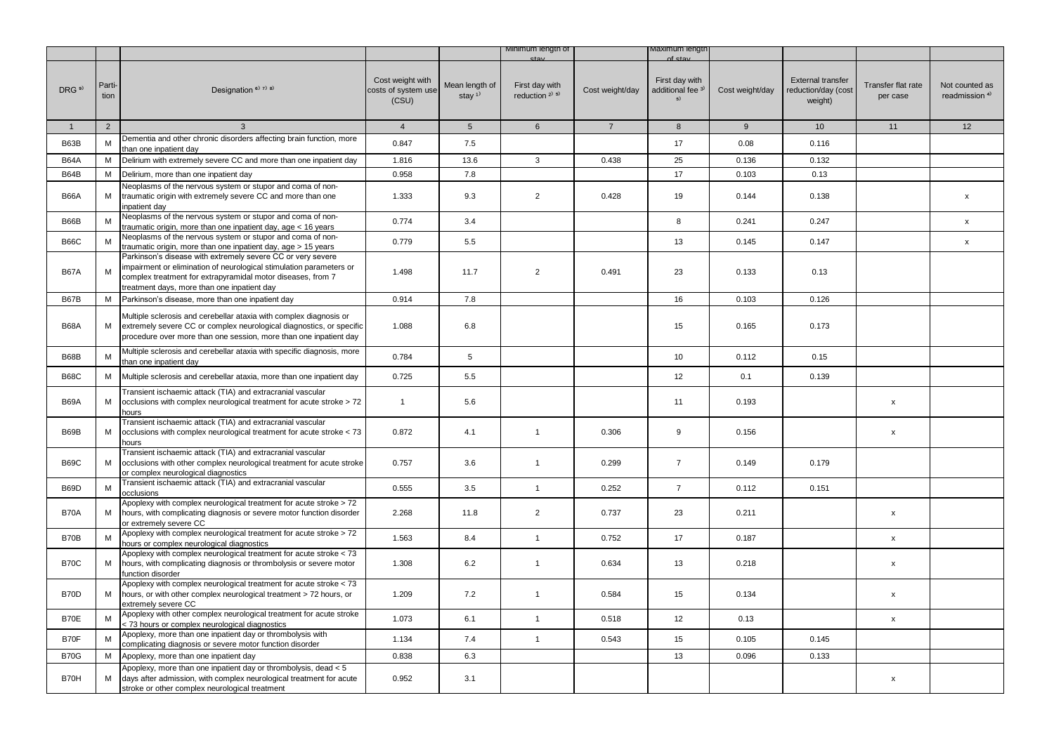| | | | | | Minimum length of stay | | Maximum length of stay | | | | |
|---|---|---|---|---|---|---|---|---|---|---|---|
| DRG [9] | Partition | Designation [6) 7) 8] | Cost weight with costs of system use (CSU) | Mean length of stay [1] | First day with reduction [2) 5] | Cost weight/day | First day with additional fee [3) 5] | Cost weight/day | External transfer reduction/day (cost weight) | Transfer flat rate per case | Not counted as readmission [4] |
| 1 | 2 | 3 | 4 | 5 | 6 | 7 | 8 | 9 | 10 | 11 | 12 |
| B63B | M | Dementia and other chronic disorders affecting brain function, more than one inpatient day | 0.847 | 7.5 | | | 17 | 0.08 | 0.116 | | |
| B64A | M | Delirium with extremely severe CC and more than one inpatient day | 1.816 | 13.6 | 3 | 0.438 | 25 | 0.136 | 0.132 | | |
| B64B | M | Delirium, more than one inpatient day | 0.958 | 7.8 | | | 17 | 0.103 | 0.13 | | |
| B66A | M | Neoplasms of the nervous system or stupor and coma of non-traumatic origin with extremely severe CC and more than one inpatient day | 1.333 | 9.3 | 2 | 0.428 | 19 | 0.144 | 0.138 | | x |
| B66B | M | Neoplasms of the nervous system or stupor and coma of non-traumatic origin, more than one inpatient day, age < 16 years | 0.774 | 3.4 | | | 8 | 0.241 | 0.247 | | x |
| B66C | M | Neoplasms of the nervous system or stupor and coma of non-traumatic origin, more than one inpatient day, age > 15 years | 0.779 | 5.5 | | | 13 | 0.145 | 0.147 | | x |
| B67A | M | Parkinson's disease with extremely severe CC or very severe impairment or elimination of neurological stimulation parameters or complex treatment for extrapyramidal motor diseases, from 7 treatment days, more than one inpatient day | 1.498 | 11.7 | 2 | 0.491 | 23 | 0.133 | 0.13 | | |
| B67B | M | Parkinson's disease, more than one inpatient day | 0.914 | 7.8 | | | 16 | 0.103 | 0.126 | | |
| B68A | M | Multiple sclerosis and cerebellar ataxia with complex diagnosis or extremely severe CC or complex neurological diagnostics, or specific procedure over more than one session, more than one inpatient day | 1.088 | 6.8 | | | 15 | 0.165 | 0.173 | | |
| B68B | M | Multiple sclerosis and cerebellar ataxia with specific diagnosis, more than one inpatient day | 0.784 | 5 | | | 10 | 0.112 | 0.15 | | |
| B68C | M | Multiple sclerosis and cerebellar ataxia, more than one inpatient day | 0.725 | 5.5 | | | 12 | 0.1 | 0.139 | | |
| B69A | M | Transient ischaemic attack (TIA) and extracranial vascular occlusions with complex neurological treatment for acute stroke > 72 hours | 1 | 5.6 | | | 11 | 0.193 | | x | |
| B69B | M | Transient ischaemic attack (TIA) and extracranial vascular occlusions with complex neurological treatment for acute stroke < 73 hours | 0.872 | 4.1 | 1 | 0.306 | 9 | 0.156 | | x | |
| B69C | M | Transient ischaemic attack (TIA) and extracranial vascular occlusions with other complex neurological treatment for acute stroke or complex neurological diagnostics | 0.757 | 3.6 | 1 | 0.299 | 7 | 0.149 | 0.179 | | |
| B69D | M | Transient ischaemic attack (TIA) and extracranial vascular occlusions | 0.555 | 3.5 | 1 | 0.252 | 7 | 0.112 | 0.151 | | |
| B70A | M | Apoplexy with complex neurological treatment for acute stroke > 72 hours, with complicating diagnosis or severe motor function disorder or extremely severe CC | 2.268 | 11.8 | 2 | 0.737 | 23 | 0.211 | | x | |
| B70B | M | Apoplexy with complex neurological treatment for acute stroke > 72 hours or complex neurological diagnostics | 1.563 | 8.4 | 1 | 0.752 | 17 | 0.187 | | x | |
| B70C | M | Apoplexy with complex neurological treatment for acute stroke < 73 hours, with complicating diagnosis or thrombolysis or severe motor function disorder | 1.308 | 6.2 | 1 | 0.634 | 13 | 0.218 | | x | |
| B70D | M | Apoplexy with complex neurological treatment for acute stroke < 73 hours, or with other complex neurological treatment > 72 hours, or extremely severe CC | 1.209 | 7.2 | 1 | 0.584 | 15 | 0.134 | | x | |
| B70E | M | Apoplexy with other complex neurological treatment for acute stroke < 73 hours or complex neurological diagnostics | 1.073 | 6.1 | 1 | 0.518 | 12 | 0.13 | | x | |
| B70F | M | Apoplexy, more than one inpatient day or thrombolysis with complicating diagnosis or severe motor function disorder | 1.134 | 7.4 | 1 | 0.543 | 15 | 0.105 | 0.145 | | |
| B70G | M | Apoplexy, more than one inpatient day | 0.838 | 6.3 | | | 13 | 0.096 | 0.133 | | |
| B70H | M | Apoplexy, more than one inpatient day or thrombolysis, dead < 5 days after admission, with complex neurological treatment for acute stroke or other complex neurological treatment | 0.952 | 3.1 | | | | | | x | |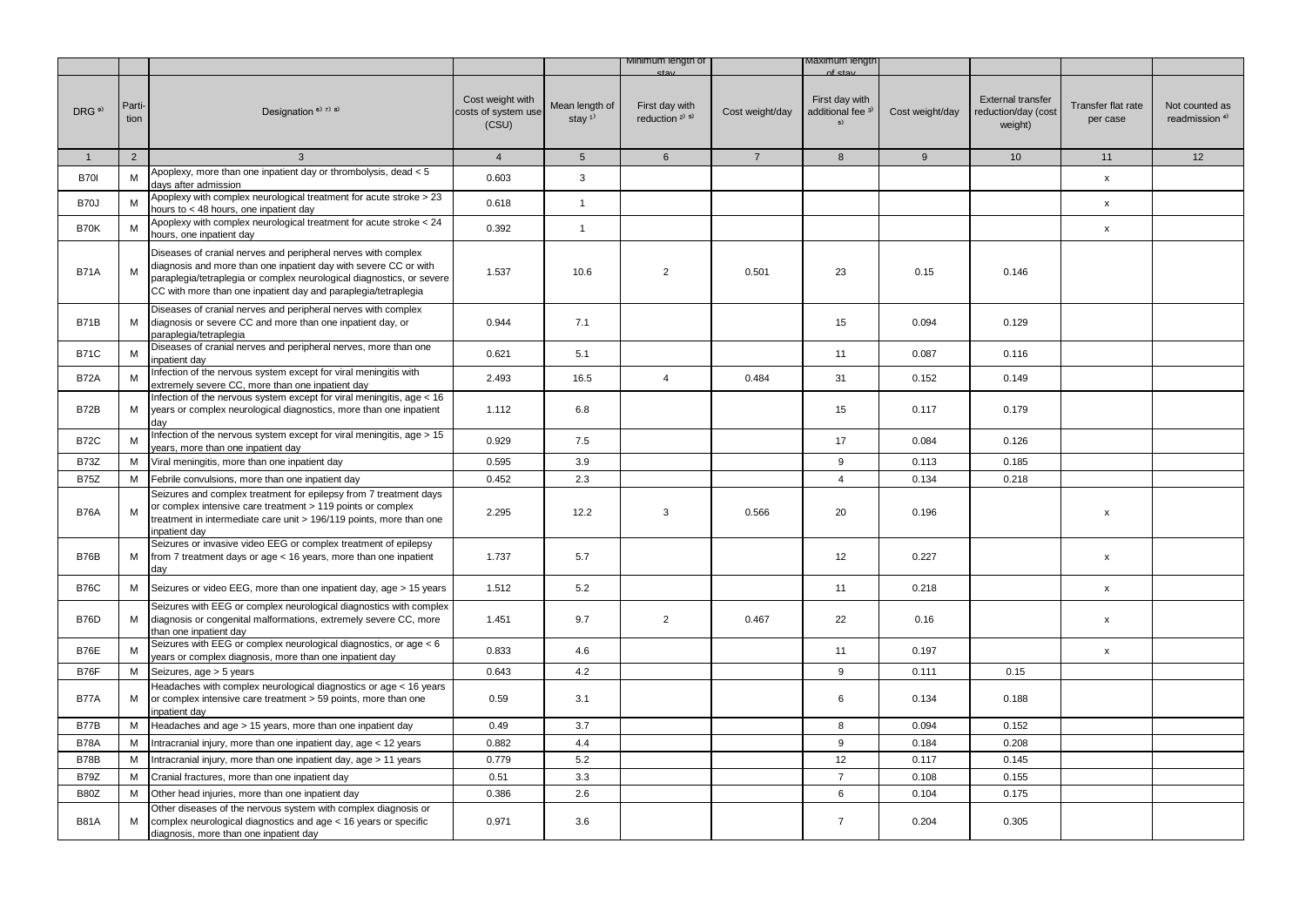| DRG [9] | Parti-tion | Designation [6] [7] [8] | Cost weight with costs of system use (CSU) | Mean length of stay [1] | Minimum length of stay | | Maximum length of stay | | External transfer reduction/day (cost weight) | Transfer flat rate per case | Not counted as readmission [4] |
|---|---|---|---|---|---|---|---|---|---|---|---|
| | | | | | First day with reduction [2] [5] | Cost weight/day | First day with additional fee [3] [5] | Cost weight/day | | | |
| 1 | 2 | 3 | 4 | 5 | 6 | 7 | 8 | 9 | 10 | 11 | 12 |
| B70I | M | Apoplexy, more than one inpatient day or thrombolysis, dead < 5 days after admission | 0.603 | 3 | | | | | | x | |
| B70J | M | Apoplexy with complex neurological treatment for acute stroke > 23 hours to < 48 hours, one inpatient day | 0.618 | 1 | | | | | | x | |
| B70K | M | Apoplexy with complex neurological treatment for acute stroke < 24 hours, one inpatient day | 0.392 | 1 | | | | | | x | |
| B71A | M | Diseases of cranial nerves and peripheral nerves with complex diagnosis and more than one inpatient day with severe CC or with paraplegia/tetraplegia or complex neurological diagnostics, or severe CC with more than one inpatient day and paraplegia/tetraplegia | 1.537 | 10.6 | 2 | 0.501 | 23 | 0.15 | 0.146 | | |
| B71B | M | Diseases of cranial nerves and peripheral nerves with complex diagnosis or severe CC and more than one inpatient day, or paraplegia/tetraplegia | 0.944 | 7.1 | | | 15 | 0.094 | 0.129 | | |
| B71C | M | Diseases of cranial nerves and peripheral nerves, more than one inpatient day | 0.621 | 5.1 | | | 11 | 0.087 | 0.116 | | |
| B72A | M | Infection of the nervous system except for viral meningitis with extremely severe CC, more than one inpatient day | 2.493 | 16.5 | 4 | 0.484 | 31 | 0.152 | 0.149 | | |
| B72B | M | Infection of the nervous system except for viral meningitis, age < 16 years or complex neurological diagnostics, more than one inpatient day | 1.112 | 6.8 | | | 15 | 0.117 | 0.179 | | |
| B72C | M | Infection of the nervous system except for viral meningitis, age > 15 years, more than one inpatient day | 0.929 | 7.5 | | | 17 | 0.084 | 0.126 | | |
| B73Z | M | Viral meningitis, more than one inpatient day | 0.595 | 3.9 | | | 9 | 0.113 | 0.185 | | |
| B75Z | M | Febrile convulsions, more than one inpatient day | 0.452 | 2.3 | | | 4 | 0.134 | 0.218 | | |
| B76A | M | Seizures and complex treatment for epilepsy from 7 treatment days or complex intensive care treatment > 119 points or complex treatment in intermediate care unit > 196/119 points, more than one inpatient day | 2.295 | 12.2 | 3 | 0.566 | 20 | 0.196 | | x | |
| B76B | M | Seizures or invasive video EEG or complex treatment of epilepsy from 7 treatment days or age < 16 years, more than one inpatient day | 1.737 | 5.7 | | | 12 | 0.227 | | x | |
| B76C | M | Seizures or video EEG, more than one inpatient day, age > 15 years | 1.512 | 5.2 | | | 11 | 0.218 | | x | |
| B76D | M | Seizures with EEG or complex neurological diagnostics with complex diagnosis or congenital malformations, extremely severe CC, more than one inpatient day | 1.451 | 9.7 | 2 | 0.467 | 22 | 0.16 | | x | |
| B76E | M | Seizures with EEG or complex neurological diagnostics, or age < 6 years or complex diagnosis, more than one inpatient day | 0.833 | 4.6 | | | 11 | 0.197 | | x | |
| B76F | M | Seizures, age > 5 years | 0.643 | 4.2 | | | 9 | 0.111 | 0.15 | | |
| B77A | M | Headaches with complex neurological diagnostics or age < 16 years or complex intensive care treatment > 59 points, more than one inpatient day | 0.59 | 3.1 | | | 6 | 0.134 | 0.188 | | |
| B77B | M | Headaches and age > 15 years, more than one inpatient day | 0.49 | 3.7 | | | 8 | 0.094 | 0.152 | | |
| B78A | M | Intracranial injury, more than one inpatient day, age < 12 years | 0.882 | 4.4 | | | 9 | 0.184 | 0.208 | | |
| B78B | M | Intracranial injury, more than one inpatient day, age > 11 years | 0.779 | 5.2 | | | 12 | 0.117 | 0.145 | | |
| B79Z | M | Cranial fractures, more than one inpatient day | 0.51 | 3.3 | | | 7 | 0.108 | 0.155 | | |
| B80Z | M | Other head injuries, more than one inpatient day | 0.386 | 2.6 | | | 6 | 0.104 | 0.175 | | |
| B81A | M | Other diseases of the nervous system with complex diagnosis or complex neurological diagnostics and age < 16 years or specific diagnosis, more than one inpatient day | 0.971 | 3.6 | | | 7 | 0.204 | 0.305 | | |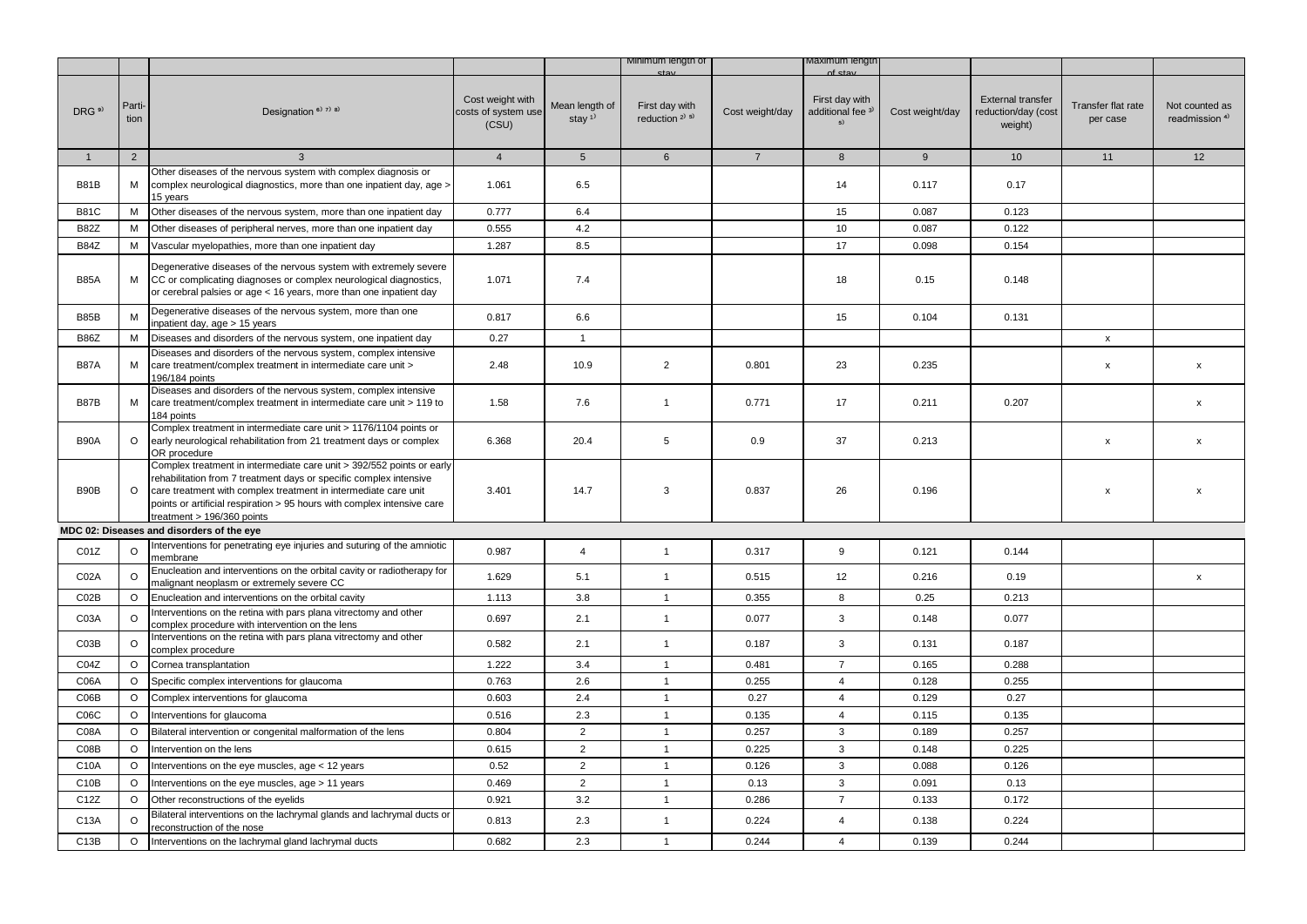| DRG [9] | Partition | Designation [6) 7) 8] | Cost weight with costs of system use (CSU) | Mean length of stay [1] | Minimum length of stay | | Maximum length of stay | | External transfer reduction/day (cost weight) | Transfer flat rate per case | Not counted as readmission [4] |
|---|---|---|---|---|---|---|---|---|---|---|---|
| | | | | | First day with reduction [2) 5] | Cost weight/day | First day with additional fee [3) 5] | Cost weight/day | | | |
| 1 | 2 | 3 | 4 | 5 | 6 | 7 | 8 | 9 | 10 | 11 | 12 |
| B81B | M | Other diseases of the nervous system with complex diagnosis or complex neurological diagnostics, more than one inpatient day, age > 15 years | 1.061 | 6.5 | | | 14 | 0.117 | 0.17 | | |
| B81C | M | Other diseases of the nervous system, more than one inpatient day | 0.777 | 6.4 | | | 15 | 0.087 | 0.123 | | |
| B82Z | M | Other diseases of peripheral nerves, more than one inpatient day | 0.555 | 4.2 | | | 10 | 0.087 | 0.122 | | |
| B84Z | M | Vascular myelopathies, more than one inpatient day | 1.287 | 8.5 | | | 17 | 0.098 | 0.154 | | |
| B85A | M | Degenerative diseases of the nervous system with extremely severe CC or complicating diagnoses or complex neurological diagnostics, or cerebral palsies or age < 16 years, more than one inpatient day | 1.071 | 7.4 | | | 18 | 0.15 | 0.148 | | |
| B85B | M | Degenerative diseases of the nervous system, more than one inpatient day, age > 15 years | 0.817 | 6.6 | | | 15 | 0.104 | 0.131 | | |
| B86Z | M | Diseases and disorders of the nervous system, one inpatient day | 0.27 | 1 | | | | | | x | |
| B87A | M | Diseases and disorders of the nervous system, complex intensive care treatment/complex treatment in intermediate care unit > 196/184 points | 2.48 | 10.9 | 2 | 0.801 | 23 | 0.235 | | x | x |
| B87B | M | Diseases and disorders of the nervous system, complex intensive care treatment/complex treatment in intermediate care unit > 119 to 184 points | 1.58 | 7.6 | 1 | 0.771 | 17 | 0.211 | 0.207 | | x |
| B90A | O | Complex treatment in intermediate care unit > 1176/1104 points or early neurological rehabilitation from 21 treatment days or complex OR procedure | 6.368 | 20.4 | 5 | 0.9 | 37 | 0.213 | | x | x |
| B90B | O | Complex treatment in intermediate care unit > 392/552 points or early rehabilitation from 7 treatment days or specific complex intensive care treatment with complex treatment in intermediate care unit points or artificial respiration > 95 hours with complex intensive care treatment > 196/360 points | 3.401 | 14.7 | 3 | 0.837 | 26 | 0.196 | | x | x |
| **MDC 02: Diseases and disorders of the eye** | | | | | | | | | | | |
| C01Z | O | Interventions for penetrating eye injuries and suturing of the amniotic membrane | 0.987 | 4 | 1 | 0.317 | 9 | 0.121 | 0.144 | | |
| C02A | O | Enucleation and interventions on the orbital cavity or radiotherapy for malignant neoplasm or extremely severe CC | 1.629 | 5.1 | 1 | 0.515 | 12 | 0.216 | 0.19 | | x |
| C02B | O | Enucleation and interventions on the orbital cavity | 1.113 | 3.8 | 1 | 0.355 | 8 | 0.25 | 0.213 | | |
| C03A | O | Interventions on the retina with pars plana vitrectomy and other complex procedure with intervention on the lens | 0.697 | 2.1 | 1 | 0.077 | 3 | 0.148 | 0.077 | | |
| C03B | O | Interventions on the retina with pars plana vitrectomy and other complex procedure | 0.582 | 2.1 | 1 | 0.187 | 3 | 0.131 | 0.187 | | |
| C04Z | O | Cornea transplantation | 1.222 | 3.4 | 1 | 0.481 | 7 | 0.165 | 0.288 | | |
| C06A | O | Specific complex interventions for glaucoma | 0.763 | 2.6 | 1 | 0.255 | 4 | 0.128 | 0.255 | | |
| C06B | O | Complex interventions for glaucoma | 0.603 | 2.4 | 1 | 0.27 | 4 | 0.129 | 0.27 | | |
| C06C | O | Interventions for glaucoma | 0.516 | 2.3 | 1 | 0.135 | 4 | 0.115 | 0.135 | | |
| C08A | O | Bilateral intervention or congenital malformation of the lens | 0.804 | 2 | 1 | 0.257 | 3 | 0.189 | 0.257 | | |
| C08B | O | Intervention on the lens | 0.615 | 2 | 1 | 0.225 | 3 | 0.148 | 0.225 | | |
| C10A | O | Interventions on the eye muscles, age < 12 years | 0.52 | 2 | 1 | 0.126 | 3 | 0.088 | 0.126 | | |
| C10B | O | Interventions on the eye muscles, age > 11 years | 0.469 | 2 | 1 | 0.13 | 3 | 0.091 | 0.13 | | |
| C12Z | O | Other reconstructions of the eyelids | 0.921 | 3.2 | 1 | 0.286 | 7 | 0.133 | 0.172 | | |
| C13A | O | Bilateral interventions on the lachrymal glands and lachrymal ducts or reconstruction of the nose | 0.813 | 2.3 | 1 | 0.224 | 4 | 0.138 | 0.224 | | |
| C13B | O | Interventions on the lachrymal gland lachrymal ducts | 0.682 | 2.3 | 1 | 0.244 | 4 | 0.139 | 0.244 | | |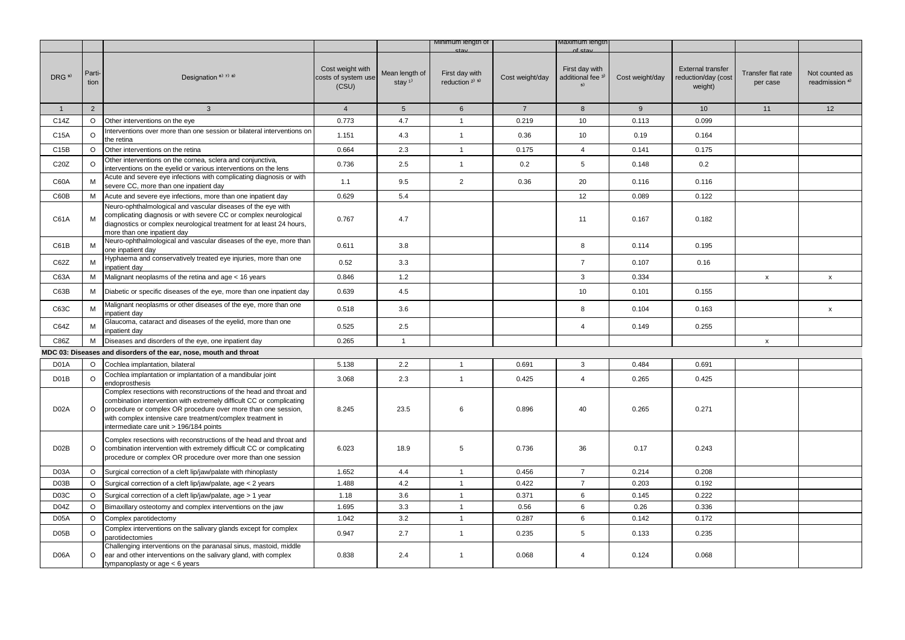| | | | | | Minimum length of stay | | Maximum length of stay | | | | |
|---|---|---|---|---|---|---|---|---|---|---|---|
| DRG [9] | Partition | Designation [6) 7) 8)] | Cost weight with costs of system use (CSU) | Mean length of stay [1)] | First day with reduction [2) 5)] | Cost weight/day | First day with additional fee [3) 5)] | Cost weight/day | External transfer reduction/day (cost weight) | Transfer flat rate per case | Not counted as readmission [4)] |
| 1 | 2 | 3 | 4 | 5 | 6 | 7 | 8 | 9 | 10 | 11 | 12 |
| C14Z | O | Other interventions on the eye | 0.773 | 4.7 | 1 | 0.219 | 10 | 0.113 | 0.099 | | |
| C15A | O | Interventions over more than one session or bilateral interventions on the retina | 1.151 | 4.3 | 1 | 0.36 | 10 | 0.19 | 0.164 | | |
| C15B | O | Other interventions on the retina | 0.664 | 2.3 | 1 | 0.175 | 4 | 0.141 | 0.175 | | |
| C20Z | O | Other interventions on the cornea, sclera and conjunctiva, interventions on the eyelid or various interventions on the lens | 0.736 | 2.5 | 1 | 0.2 | 5 | 0.148 | 0.2 | | |
| C60A | M | Acute and severe eye infections with complicating diagnosis or with severe CC, more than one inpatient day | 1.1 | 9.5 | 2 | 0.36 | 20 | 0.116 | 0.116 | | |
| C60B | M | Acute and severe eye infections, more than one inpatient day | 0.629 | 5.4 | | | 12 | 0.089 | 0.122 | | |
| C61A | M | Neuro-ophthalmological and vascular diseases of the eye with complicating diagnosis or with severe CC or complex neurological diagnostics or complex neurological treatment for at least 24 hours, more than one inpatient day | 0.767 | 4.7 | | | 11 | 0.167 | 0.182 | | |
| C61B | M | Neuro-ophthalmological and vascular diseases of the eye, more than one inpatient day | 0.611 | 3.8 | | | 8 | 0.114 | 0.195 | | |
| C62Z | M | Hyphaema and conservatively treated eye injuries, more than one inpatient day | 0.52 | 3.3 | | | 7 | 0.107 | 0.16 | | |
| C63A | M | Malignant neoplasms of the retina and age < 16 years | 0.846 | 1.2 | | | 3 | 0.334 | | x | x |
| C63B | M | Diabetic or specific diseases of the eye, more than one inpatient day | 0.639 | 4.5 | | | 10 | 0.101 | 0.155 | | |
| C63C | M | Malignant neoplasms or other diseases of the eye, more than one inpatient day | 0.518 | 3.6 | | | 8 | 0.104 | 0.163 | | x |
| C64Z | M | Glaucoma, cataract and diseases of the eyelid, more than one inpatient day | 0.525 | 2.5 | | | 4 | 0.149 | 0.255 | | |
| C86Z | M | Diseases and disorders of the eye, one inpatient day | 0.265 | 1 | | | | | | x | |
| **MDC 03: Diseases and disorders of the ear, nose, mouth and throat** | | | | | | | | | | | |
| D01A | O | Cochlea implantation, bilateral | 5.138 | 2.2 | 1 | 0.691 | 3 | 0.484 | 0.691 | | |
| D01B | O | Cochlea implantation or implantation of a mandibular joint endoprosthesis | 3.068 | 2.3 | 1 | 0.425 | 4 | 0.265 | 0.425 | | |
| D02A | O | Complex resections with reconstructions of the head and throat and combination intervention with extremely difficult CC or complicating procedure or complex OR procedure over more than one session, with complex intensive care treatment/complex treatment in intermediate care unit > 196/184 points | 8.245 | 23.5 | 6 | 0.896 | 40 | 0.265 | 0.271 | | |
| D02B | O | Complex resections with reconstructions of the head and throat and combination intervention with extremely difficult CC or complicating procedure or complex OR procedure over more than one session | 6.023 | 18.9 | 5 | 0.736 | 36 | 0.17 | 0.243 | | |
| D03A | O | Surgical correction of a cleft lip/jaw/palate with rhinoplasty | 1.652 | 4.4 | 1 | 0.456 | 7 | 0.214 | 0.208 | | |
| D03B | O | Surgical correction of a cleft lip/jaw/palate, age < 2 years | 1.488 | 4.2 | 1 | 0.422 | 7 | 0.203 | 0.192 | | |
| D03C | O | Surgical correction of a cleft lip/jaw/palate, age > 1 year | 1.18 | 3.6 | 1 | 0.371 | 6 | 0.145 | 0.222 | | |
| D04Z | O | Bimaxillary osteotomy and complex interventions on the jaw | 1.695 | 3.3 | 1 | 0.56 | 6 | 0.26 | 0.336 | | |
| D05A | O | Complex parotidectomy | 1.042 | 3.2 | 1 | 0.287 | 6 | 0.142 | 0.172 | | |
| D05B | O | Complex interventions on the salivary glands except for complex parotidectomies | 0.947 | 2.7 | 1 | 0.235 | 5 | 0.133 | 0.235 | | |
| D06A | O | Challenging interventions on the paranasal sinus, mastoid, middle ear and other interventions on the salivary gland, with complex tympanoplasty or age < 6 years | 0.838 | 2.4 | 1 | 0.068 | 4 | 0.124 | 0.068 | | |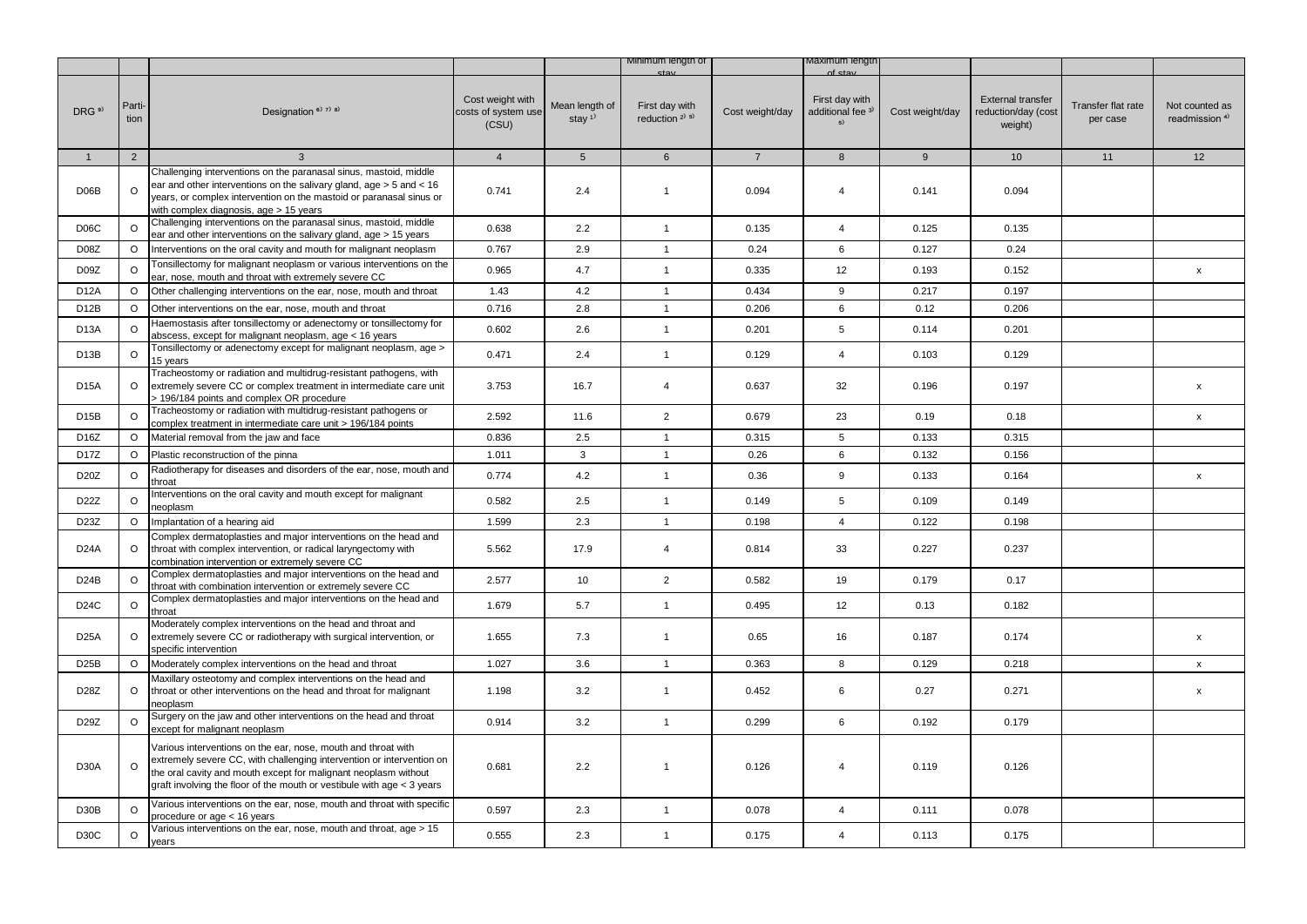| | | | | | Minimum length of stay | | Maximum length of stay | | | | |
|---|---|---|---|---|---|---|---|---|---|---|---|
| DRG [9] | Partition | Designation [6) 7) 8)] | Cost weight with costs of system use (CSU) | Mean length of stay [1)] | First day with reduction [2) 5)] | Cost weight/day | First day with additional fee [3) 5)] | Cost weight/day | External transfer reduction/day (cost weight) | Transfer flat rate per case | Not counted as readmission [4)] |
| 1 | 2 | 3 | 4 | 5 | 6 | 7 | 8 | 9 | 10 | 11 | 12 |
| D06B | O | Challenging interventions on the paranasal sinus, mastoid, middle ear and other interventions on the salivary gland, age > 5 and < 16 years, or complex intervention on the mastoid or paranasal sinus or with complex diagnosis, age > 15 years | 0.741 | 2.4 | 1 | 0.094 | 4 | 0.141 | 0.094 | | |
| D06C | O | Challenging interventions on the paranasal sinus, mastoid, middle ear and other interventions on the salivary gland, age > 15 years | 0.638 | 2.2 | 1 | 0.135 | 4 | 0.125 | 0.135 | | |
| D08Z | O | Interventions on the oral cavity and mouth for malignant neoplasm | 0.767 | 2.9 | 1 | 0.24 | 6 | 0.127 | 0.24 | | |
| D09Z | O | Tonsillectomy for malignant neoplasm or various interventions on the ear, nose, mouth and throat with extremely severe CC | 0.965 | 4.7 | 1 | 0.335 | 12 | 0.193 | 0.152 | | x |
| D12A | O | Other challenging interventions on the ear, nose, mouth and throat | 1.43 | 4.2 | 1 | 0.434 | 9 | 0.217 | 0.197 | | |
| D12B | O | Other interventions on the ear, nose, mouth and throat | 0.716 | 2.8 | 1 | 0.206 | 6 | 0.12 | 0.206 | | |
| D13A | O | Haemostasis after tonsillectomy or adenectomy or tonsillectomy for abscess, except for malignant neoplasm, age < 16 years | 0.602 | 2.6 | 1 | 0.201 | 5 | 0.114 | 0.201 | | |
| D13B | O | Tonsillectomy or adenectomy except for malignant neoplasm, age > 15 years | 0.471 | 2.4 | 1 | 0.129 | 4 | 0.103 | 0.129 | | |
| D15A | O | Tracheostomy or radiation and multidrug-resistant pathogens, with extremely severe CC or complex treatment in intermediate care unit > 196/184 points and complex OR procedure | 3.753 | 16.7 | 4 | 0.637 | 32 | 0.196 | 0.197 | | x |
| D15B | O | Tracheostomy or radiation with multidrug-resistant pathogens or complex treatment in intermediate care unit > 196/184 points | 2.592 | 11.6 | 2 | 0.679 | 23 | 0.19 | 0.18 | | x |
| D16Z | O | Material removal from the jaw and face | 0.836 | 2.5 | 1 | 0.315 | 5 | 0.133 | 0.315 | | |
| D17Z | O | Plastic reconstruction of the pinna | 1.011 | 3 | 1 | 0.26 | 6 | 0.132 | 0.156 | | |
| D20Z | O | Radiotherapy for diseases and disorders of the ear, nose, mouth and throat | 0.774 | 4.2 | 1 | 0.36 | 9 | 0.133 | 0.164 | | x |
| D22Z | O | Interventions on the oral cavity and mouth except for malignant neoplasm | 0.582 | 2.5 | 1 | 0.149 | 5 | 0.109 | 0.149 | | |
| D23Z | O | Implantation of a hearing aid | 1.599 | 2.3 | 1 | 0.198 | 4 | 0.122 | 0.198 | | |
| D24A | O | Complex dermatoplasties and major interventions on the head and throat with complex intervention, or radical laryngectomy with combination intervention or extremely severe CC | 5.562 | 17.9 | 4 | 0.814 | 33 | 0.227 | 0.237 | | |
| D24B | O | Complex dermatoplasties and major interventions on the head and throat with combination intervention or extremely severe CC | 2.577 | 10 | 2 | 0.582 | 19 | 0.179 | 0.17 | | |
| D24C | O | Complex dermatoplasties and major interventions on the head and throat | 1.679 | 5.7 | 1 | 0.495 | 12 | 0.13 | 0.182 | | |
| D25A | O | Moderately complex interventions on the head and throat and extremely severe CC or radiotherapy with surgical intervention, or specific intervention | 1.655 | 7.3 | 1 | 0.65 | 16 | 0.187 | 0.174 | | x |
| D25B | O | Moderately complex interventions on the head and throat | 1.027 | 3.6 | 1 | 0.363 | 8 | 0.129 | 0.218 | | x |
| D28Z | O | Maxillary osteotomy and complex interventions on the head and throat or other interventions on the head and throat for malignant neoplasm | 1.198 | 3.2 | 1 | 0.452 | 6 | 0.27 | 0.271 | | x |
| D29Z | O | Surgery on the jaw and other interventions on the head and throat except for malignant neoplasm | 0.914 | 3.2 | 1 | 0.299 | 6 | 0.192 | 0.179 | | |
| D30A | O | Various interventions on the ear, nose, mouth and throat with extremely severe CC, with challenging intervention or intervention on the oral cavity and mouth except for malignant neoplasm without graft involving the floor of the mouth or vestibule with age < 3 years | 0.681 | 2.2 | 1 | 0.126 | 4 | 0.119 | 0.126 | | |
| D30B | O | Various interventions on the ear, nose, mouth and throat with specific procedure or age < 16 years | 0.597 | 2.3 | 1 | 0.078 | 4 | 0.111 | 0.078 | | |
| D30C | O | Various interventions on the ear, nose, mouth and throat, age > 15 years | 0.555 | 2.3 | 1 | 0.175 | 4 | 0.113 | 0.175 | | |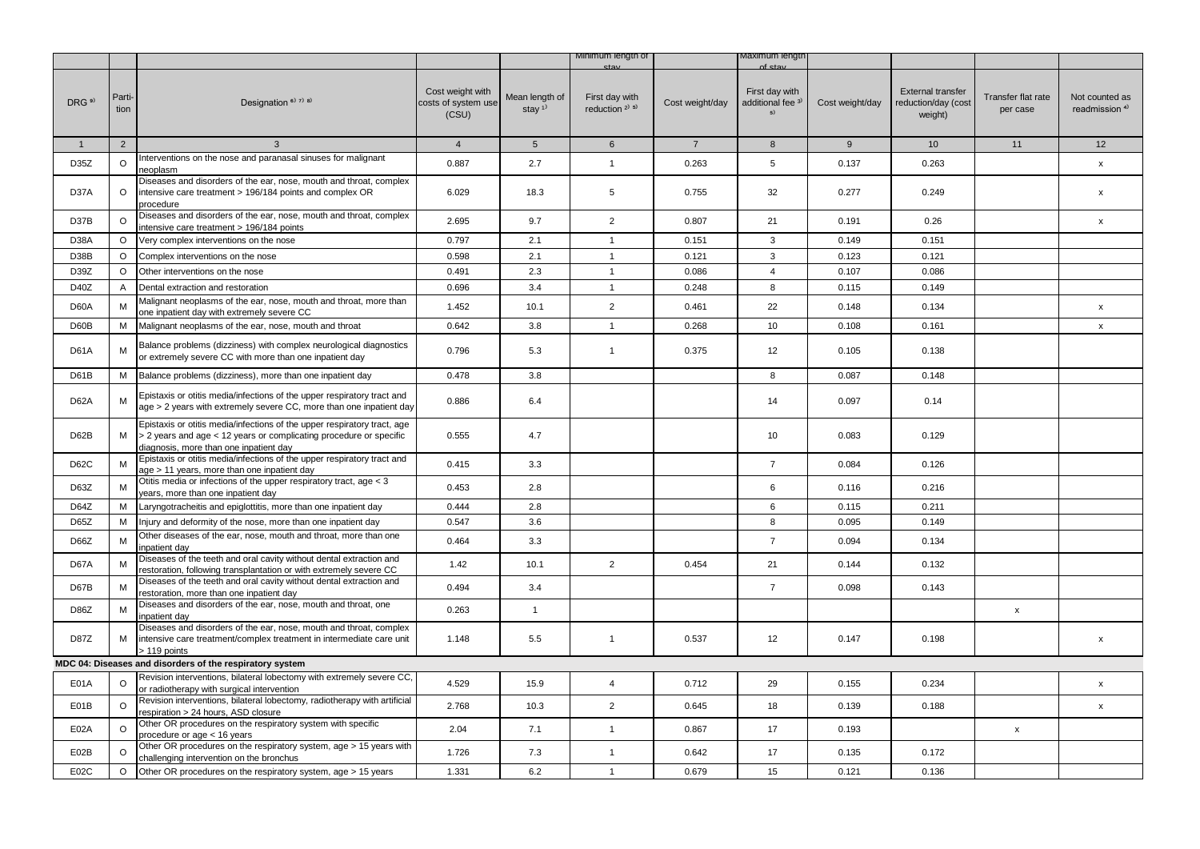| | | | | | Minimum length of stay | | Maximum length of stay | | | | |
|---|---|---|---|---|---|---|---|---|---|---|---|
| DRG [9] | Parti-tion | Designation [6) 7) 8)] | Cost weight with costs of system use (CSU) | Mean length of stay [1)] | First day with reduction [2) 5)] | Cost weight/day | First day with additional fee [3) 5)] | Cost weight/day | External transfer reduction/day (cost weight) | Transfer flat rate per case | Not counted as readmission [4)] |
| 1 | 2 | 3 | 4 | 5 | 6 | 7 | 8 | 9 | 10 | 11 | 12 |
| D35Z | O | Interventions on the nose and paranasal sinuses for malignant neoplasm | 0.887 | 2.7 | 1 | 0.263 | 5 | 0.137 | 0.263 | | x |
| D37A | O | Diseases and disorders of the ear, nose, mouth and throat, complex intensive care treatment > 196/184 points and complex OR procedure | 6.029 | 18.3 | 5 | 0.755 | 32 | 0.277 | 0.249 | | x |
| D37B | O | Diseases and disorders of the ear, nose, mouth and throat, complex intensive care treatment > 196/184 points | 2.695 | 9.7 | 2 | 0.807 | 21 | 0.191 | 0.26 | | x |
| D38A | O | Very complex interventions on the nose | 0.797 | 2.1 | 1 | 0.151 | 3 | 0.149 | 0.151 | | |
| D38B | O | Complex interventions on the nose | 0.598 | 2.1 | 1 | 0.121 | 3 | 0.123 | 0.121 | | |
| D39Z | O | Other interventions on the nose | 0.491 | 2.3 | 1 | 0.086 | 4 | 0.107 | 0.086 | | |
| D40Z | A | Dental extraction and restoration | 0.696 | 3.4 | 1 | 0.248 | 8 | 0.115 | 0.149 | | |
| D60A | M | Malignant neoplasms of the ear, nose, mouth and throat, more than one inpatient day with extremely severe CC | 1.452 | 10.1 | 2 | 0.461 | 22 | 0.148 | 0.134 | | x |
| D60B | M | Malignant neoplasms of the ear, nose, mouth and throat | 0.642 | 3.8 | 1 | 0.268 | 10 | 0.108 | 0.161 | | x |
| D61A | M | Balance problems (dizziness) with complex neurological diagnostics or extremely severe CC with more than one inpatient day | 0.796 | 5.3 | 1 | 0.375 | 12 | 0.105 | 0.138 | | |
| D61B | M | Balance problems (dizziness), more than one inpatient day | 0.478 | 3.8 | | | 8 | 0.087 | 0.148 | | |
| D62A | M | Epistaxis or otitis media/infections of the upper respiratory tract and age > 2 years with extremely severe CC, more than one inpatient day | 0.886 | 6.4 | | | 14 | 0.097 | 0.14 | | |
| D62B | M | Epistaxis or otitis media/infections of the upper respiratory tract, age > 2 years and age < 12 years or complicating procedure or specific diagnosis, more than one inpatient day | 0.555 | 4.7 | | | 10 | 0.083 | 0.129 | | |
| D62C | M | Epistaxis or otitis media/infections of the upper respiratory tract and age > 11 years, more than one inpatient day | 0.415 | 3.3 | | | 7 | 0.084 | 0.126 | | |
| D63Z | M | Otitis media or infections of the upper respiratory tract, age < 3 years, more than one inpatient day | 0.453 | 2.8 | | | 6 | 0.116 | 0.216 | | |
| D64Z | M | Laryngotracheitis and epiglottitis, more than one inpatient day | 0.444 | 2.8 | | | 6 | 0.115 | 0.211 | | |
| D65Z | M | Injury and deformity of the nose, more than one inpatient day | 0.547 | 3.6 | | | 8 | 0.095 | 0.149 | | |
| D66Z | M | Other diseases of the ear, nose, mouth and throat, more than one inpatient day | 0.464 | 3.3 | | | 7 | 0.094 | 0.134 | | |
| D67A | M | Diseases of the teeth and oral cavity without dental extraction and restoration, following transplantation or with extremely severe CC | 1.42 | 10.1 | 2 | 0.454 | 21 | 0.144 | 0.132 | | |
| D67B | M | Diseases of the teeth and oral cavity without dental extraction and restoration, more than one inpatient day | 0.494 | 3.4 | | | 7 | 0.098 | 0.143 | | |
| D86Z | M | Diseases and disorders of the ear, nose, mouth and throat, one inpatient day | 0.263 | 1 | | | | | | x | |
| D87Z | M | Diseases and disorders of the ear, nose, mouth and throat, complex intensive care treatment/complex treatment in intermediate care unit > 119 points | 1.148 | 5.5 | 1 | 0.537 | 12 | 0.147 | 0.198 | | x |
| **MDC 04: Diseases and disorders of the respiratory system** | | | | | | | | | | | |
| E01A | O | Revision interventions, bilateral lobectomy with extremely severe CC, or radiotherapy with surgical intervention | 4.529 | 15.9 | 4 | 0.712 | 29 | 0.155 | 0.234 | | x |
| E01B | O | Revision interventions, bilateral lobectomy, radiotherapy with artificial respiration > 24 hours, ASD closure | 2.768 | 10.3 | 2 | 0.645 | 18 | 0.139 | 0.188 | | x |
| E02A | O | Other OR procedures on the respiratory system with specific procedure or age < 16 years | 2.04 | 7.1 | 1 | 0.867 | 17 | 0.193 | | x | |
| E02B | O | Other OR procedures on the respiratory system, age > 15 years with challenging intervention on the bronchus | 1.726 | 7.3 | 1 | 0.642 | 17 | 0.135 | 0.172 | | |
| E02C | O | Other OR procedures on the respiratory system, age > 15 years | 1.331 | 6.2 | 1 | 0.679 | 15 | 0.121 | 0.136 | | |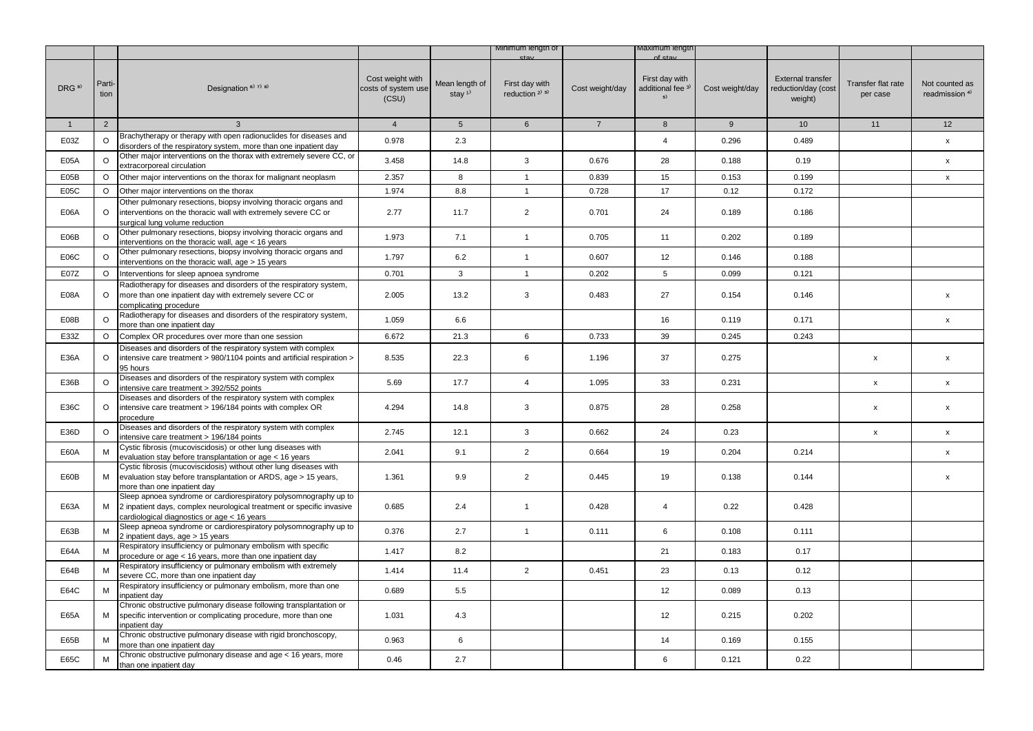| | | | | | Minimum length of stay | | Maximum length of stay | | | | |
|---|---|---|---|---|---|---|---|---|---|---|---|
| DRG [9] | Parti-tion | Designation [6] [7] [8] | Cost weight with costs of system use (CSU) | Mean length of stay [1] | First day with reduction [2] [5] | Cost weight/day | First day with additional fee [3] [5] | Cost weight/day | External transfer reduction/day (cost weight) | Transfer flat rate per case | Not counted as readmission [4] |
| 1 | 2 | 3 | 4 | 5 | 6 | 7 | 8 | 9 | 10 | 11 | 12 |
| E03Z | O | Brachytherapy or therapy with open radionuclides for diseases and disorders of the respiratory system, more than one inpatient day | 0.978 | 2.3 | | | 4 | 0.296 | 0.489 | | x |
| E05A | O | Other major interventions on the thorax with extremely severe CC, or extracorporeal circulation | 3.458 | 14.8 | 3 | 0.676 | 28 | 0.188 | 0.19 | | x |
| E05B | O | Other major interventions on the thorax for malignant neoplasm | 2.357 | 8 | 1 | 0.839 | 15 | 0.153 | 0.199 | | x |
| E05C | O | Other major interventions on the thorax | 1.974 | 8.8 | 1 | 0.728 | 17 | 0.12 | 0.172 | | |
| E06A | O | Other pulmonary resections, biopsy involving thoracic organs and interventions on the thoracic wall with extremely severe CC or surgical lung volume reduction | 2.77 | 11.7 | 2 | 0.701 | 24 | 0.189 | 0.186 | | |
| E06B | O | Other pulmonary resections, biopsy involving thoracic organs and interventions on the thoracic wall, age < 16 years | 1.973 | 7.1 | 1 | 0.705 | 11 | 0.202 | 0.189 | | |
| E06C | O | Other pulmonary resections, biopsy involving thoracic organs and interventions on the thoracic wall, age > 15 years | 1.797 | 6.2 | 1 | 0.607 | 12 | 0.146 | 0.188 | | |
| E07Z | O | Interventions for sleep apnoea syndrome | 0.701 | 3 | 1 | 0.202 | 5 | 0.099 | 0.121 | | |
| E08A | O | Radiotherapy for diseases and disorders of the respiratory system, more than one inpatient day with extremely severe CC or complicating procedure | 2.005 | 13.2 | 3 | 0.483 | 27 | 0.154 | 0.146 | | x |
| E08B | O | Radiotherapy for diseases and disorders of the respiratory system, more than one inpatient day | 1.059 | 6.6 | | | 16 | 0.119 | 0.171 | | x |
| E33Z | O | Complex OR procedures over more than one session | 6.672 | 21.3 | 6 | 0.733 | 39 | 0.245 | 0.243 | | |
| E36A | O | Diseases and disorders of the respiratory system with complex intensive care treatment > 980/1104 points and artificial respiration > 95 hours | 8.535 | 22.3 | 6 | 1.196 | 37 | 0.275 | | x | x |
| E36B | O | Diseases and disorders of the respiratory system with complex intensive care treatment > 392/552 points | 5.69 | 17.7 | 4 | 1.095 | 33 | 0.231 | | x | x |
| E36C | O | Diseases and disorders of the respiratory system with complex intensive care treatment > 196/184 points with complex OR procedure | 4.294 | 14.8 | 3 | 0.875 | 28 | 0.258 | | x | x |
| E36D | O | Diseases and disorders of the respiratory system with complex intensive care treatment > 196/184 points | 2.745 | 12.1 | 3 | 0.662 | 24 | 0.23 | | x | x |
| E60A | M | Cystic fibrosis (mucoviscidosis) or other lung diseases with evaluation stay before transplantation or age < 16 years | 2.041 | 9.1 | 2 | 0.664 | 19 | 0.204 | 0.214 | | x |
| E60B | M | Cystic fibrosis (mucoviscidosis) without other lung diseases with evaluation stay before transplantation or ARDS, age > 15 years, more than one inpatient day | 1.361 | 9.9 | 2 | 0.445 | 19 | 0.138 | 0.144 | | x |
| E63A | M | Sleep apnoea syndrome or cardiorespiratory polysomnography up to 2 inpatient days, complex neurological treatment or specific invasive cardiological diagnostics or age < 16 years | 0.685 | 2.4 | 1 | 0.428 | 4 | 0.22 | 0.428 | | |
| E63B | M | Sleep apnoea syndrome or cardiorespiratory polysomnography up to 2 inpatient days, age > 15 years | 0.376 | 2.7 | 1 | 0.111 | 6 | 0.108 | 0.111 | | |
| E64A | M | Respiratory insufficiency or pulmonary embolism with specific procedure or age < 16 years, more than one inpatient day | 1.417 | 8.2 | | | 21 | 0.183 | 0.17 | | |
| E64B | M | Respiratory insufficiency or pulmonary embolism with extremely severe CC, more than one inpatient day | 1.414 | 11.4 | 2 | 0.451 | 23 | 0.13 | 0.12 | | |
| E64C | M | Respiratory insufficiency or pulmonary embolism, more than one inpatient day | 0.689 | 5.5 | | | 12 | 0.089 | 0.13 | | |
| E65A | M | Chronic obstructive pulmonary disease following transplantation or specific intervention or complicating procedure, more than one inpatient day | 1.031 | 4.3 | | | 12 | 0.215 | 0.202 | | |
| E65B | M | Chronic obstructive pulmonary disease with rigid bronchoscopy, more than one inpatient day | 0.963 | 6 | | | 14 | 0.169 | 0.155 | | |
| E65C | M | Chronic obstructive pulmonary disease and age < 16 years, more than one inpatient day | 0.46 | 2.7 | | | 6 | 0.121 | 0.22 | | |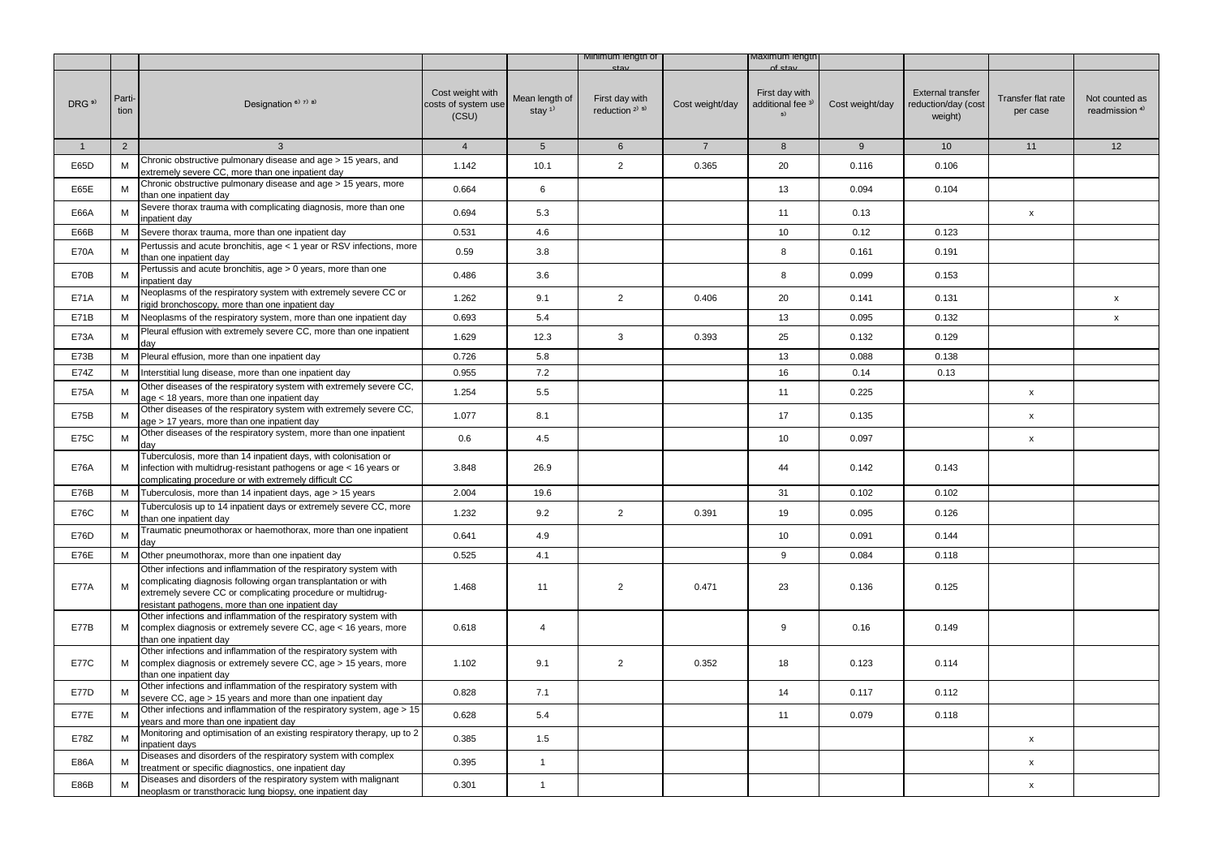| | | | | | Minimum length of stay | | Maximum length of stay | | | | |
|---|---|---|---|---|---|---|---|---|---|---|---|
| DRG [9] | Parti-tion | Designation [6) 7) 8)] | Cost weight with costs of system use (CSU) | Mean length of stay [1)] | First day with reduction [2) 5)] | Cost weight/day | First day with additional fee [3) 5)] | Cost weight/day | External transfer reduction/day (cost weight) | Transfer flat rate per case | Not counted as readmission [4)] |
| 1 | 2 | 3 | 4 | 5 | 6 | 7 | 8 | 9 | 10 | 11 | 12 |
| E65D | M | Chronic obstructive pulmonary disease and age > 15 years, and extremely severe CC, more than one inpatient day | 1.142 | 10.1 | 2 | 0.365 | 20 | 0.116 | 0.106 | | |
| E65E | M | Chronic obstructive pulmonary disease and age > 15 years, more than one inpatient day | 0.664 | 6 | | | 13 | 0.094 | 0.104 | | |
| E66A | M | Severe thorax trauma with complicating diagnosis, more than one inpatient day | 0.694 | 5.3 | | | 11 | 0.13 | | x | |
| E66B | M | Severe thorax trauma, more than one inpatient day | 0.531 | 4.6 | | | 10 | 0.12 | 0.123 | | |
| E70A | M | Pertussis and acute bronchitis, age < 1 year or RSV infections, more than one inpatient day | 0.59 | 3.8 | | | 8 | 0.161 | 0.191 | | |
| E70B | M | Pertussis and acute bronchitis, age > 0 years, more than one inpatient day | 0.486 | 3.6 | | | 8 | 0.099 | 0.153 | | |
| E71A | M | Neoplasms of the respiratory system with extremely severe CC or rigid bronchoscopy, more than one inpatient day | 1.262 | 9.1 | 2 | 0.406 | 20 | 0.141 | 0.131 | | x |
| E71B | M | Neoplasms of the respiratory system, more than one inpatient day | 0.693 | 5.4 | | | 13 | 0.095 | 0.132 | | x |
| E73A | M | Pleural effusion with extremely severe CC, more than one inpatient day | 1.629 | 12.3 | 3 | 0.393 | 25 | 0.132 | 0.129 | | |
| E73B | M | Pleural effusion, more than one inpatient day | 0.726 | 5.8 | | | 13 | 0.088 | 0.138 | | |
| E74Z | M | Interstitial lung disease, more than one inpatient day | 0.955 | 7.2 | | | 16 | 0.14 | 0.13 | | |
| E75A | M | Other diseases of the respiratory system with extremely severe CC, age < 18 years, more than one inpatient day | 1.254 | 5.5 | | | 11 | 0.225 | | x | |
| E75B | M | Other diseases of the respiratory system with extremely severe CC, age > 17 years, more than one inpatient day | 1.077 | 8.1 | | | 17 | 0.135 | | x | |
| E75C | M | Other diseases of the respiratory system, more than one inpatient day | 0.6 | 4.5 | | | 10 | 0.097 | | x | |
| E76A | M | Tuberculosis, more than 14 inpatient days, with colonisation or infection with multidrug-resistant pathogens or age < 16 years or complicating procedure or with extremely difficult CC | 3.848 | 26.9 | | | 44 | 0.142 | 0.143 | | |
| E76B | M | Tuberculosis, more than 14 inpatient days, age > 15 years | 2.004 | 19.6 | | | 31 | 0.102 | 0.102 | | |
| E76C | M | Tuberculosis up to 14 inpatient days or extremely severe CC, more than one inpatient day | 1.232 | 9.2 | 2 | 0.391 | 19 | 0.095 | 0.126 | | |
| E76D | M | Traumatic pneumothorax or haemothorax, more than one inpatient day | 0.641 | 4.9 | | | 10 | 0.091 | 0.144 | | |
| E76E | M | Other pneumothorax, more than one inpatient day | 0.525 | 4.1 | | | 9 | 0.084 | 0.118 | | |
| E77A | M | Other infections and inflammation of the respiratory system with complicating diagnosis following organ transplantation or with extremely severe CC or complicating procedure or multidrug-resistant pathogens, more than one inpatient day | 1.468 | 11 | 2 | 0.471 | 23 | 0.136 | 0.125 | | |
| E77B | M | Other infections and inflammation of the respiratory system with complex diagnosis or extremely severe CC, age < 16 years, more than one inpatient day | 0.618 | 4 | | | 9 | 0.16 | 0.149 | | |
| E77C | M | Other infections and inflammation of the respiratory system with complex diagnosis or extremely severe CC, age > 15 years, more than one inpatient day | 1.102 | 9.1 | 2 | 0.352 | 18 | 0.123 | 0.114 | | |
| E77D | M | Other infections and inflammation of the respiratory system with severe CC, age > 15 years and more than one inpatient day | 0.828 | 7.1 | | | 14 | 0.117 | 0.112 | | |
| E77E | M | Other infections and inflammation of the respiratory system, age > 15 years and more than one inpatient day | 0.628 | 5.4 | | | 11 | 0.079 | 0.118 | | |
| E78Z | M | Monitoring and optimisation of an existing respiratory therapy, up to 2 inpatient days | 0.385 | 1.5 | | | | | | x | |
| E86A | M | Diseases and disorders of the respiratory system with complex treatment or specific diagnostics, one inpatient day | 0.395 | 1 | | | | | | x | |
| E86B | M | Diseases and disorders of the respiratory system with malignant neoplasm or transthoracic lung biopsy, one inpatient day | 0.301 | 1 | | | | | | x | |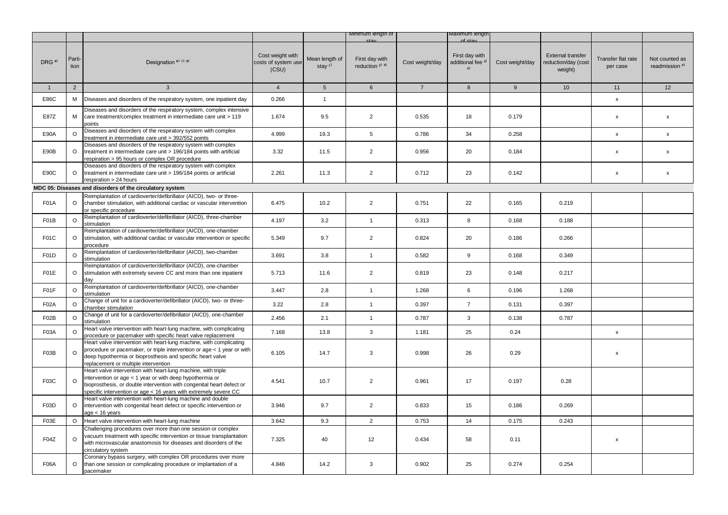| | | | | | Minimum length of stay | | Maximum length of stay | | | | |
|---|---|---|---|---|---|---|---|---|---|---|---|
| DRG [9] | Partition | Designation [6) 7) 8)] | Cost weight with costs of system use (CSU) | Mean length of stay [1)] | First day with reduction [2) 5)] | Cost weight/day | First day with additional fee [3) 5)] | Cost weight/day | External transfer reduction/day (cost weight) | Transfer flat rate per case | Not counted as readmission [4)] |
| 1 | 2 | 3 | 4 | 5 | 6 | 7 | 8 | 9 | 10 | 11 | 12 |
| E86C | M | Diseases and disorders of the respiratory system, one inpatient day | 0.266 | 1 | | | | | | x | |
| E87Z | M | Diseases and disorders of the respiratory system, complex intensive care treatment/complex treatment in intermediate care unit > 119 points | 1.674 | 9.5 | 2 | 0.535 | 18 | 0.179 | | x | x |
| E90A | O | Diseases and disorders of the respiratory system with complex treatment in intermediate care unit > 392/552 points | 4.999 | 19.3 | 5 | 0.786 | 34 | 0.258 | | x | x |
| E90B | O | Diseases and disorders of the respiratory system with complex treatment in intermediate care unit > 196/184 points with artificial respiration > 95 hours or complex OR procedure | 3.32 | 11.5 | 2 | 0.956 | 20 | 0.184 | | x | x |
| E90C | O | Diseases and disorders of the respiratory system with complex treatment in intermediate care unit > 196/184 points or artificial respiration > 24 hours | 2.261 | 11.3 | 2 | 0.712 | 23 | 0.142 | | x | x |
| **MDC 05: Diseases and disorders of the circulatory system** | | | | | | | | | | | |
| F01A | O | Reimplantation of cardioverter/defibrillator (AICD), two- or three-chamber stimulation, with additional cardiac or vascular intervention or specific procedure | 6.475 | 10.2 | 2 | 0.751 | 22 | 0.165 | 0.219 | | |
| F01B | O | Reimplantation of cardioverter/defibrillator (AICD), three-chamber stimulation | 4.197 | 3.2 | 1 | 0.313 | 8 | 0.168 | 0.188 | | |
| F01C | O | Reimplantation of cardioverter/defibrillator (AICD), one-chamber stimulation, with additional cardiac or vascular intervention or specific procedure | 5.349 | 9.7 | 2 | 0.824 | 20 | 0.186 | 0.266 | | |
| F01D | O | Reimplantation of cardioverter/defibrillator (AICD), two-chamber stimulation | 3.691 | 3.8 | 1 | 0.582 | 9 | 0.168 | 0.349 | | |
| F01E | O | Reimplantation of cardioverter/defibrillator (AICD), one-chamber stimulation with extremely severe CC and more than one inpatient day | 5.713 | 11.6 | 2 | 0.819 | 23 | 0.148 | 0.217 | | |
| F01F | O | Reimplantation of cardioverter/defibrillator (AICD), one-chamber stimulation | 3.447 | 2.8 | 1 | 1.268 | 6 | 0.196 | 1.268 | | |
| F02A | O | Change of unit for a cardioverter/defibrillator (AICD), two- or three-chamber stimulation | 3.22 | 2.8 | 1 | 0.397 | 7 | 0.131 | 0.397 | | |
| F02B | O | Change of unit for a cardioverter/defibrillator (AICD), one-chamber stimulation | 2.456 | 2.1 | 1 | 0.787 | 3 | 0.138 | 0.787 | | |
| F03A | O | Heart valve intervention with heart-lung machine, with complicating procedure or pacemaker with specific heart valve replacement | 7.168 | 13.8 | 3 | 1.181 | 25 | 0.24 | | x | |
| F03B | O | Heart valve intervention with heart-lung machine, with complicating procedure or pacemaker, or triple intervention or age < 1 year or with deep hypothermia or bioprosthesis and specific heart valve replacement or multiple intervention | 6.105 | 14.7 | 3 | 0.998 | 26 | 0.29 | | x | |
| F03C | O | Heart valve intervention with heart-lung machine, with triple intervention or age < 1 year or with deep hypothermia or bioprosthesis, or double intervention with congenital heart defect or specific intervention or age < 16 years with extremely severe CC | 4.541 | 10.7 | 2 | 0.961 | 17 | 0.197 | 0.28 | | |
| F03D | O | Heart valve intervention with heart-lung machine and double intervention with congenital heart defect or specific intervention or age < 16 years | 3.946 | 9.7 | 2 | 0.833 | 15 | 0.186 | 0.269 | | |
| F03E | O | Heart valve intervention with heart-lung machine | 3.642 | 9.3 | 2 | 0.753 | 14 | 0.175 | 0.243 | | |
| F04Z | O | Challenging procedures over more than one session or complex vacuum treatment with specific intervention or tissue transplantation with microvascular anastomosis for diseases and disorders of the circulatory system | 7.325 | 40 | 12 | 0.434 | 58 | 0.11 | | x | |
| F06A | O | Coronary bypass surgery, with complex OR procedures over more than one session or complicating procedure or implantation of a pacemaker | 4.846 | 14.2 | 3 | 0.902 | 25 | 0.274 | 0.254 | | |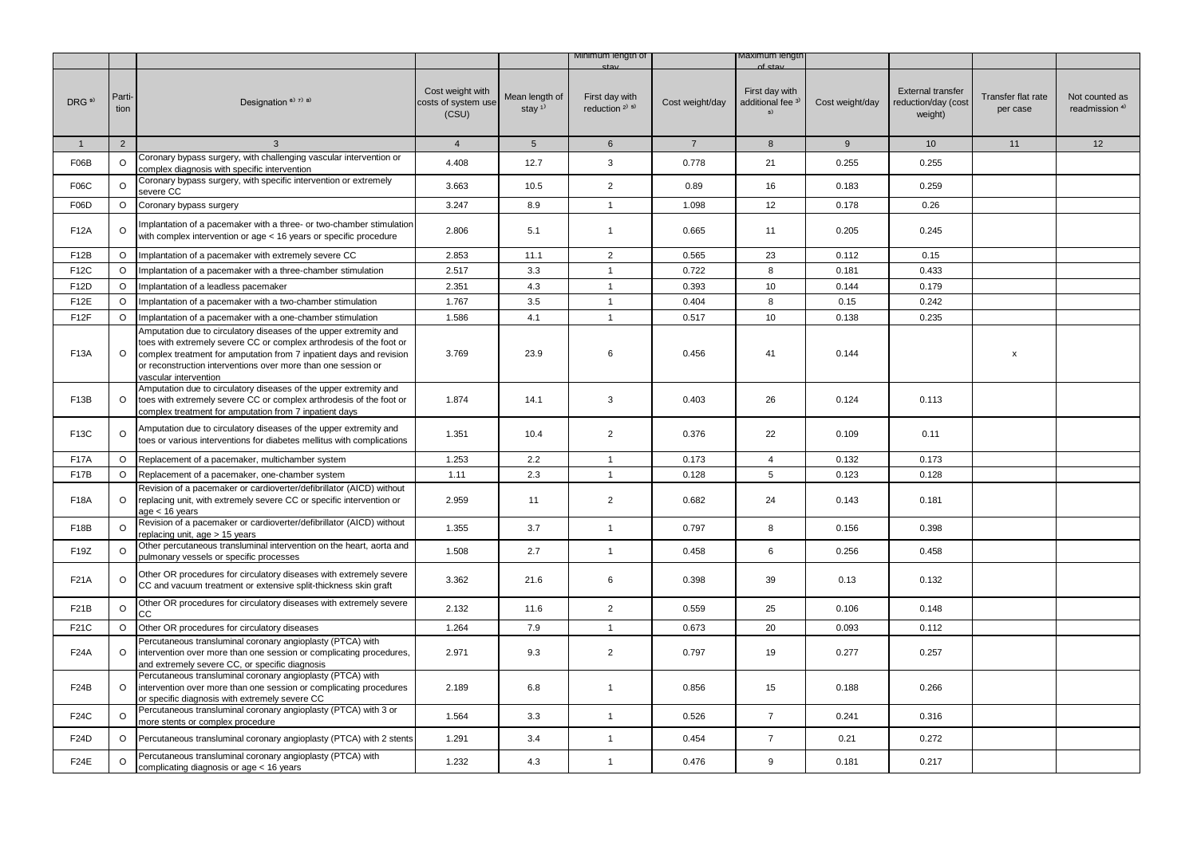| | | | | | Minimum length of stay | | Maximum length of stay | | | | |
|---|---|---|---|---|---|---|---|---|---|---|---|
| DRG [9)] | Parti-tion | Designation [6) 7) 8)] | Cost weight with costs of system use (CSU) | Mean length of stay [1)] | First day with reduction [2) 5)] | Cost weight/day | First day with additional fee [3) 5)] | Cost weight/day | External transfer reduction/day (cost weight) | Transfer flat rate per case | Not counted as readmission [4)] |
| 1 | 2 | 3 | 4 | 5 | 6 | 7 | 8 | 9 | 10 | 11 | 12 |
| F06B | O | Coronary bypass surgery, with challenging vascular intervention or complex diagnosis with specific intervention | 4.408 | 12.7 | 3 | 0.778 | 21 | 0.255 | 0.255 | | |
| F06C | O | Coronary bypass surgery, with specific intervention or extremely severe CC | 3.663 | 10.5 | 2 | 0.89 | 16 | 0.183 | 0.259 | | |
| F06D | O | Coronary bypass surgery | 3.247 | 8.9 | 1 | 1.098 | 12 | 0.178 | 0.26 | | |
| F12A | O | Implantation of a pacemaker with a three- or two-chamber stimulation with complex intervention or age < 16 years or specific procedure | 2.806 | 5.1 | 1 | 0.665 | 11 | 0.205 | 0.245 | | |
| F12B | O | Implantation of a pacemaker with extremely severe CC | 2.853 | 11.1 | 2 | 0.565 | 23 | 0.112 | 0.15 | | |
| F12C | O | Implantation of a pacemaker with a three-chamber stimulation | 2.517 | 3.3 | 1 | 0.722 | 8 | 0.181 | 0.433 | | |
| F12D | O | Implantation of a leadless pacemaker | 2.351 | 4.3 | 1 | 0.393 | 10 | 0.144 | 0.179 | | |
| F12E | O | Implantation of a pacemaker with a two-chamber stimulation | 1.767 | 3.5 | 1 | 0.404 | 8 | 0.15 | 0.242 | | |
| F12F | O | Implantation of a pacemaker with a one-chamber stimulation | 1.586 | 4.1 | 1 | 0.517 | 10 | 0.138 | 0.235 | | |
| F13A | O | Amputation due to circulatory diseases of the upper extremity and toes with extremely severe CC or complex arthrodesis of the foot or complex treatment for amputation from 7 inpatient days and revision or reconstruction interventions over more than one session or vascular intervention | 3.769 | 23.9 | 6 | 0.456 | 41 | 0.144 | | x | |
| F13B | O | Amputation due to circulatory diseases of the upper extremity and toes with extremely severe CC or complex arthrodesis of the foot or complex treatment for amputation from 7 inpatient days | 1.874 | 14.1 | 3 | 0.403 | 26 | 0.124 | 0.113 | | |
| F13C | O | Amputation due to circulatory diseases of the upper extremity and toes or various interventions for diabetes mellitus with complications | 1.351 | 10.4 | 2 | 0.376 | 22 | 0.109 | 0.11 | | |
| F17A | O | Replacement of a pacemaker, multichamber system | 1.253 | 2.2 | 1 | 0.173 | 4 | 0.132 | 0.173 | | |
| F17B | O | Replacement of a pacemaker, one-chamber system | 1.11 | 2.3 | 1 | 0.128 | 5 | 0.123 | 0.128 | | |
| F18A | O | Revision of a pacemaker or cardioverter/defibrillator (AICD) without replacing unit, with extremely severe CC or specific intervention or age < 16 years | 2.959 | 11 | 2 | 0.682 | 24 | 0.143 | 0.181 | | |
| F18B | O | Revision of a pacemaker or cardioverter/defibrillator (AICD) without replacing unit, age > 15 years | 1.355 | 3.7 | 1 | 0.797 | 8 | 0.156 | 0.398 | | |
| F19Z | O | Other percutaneous transluminal intervention on the heart, aorta and pulmonary vessels or specific processes | 1.508 | 2.7 | 1 | 0.458 | 6 | 0.256 | 0.458 | | |
| F21A | O | Other OR procedures for circulatory diseases with extremely severe CC and vacuum treatment or extensive split-thickness skin graft | 3.362 | 21.6 | 6 | 0.398 | 39 | 0.13 | 0.132 | | |
| F21B | O | Other OR procedures for circulatory diseases with extremely severe CC | 2.132 | 11.6 | 2 | 0.559 | 25 | 0.106 | 0.148 | | |
| F21C | O | Other OR procedures for circulatory diseases | 1.264 | 7.9 | 1 | 0.673 | 20 | 0.093 | 0.112 | | |
| F24A | O | Percutaneous transluminal coronary angioplasty (PTCA) with intervention over more than one session or complicating procedures, and extremely severe CC, or specific diagnosis | 2.971 | 9.3 | 2 | 0.797 | 19 | 0.277 | 0.257 | | |
| F24B | O | Percutaneous transluminal coronary angioplasty (PTCA) with intervention over more than one session or complicating procedures or specific diagnosis with extremely severe CC | 2.189 | 6.8 | 1 | 0.856 | 15 | 0.188 | 0.266 | | |
| F24C | O | Percutaneous transluminal coronary angioplasty (PTCA) with 3 or more stents or complex procedure | 1.564 | 3.3 | 1 | 0.526 | 7 | 0.241 | 0.316 | | |
| F24D | O | Percutaneous transluminal coronary angioplasty (PTCA) with 2 stents | 1.291 | 3.4 | 1 | 0.454 | 7 | 0.21 | 0.272 | | |
| F24E | O | Percutaneous transluminal coronary angioplasty (PTCA) with complicating diagnosis or age < 16 years | 1.232 | 4.3 | 1 | 0.476 | 9 | 0.181 | 0.217 | | |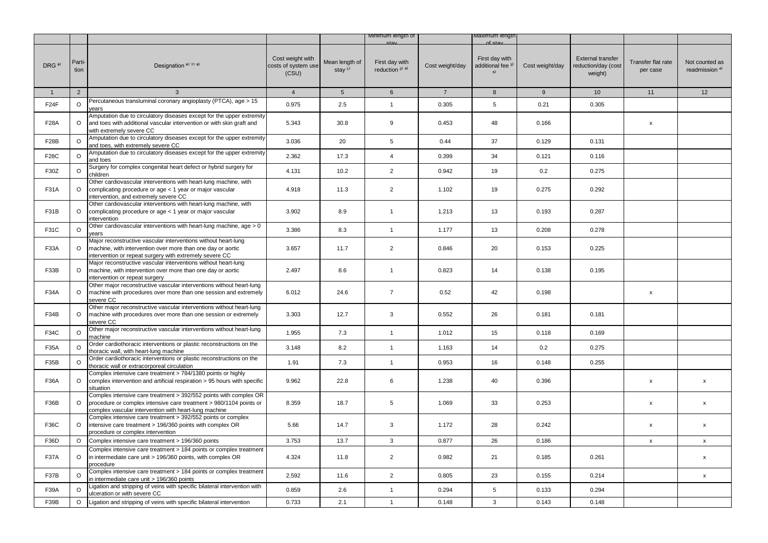| | | | | | Minimum length of stay | | Maximum length of stay | | | | |
|---|---|---|---|---|---|---|---|---|---|---|---|
| DRG [9] | Parti-tion | Designation [6] [7] [8] | Cost weight with costs of system use (CSU) | Mean length of stay [1] | First day with reduction [2] [5] | Cost weight/day | First day with additional fee [3] [5] | Cost weight/day | External transfer reduction/day (cost weight) | Transfer flat rate per case | Not counted as readmission [4] |
| 1 | 2 | 3 | 4 | 5 | 6 | 7 | 8 | 9 | 10 | 11 | 12 |
| F24F | O | Percutaneous transluminal coronary angioplasty (PTCA), age > 15 years | 0.975 | 2.5 | 1 | 0.305 | 5 | 0.21 | 0.305 | | |
| F28A | O | Amputation due to circulatory diseases except for the upper extremity and toes with additional vascular intervention or with skin graft and with extremely severe CC | 5.343 | 30.8 | 9 | 0.453 | 48 | 0.166 | | x | |
| F28B | O | Amputation due to circulatory diseases except for the upper extremity and toes, with extremely severe CC | 3.036 | 20 | 5 | 0.44 | 37 | 0.129 | 0.131 | | |
| F28C | O | Amputation due to circulatory diseases except for the upper extremity and toes | 2.362 | 17.3 | 4 | 0.399 | 34 | 0.121 | 0.116 | | |
| F30Z | O | Surgery for complex congenital heart defect or hybrid surgery for children | 4.131 | 10.2 | 2 | 0.942 | 19 | 0.2 | 0.275 | | |
| F31A | O | Other cardiovascular interventions with heart-lung machine, with complicating procedure or age < 1 year or major vascular intervention, and extremely severe CC | 4.918 | 11.3 | 2 | 1.102 | 19 | 0.275 | 0.292 | | |
| F31B | O | Other cardiovascular interventions with heart-lung machine, with complicating procedure or age < 1 year or major vascular intervention | 3.902 | 8.9 | 1 | 1.213 | 13 | 0.193 | 0.287 | | |
| F31C | O | Other cardiovascular interventions with heart-lung machine, age > 0 years | 3.386 | 8.3 | 1 | 1.177 | 13 | 0.208 | 0.278 | | |
| F33A | O | Major reconstructive vascular interventions without heart-lung machine, with intervention over more than one day or aortic intervention or repeat surgery with extremely severe CC | 3.657 | 11.7 | 2 | 0.846 | 20 | 0.153 | 0.225 | | |
| F33B | O | Major reconstructive vascular interventions without heart-lung machine, with intervention over more than one day or aortic intervention or repeat surgery | 2.497 | 8.6 | 1 | 0.823 | 14 | 0.138 | 0.195 | | |
| F34A | O | Other major reconstructive vascular interventions without heart-lung machine with procedures over more than one session and extremely severe CC | 6.012 | 24.6 | 7 | 0.52 | 42 | 0.198 | | x | |
| F34B | O | Other major reconstructive vascular interventions without heart-lung machine with procedures over more than one session or extremely severe CC | 3.303 | 12.7 | 3 | 0.552 | 26 | 0.181 | 0.181 | | |
| F34C | O | Other major reconstructive vascular interventions without heart-lung machine | 1.955 | 7.3 | 1 | 1.012 | 15 | 0.118 | 0.169 | | |
| F35A | O | Order cardiothoracic interventions or plastic reconstructions on the thoracic wall, with heart-lung machine | 3.148 | 8.2 | 1 | 1.163 | 14 | 0.2 | 0.275 | | |
| F35B | O | Order cardiothoracic interventions or plastic reconstructions on the thoracic wall or extracorporeal circulation | 1.91 | 7.3 | 1 | 0.953 | 16 | 0.148 | 0.255 | | |
| F36A | O | Complex intensive care treatment > 784/1380 points or highly complex intervention and artificial respiration > 95 hours with specific situation | 9.962 | 22.8 | 6 | 1.238 | 40 | 0.396 | | x | x |
| F36B | O | Complex intensive care treatment > 392/552 points with complex OR procedure or complex intensive care treatment > 980/1104 points or complex vascular intervention with heart-lung machine | 8.359 | 18.7 | 5 | 1.069 | 33 | 0.253 | | x | x |
| F36C | O | Complex intensive care treatment > 392/552 points or complex intensive care treatment > 196/360 points with complex OR procedure or complex intervention | 5.66 | 14.7 | 3 | 1.172 | 28 | 0.242 | | x | x |
| F36D | O | Complex intensive care treatment > 196/360 points | 3.753 | 13.7 | 3 | 0.877 | 26 | 0.186 | | x | x |
| F37A | O | Complex intensive care treatment > 184 points or complex treatment in intermediate care unit > 196/360 points, with complex OR procedure | 4.324 | 11.8 | 2 | 0.982 | 21 | 0.185 | 0.261 | | x |
| F37B | O | Complex intensive care treatment > 184 points or complex treatment in intermediate care unit > 196/360 points | 2.592 | 11.6 | 2 | 0.805 | 23 | 0.155 | 0.214 | | x |
| F39A | O | Ligation and stripping of veins with specific bilateral intervention with ulceration or with severe CC | 0.859 | 2.6 | 1 | 0.294 | 5 | 0.133 | 0.294 | | |
| F39B | O | Ligation and stripping of veins with specific bilateral intervention | 0.733 | 2.1 | 1 | 0.148 | 3 | 0.143 | 0.148 | | |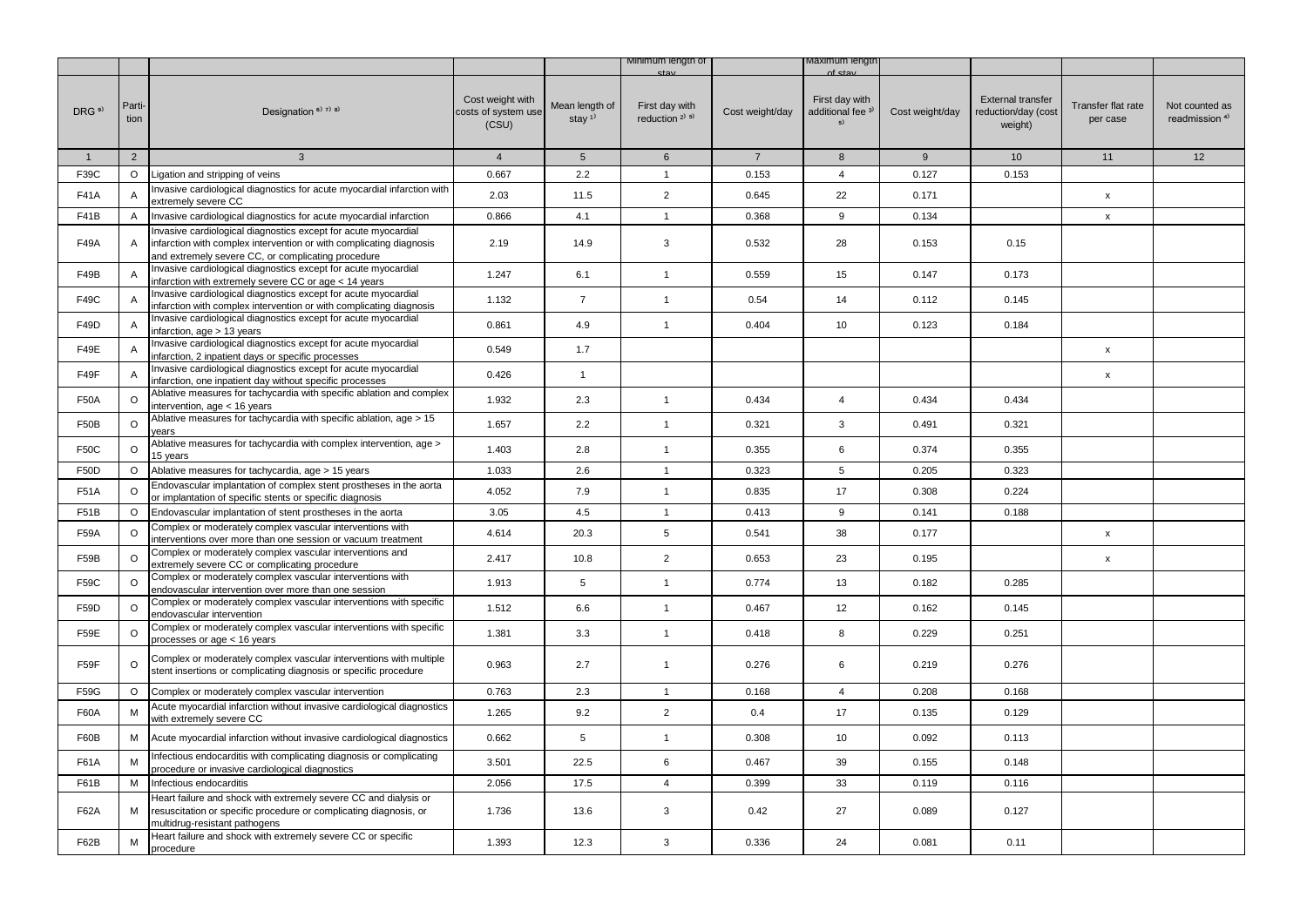| | | | | | Minimum length of stay | | Maximum length of stay | | | | |
|---|---|---|---|---|---|---|---|---|---|---|---|
| DRG [9] | Parti-tion | Designation [6) 7) 8] | Cost weight with costs of system use (CSU) | Mean length of stay [1] | First day with reduction [2) 5] | Cost weight/day | First day with additional fee [3) 5] | Cost weight/day | External transfer reduction/day (cost weight) | Transfer flat rate per case | Not counted as readmission [4] |
| 1 | 2 | 3 | 4 | 5 | 6 | 7 | 8 | 9 | 10 | 11 | 12 |
| F39C | O | Ligation and stripping of veins | 0.667 | 2.2 | 1 | 0.153 | 4 | 0.127 | 0.153 | | |
| F41A | A | Invasive cardiological diagnostics for acute myocardial infarction with extremely severe CC | 2.03 | 11.5 | 2 | 0.645 | 22 | 0.171 | | x | |
| F41B | A | Invasive cardiological diagnostics for acute myocardial infarction | 0.866 | 4.1 | 1 | 0.368 | 9 | 0.134 | | x | |
| F49A | A | Invasive cardiological diagnostics except for acute myocardial infarction with complex intervention or with complicating diagnosis and extremely severe CC, or complicating procedure | 2.19 | 14.9 | 3 | 0.532 | 28 | 0.153 | 0.15 | | |
| F49B | A | Invasive cardiological diagnostics except for acute myocardial infarction with extremely severe CC or age < 14 years | 1.247 | 6.1 | 1 | 0.559 | 15 | 0.147 | 0.173 | | |
| F49C | A | Invasive cardiological diagnostics except for acute myocardial infarction with complex intervention or with complicating diagnosis | 1.132 | 7 | 1 | 0.54 | 14 | 0.112 | 0.145 | | |
| F49D | A | Invasive cardiological diagnostics except for acute myocardial infarction, age > 13 years | 0.861 | 4.9 | 1 | 0.404 | 10 | 0.123 | 0.184 | | |
| F49E | A | Invasive cardiological diagnostics except for acute myocardial infarction, 2 inpatient days or specific processes | 0.549 | 1.7 | | | | | | x | |
| F49F | A | Invasive cardiological diagnostics except for acute myocardial infarction, one inpatient day without specific processes | 0.426 | 1 | | | | | | x | |
| F50A | O | Ablative measures for tachycardia with specific ablation and complex intervention, age < 16 years | 1.932 | 2.3 | 1 | 0.434 | 4 | 0.434 | 0.434 | | |
| F50B | O | Ablative measures for tachycardia with specific ablation, age > 15 years | 1.657 | 2.2 | 1 | 0.321 | 3 | 0.491 | 0.321 | | |
| F50C | O | Ablative measures for tachycardia with complex intervention, age > 15 years | 1.403 | 2.8 | 1 | 0.355 | 6 | 0.374 | 0.355 | | |
| F50D | O | Ablative measures for tachycardia, age > 15 years | 1.033 | 2.6 | 1 | 0.323 | 5 | 0.205 | 0.323 | | |
| F51A | O | Endovascular implantation of complex stent prostheses in the aorta or implantation of specific stents or specific diagnosis | 4.052 | 7.9 | 1 | 0.835 | 17 | 0.308 | 0.224 | | |
| F51B | O | Endovascular implantation of stent prostheses in the aorta | 3.05 | 4.5 | 1 | 0.413 | 9 | 0.141 | 0.188 | | |
| F59A | O | Complex or moderately complex vascular interventions with interventions over more than one session or vacuum treatment | 4.614 | 20.3 | 5 | 0.541 | 38 | 0.177 | | x | |
| F59B | O | Complex or moderately complex vascular interventions and extremely severe CC or complicating procedure | 2.417 | 10.8 | 2 | 0.653 | 23 | 0.195 | | x | |
| F59C | O | Complex or moderately complex vascular interventions with endovascular intervention over more than one session | 1.913 | 5 | 1 | 0.774 | 13 | 0.182 | 0.285 | | |
| F59D | O | Complex or moderately complex vascular interventions with specific endovascular intervention | 1.512 | 6.6 | 1 | 0.467 | 12 | 0.162 | 0.145 | | |
| F59E | O | Complex or moderately complex vascular interventions with specific processes or age < 16 years | 1.381 | 3.3 | 1 | 0.418 | 8 | 0.229 | 0.251 | | |
| F59F | O | Complex or moderately complex vascular interventions with multiple stent insertions or complicating diagnosis or specific procedure | 0.963 | 2.7 | 1 | 0.276 | 6 | 0.219 | 0.276 | | |
| F59G | O | Complex or moderately complex vascular intervention | 0.763 | 2.3 | 1 | 0.168 | 4 | 0.208 | 0.168 | | |
| F60A | M | Acute myocardial infarction without invasive cardiological diagnostics with extremely severe CC | 1.265 | 9.2 | 2 | 0.4 | 17 | 0.135 | 0.129 | | |
| F60B | M | Acute myocardial infarction without invasive cardiological diagnostics | 0.662 | 5 | 1 | 0.308 | 10 | 0.092 | 0.113 | | |
| F61A | M | Infectious endocarditis with complicating diagnosis or complicating procedure or invasive cardiological diagnostics | 3.501 | 22.5 | 6 | 0.467 | 39 | 0.155 | 0.148 | | |
| F61B | M | Infectious endocarditis | 2.056 | 17.5 | 4 | 0.399 | 33 | 0.119 | 0.116 | | |
| F62A | M | Heart failure and shock with extremely severe CC and dialysis or resuscitation or specific procedure or complicating diagnosis, or multidrug-resistant pathogens | 1.736 | 13.6 | 3 | 0.42 | 27 | 0.089 | 0.127 | | |
| F62B | M | Heart failure and shock with extremely severe CC or specific procedure | 1.393 | 12.3 | 3 | 0.336 | 24 | 0.081 | 0.11 | | |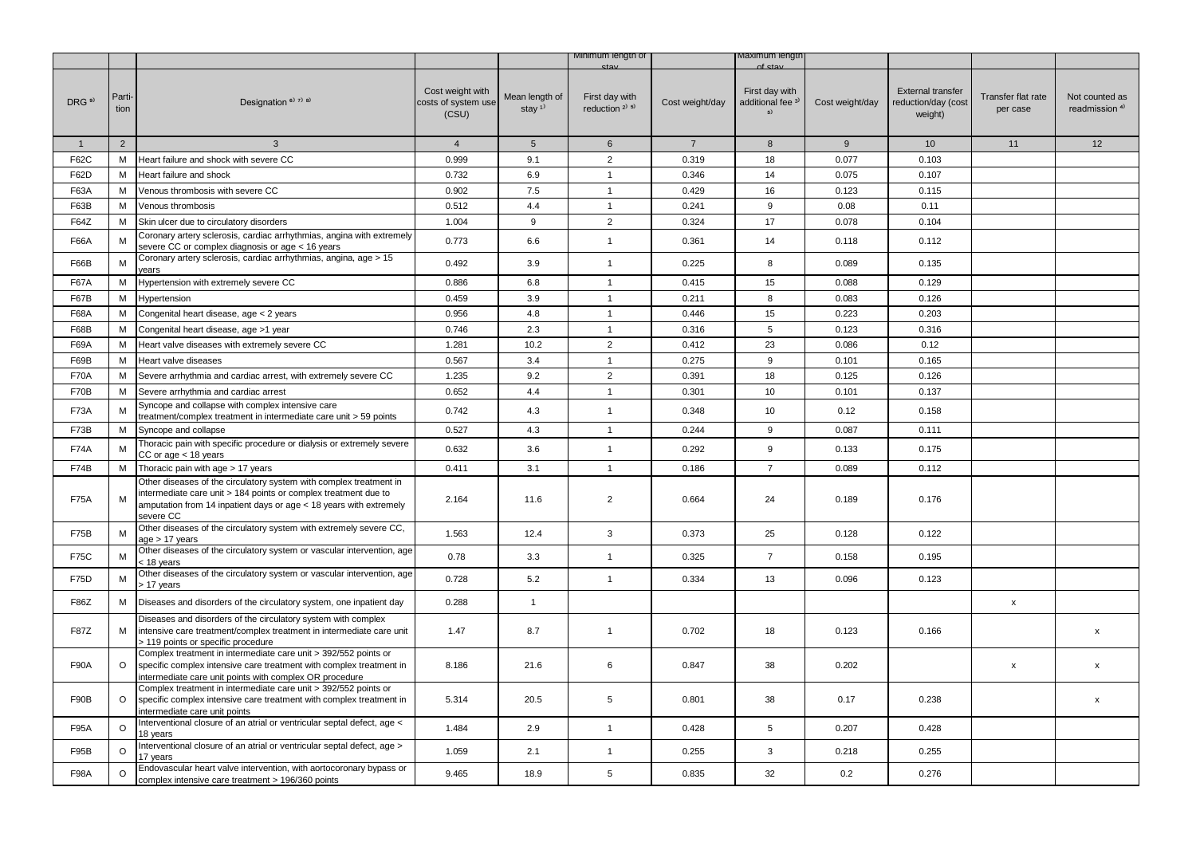| | | | | | Minimum length of stay | | Maximum length of stay | | | | |
|---|---|---|---|---|---|---|---|---|---|---|---|
| DRG [9] | Parti-tion | Designation [6) 7) 8)] | Cost weight with costs of system use (CSU) | Mean length of stay [1)] | First day with reduction [2) 5)] | Cost weight/day | First day with additional fee [3) 5)] | Cost weight/day | External transfer reduction/day (cost weight) | Transfer flat rate per case | Not counted as readmission [4)] |
| 1 | 2 | 3 | 4 | 5 | 6 | 7 | 8 | 9 | 10 | 11 | 12 |
| F62C | M | Heart failure and shock with severe CC | 0.999 | 9.1 | 2 | 0.319 | 18 | 0.077 | 0.103 | | |
| F62D | M | Heart failure and shock | 0.732 | 6.9 | 1 | 0.346 | 14 | 0.075 | 0.107 | | |
| F63A | M | Venous thrombosis with severe CC | 0.902 | 7.5 | 1 | 0.429 | 16 | 0.123 | 0.115 | | |
| F63B | M | Venous thrombosis | 0.512 | 4.4 | 1 | 0.241 | 9 | 0.08 | 0.11 | | |
| F64Z | M | Skin ulcer due to circulatory disorders | 1.004 | 9 | 2 | 0.324 | 17 | 0.078 | 0.104 | | |
| F66A | M | Coronary artery sclerosis, cardiac arrhythmias, angina with extremely severe CC or complex diagnosis or age < 16 years | 0.773 | 6.6 | 1 | 0.361 | 14 | 0.118 | 0.112 | | |
| F66B | M | Coronary artery sclerosis, cardiac arrhythmias, angina, age > 15 years | 0.492 | 3.9 | 1 | 0.225 | 8 | 0.089 | 0.135 | | |
| F67A | M | Hypertension with extremely severe CC | 0.886 | 6.8 | 1 | 0.415 | 15 | 0.088 | 0.129 | | |
| F67B | M | Hypertension | 0.459 | 3.9 | 1 | 0.211 | 8 | 0.083 | 0.126 | | |
| F68A | M | Congenital heart disease, age < 2 years | 0.956 | 4.8 | 1 | 0.446 | 15 | 0.223 | 0.203 | | |
| F68B | M | Congenital heart disease, age >1 year | 0.746 | 2.3 | 1 | 0.316 | 5 | 0.123 | 0.316 | | |
| F69A | M | Heart valve diseases with extremely severe CC | 1.281 | 10.2 | 2 | 0.412 | 23 | 0.086 | 0.12 | | |
| F69B | M | Heart valve diseases | 0.567 | 3.4 | 1 | 0.275 | 9 | 0.101 | 0.165 | | |
| F70A | M | Severe arrhythmia and cardiac arrest, with extremely severe CC | 1.235 | 9.2 | 2 | 0.391 | 18 | 0.125 | 0.126 | | |
| F70B | M | Severe arrhythmia and cardiac arrest | 0.652 | 4.4 | 1 | 0.301 | 10 | 0.101 | 0.137 | | |
| F73A | M | Syncope and collapse with complex intensive care treatment/complex treatment in intermediate care unit > 59 points | 0.742 | 4.3 | 1 | 0.348 | 10 | 0.12 | 0.158 | | |
| F73B | M | Syncope and collapse | 0.527 | 4.3 | 1 | 0.244 | 9 | 0.087 | 0.111 | | |
| F74A | M | Thoracic pain with specific procedure or dialysis or extremely severe CC or age < 18 years | 0.632 | 3.6 | 1 | 0.292 | 9 | 0.133 | 0.175 | | |
| F74B | M | Thoracic pain with age > 17 years | 0.411 | 3.1 | 1 | 0.186 | 7 | 0.089 | 0.112 | | |
| F75A | M | Other diseases of the circulatory system with complex treatment in intermediate care unit > 184 points or complex treatment due to amputation from 14 inpatient days or age < 18 years with extremely severe CC | 2.164 | 11.6 | 2 | 0.664 | 24 | 0.189 | 0.176 | | |
| F75B | M | Other diseases of the circulatory system with extremely severe CC, age > 17 years | 1.563 | 12.4 | 3 | 0.373 | 25 | 0.128 | 0.122 | | |
| F75C | M | Other diseases of the circulatory system or vascular intervention, age < 18 years | 0.78 | 3.3 | 1 | 0.325 | 7 | 0.158 | 0.195 | | |
| F75D | M | Other diseases of the circulatory system or vascular intervention, age > 17 years | 0.728 | 5.2 | 1 | 0.334 | 13 | 0.096 | 0.123 | | |
| F86Z | M | Diseases and disorders of the circulatory system, one inpatient day | 0.288 | 1 | | | | | | x | |
| F87Z | M | Diseases and disorders of the circulatory system with complex intensive care treatment/complex treatment in intermediate care unit > 119 points or specific procedure | 1.47 | 8.7 | 1 | 0.702 | 18 | 0.123 | 0.166 | | x |
| F90A | O | Complex treatment in intermediate care unit > 392/552 points or specific complex intensive care treatment with complex treatment in intermediate care unit points with complex OR procedure | 8.186 | 21.6 | 6 | 0.847 | 38 | 0.202 | | x | x |
| F90B | O | Complex treatment in intermediate care unit > 392/552 points or specific complex intensive care treatment with complex treatment in intermediate care unit points | 5.314 | 20.5 | 5 | 0.801 | 38 | 0.17 | 0.238 | | x |
| F95A | O | Interventional closure of an atrial or ventricular septal defect, age < 18 years | 1.484 | 2.9 | 1 | 0.428 | 5 | 0.207 | 0.428 | | |
| F95B | O | Interventional closure of an atrial or ventricular septal defect, age > 17 years | 1.059 | 2.1 | 1 | 0.255 | 3 | 0.218 | 0.255 | | |
| F98A | O | Endovascular heart valve intervention, with aortocoronary bypass or complex intensive care treatment > 196/360 points | 9.465 | 18.9 | 5 | 0.835 | 32 | 0.2 | 0.276 | | |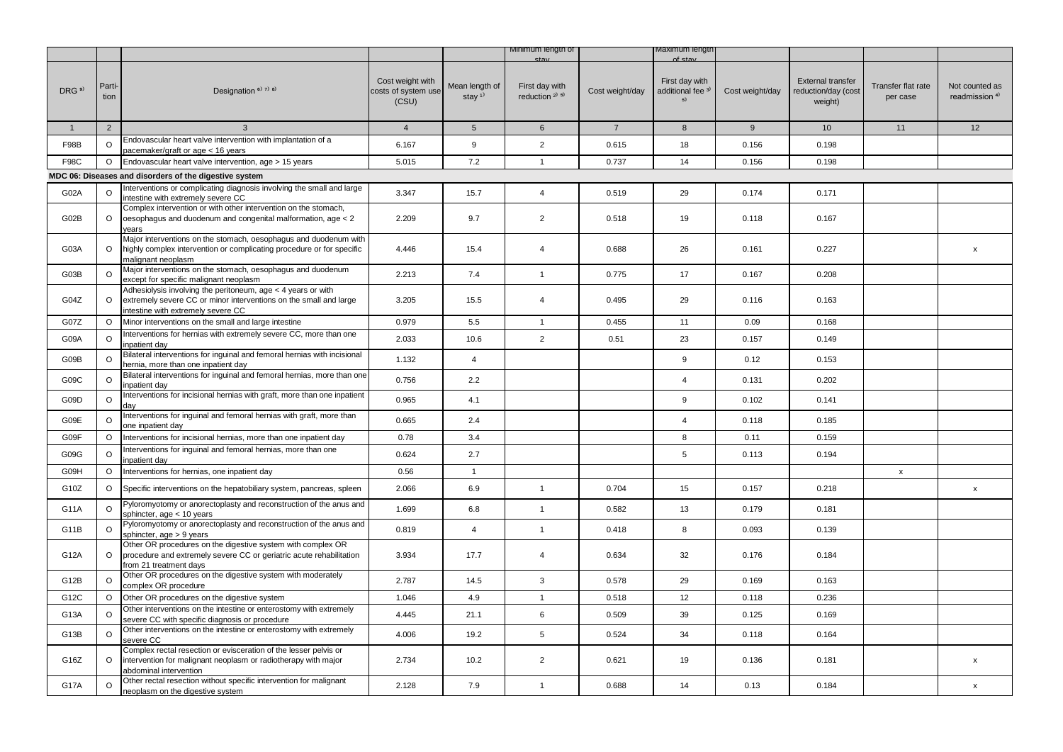| | | | | | Minimum length of stay | | Maximum length of stay | | | | |
|---|---|---|---|---|---|---|---|---|---|---|---|
| DRG [9] | Parti-tion | Designation [6] [7] [8] | Cost weight with costs of system use (CSU) | Mean length of stay [1] | First day with reduction [2] [5] | Cost weight/day | First day with additional fee [3] [5] | Cost weight/day | External transfer reduction/day (cost weight) | Transfer flat rate per case | Not counted as readmission [4] |
| 1 | 2 | 3 | 4 | 5 | 6 | 7 | 8 | 9 | 10 | 11 | 12 |
| F98B | O | Endovascular heart valve intervention with implantation of a pacemaker/graft or age < 16 years | 6.167 | 9 | 2 | 0.615 | 18 | 0.156 | 0.198 | | |
| F98C | O | Endovascular heart valve intervention, age > 15 years | 5.015 | 7.2 | 1 | 0.737 | 14 | 0.156 | 0.198 | | |
| **MDC 06: Diseases and disorders of the digestive system** | | | | | | | | | | | |
| G02A | O | Interventions or complicating diagnosis involving the small and large intestine with extremely severe CC | 3.347 | 15.7 | 4 | 0.519 | 29 | 0.174 | 0.171 | | |
| G02B | O | Complex intervention or with other intervention on the stomach, oesophagus and duodenum and congenital malformation, age < 2 years | 2.209 | 9.7 | 2 | 0.518 | 19 | 0.118 | 0.167 | | |
| G03A | O | Major interventions on the stomach, oesophagus and duodenum with highly complex intervention or complicating procedure or for specific malignant neoplasm | 4.446 | 15.4 | 4 | 0.688 | 26 | 0.161 | 0.227 | | x |
| G03B | O | Major interventions on the stomach, oesophagus and duodenum except for specific malignant neoplasm | 2.213 | 7.4 | 1 | 0.775 | 17 | 0.167 | 0.208 | | |
| G04Z | O | Adhesiolysis involving the peritoneum, age < 4 years or with extremely severe CC or minor interventions on the small and large intestine with extremely severe CC | 3.205 | 15.5 | 4 | 0.495 | 29 | 0.116 | 0.163 | | |
| G07Z | O | Minor interventions on the small and large intestine | 0.979 | 5.5 | 1 | 0.455 | 11 | 0.09 | 0.168 | | |
| G09A | O | Interventions for hernias with extremely severe CC, more than one inpatient day | 2.033 | 10.6 | 2 | 0.51 | 23 | 0.157 | 0.149 | | |
| G09B | O | Bilateral interventions for inguinal and femoral hernias with incisional hernia, more than one inpatient day | 1.132 | 4 | | | 9 | 0.12 | 0.153 | | |
| G09C | O | Bilateral interventions for inguinal and femoral hernias, more than one inpatient day | 0.756 | 2.2 | | | 4 | 0.131 | 0.202 | | |
| G09D | O | Interventions for incisional hernias with graft, more than one inpatient day | 0.965 | 4.1 | | | 9 | 0.102 | 0.141 | | |
| G09E | O | Interventions for inguinal and femoral hernias with graft, more than one inpatient day | 0.665 | 2.4 | | | 4 | 0.118 | 0.185 | | |
| G09F | O | Interventions for incisional hernias, more than one inpatient day | 0.78 | 3.4 | | | 8 | 0.11 | 0.159 | | |
| G09G | O | Interventions for inguinal and femoral hernias, more than one inpatient day | 0.624 | 2.7 | | | 5 | 0.113 | 0.194 | | |
| G09H | O | Interventions for hernias, one inpatient day | 0.56 | 1 | | | | | | x | |
| G10Z | O | Specific interventions on the hepatobiliary system, pancreas, spleen | 2.066 | 6.9 | 1 | 0.704 | 15 | 0.157 | 0.218 | | x |
| G11A | O | Pyloromyotomy or anorectoplasty and reconstruction of the anus and sphincter, age < 10 years | 1.699 | 6.8 | 1 | 0.582 | 13 | 0.179 | 0.181 | | |
| G11B | O | Pyloromyotomy or anorectoplasty and reconstruction of the anus and sphincter, age > 9 years | 0.819 | 4 | 1 | 0.418 | 8 | 0.093 | 0.139 | | |
| G12A | O | Other OR procedures on the digestive system with complex OR procedure and extremely severe CC or geriatric acute rehabilitation from 21 treatment days | 3.934 | 17.7 | 4 | 0.634 | 32 | 0.176 | 0.184 | | |
| G12B | O | Other OR procedures on the digestive system with moderately complex OR procedure | 2.787 | 14.5 | 3 | 0.578 | 29 | 0.169 | 0.163 | | |
| G12C | O | Other OR procedures on the digestive system | 1.046 | 4.9 | 1 | 0.518 | 12 | 0.118 | 0.236 | | |
| G13A | O | Other interventions on the intestine or enterostomy with extremely severe CC with specific diagnosis or procedure | 4.445 | 21.1 | 6 | 0.509 | 39 | 0.125 | 0.169 | | |
| G13B | O | Other interventions on the intestine or enterostomy with extremely severe CC | 4.006 | 19.2 | 5 | 0.524 | 34 | 0.118 | 0.164 | | |
| G16Z | O | Complex rectal resection or evisceration of the lesser pelvis or intervention for malignant neoplasm or radiotherapy with major abdominal intervention | 2.734 | 10.2 | 2 | 0.621 | 19 | 0.136 | 0.181 | | x |
| G17A | O | Other rectal resection without specific intervention for malignant neoplasm on the digestive system | 2.128 | 7.9 | 1 | 0.688 | 14 | 0.13 | 0.184 | | x |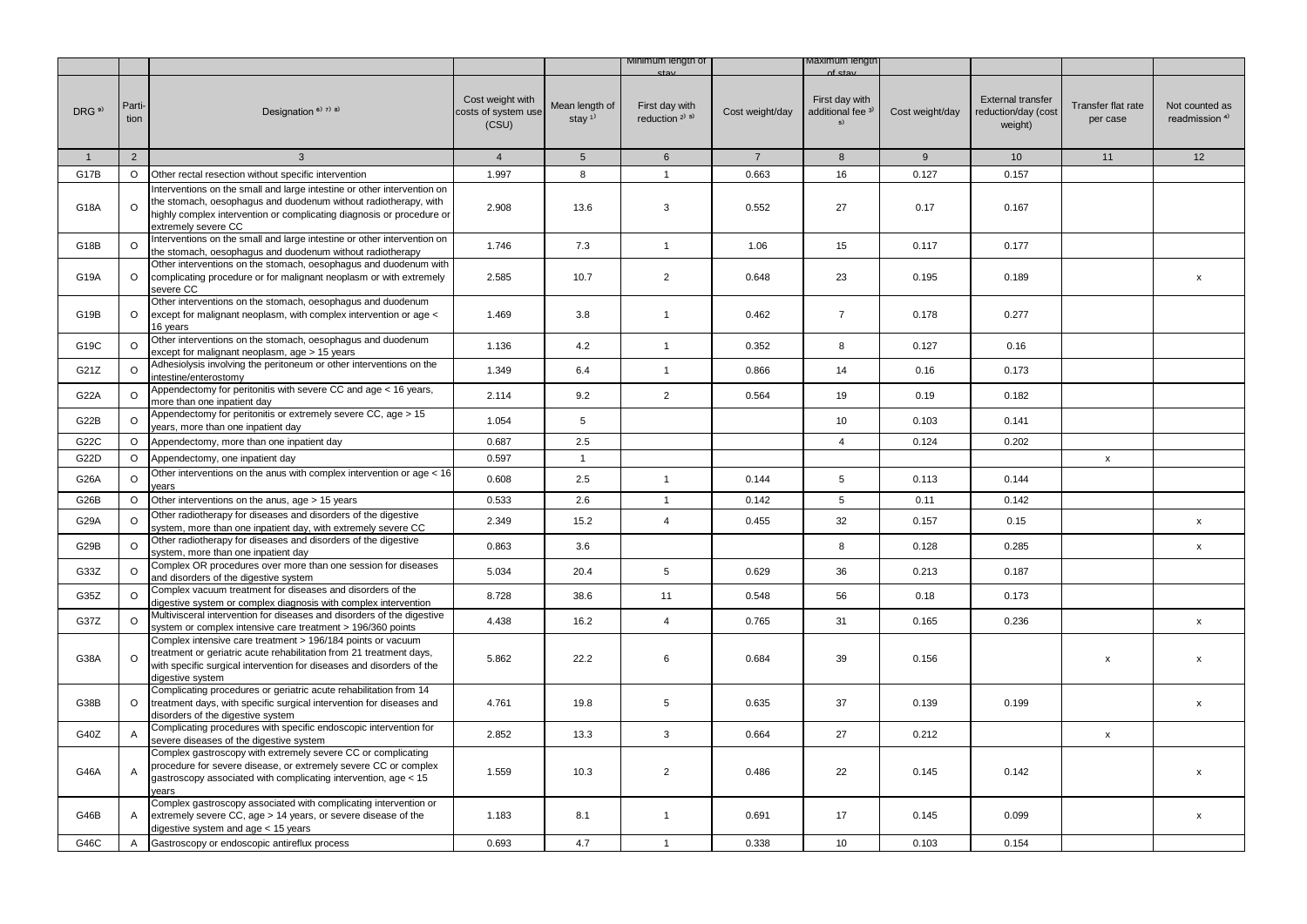| | | | | | Minimum length of stay | | Maximum length of stay | | | | |
|---|---|---|---|---|---|---|---|---|---|---|---|
| DRG [9] | Parti-tion | Designation [6] [7] [8] | Cost weight with costs of system use (CSU) | Mean length of stay [1] | First day with reduction [2] [5] | Cost weight/day | First day with additional fee [3] [5] | Cost weight/day | External transfer reduction/day (cost weight) | Transfer flat rate per case | Not counted as readmission [4] |
| 1 | 2 | 3 | 4 | 5 | 6 | 7 | 8 | 9 | 10 | 11 | 12 |
| G17B | O | Other rectal resection without specific intervention | 1.997 | 8 | 1 | 0.663 | 16 | 0.127 | 0.157 | | |
| G18A | O | Interventions on the small and large intestine or other intervention on the stomach, oesophagus and duodenum without radiotherapy, with highly complex intervention or complicating diagnosis or procedure or extremely severe CC | 2.908 | 13.6 | 3 | 0.552 | 27 | 0.17 | 0.167 | | |
| G18B | O | Interventions on the small and large intestine or other intervention on the stomach, oesophagus and duodenum without radiotherapy | 1.746 | 7.3 | 1 | 1.06 | 15 | 0.117 | 0.177 | | |
| G19A | O | Other interventions on the stomach, oesophagus and duodenum with complicating procedure or for malignant neoplasm or with extremely severe CC | 2.585 | 10.7 | 2 | 0.648 | 23 | 0.195 | 0.189 | | x |
| G19B | O | Other interventions on the stomach, oesophagus and duodenum except for malignant neoplasm, with complex intervention or age < 16 years | 1.469 | 3.8 | 1 | 0.462 | 7 | 0.178 | 0.277 | | |
| G19C | O | Other interventions on the stomach, oesophagus and duodenum except for malignant neoplasm, age > 15 years | 1.136 | 4.2 | 1 | 0.352 | 8 | 0.127 | 0.16 | | |
| G21Z | O | Adhesiolysis involving the peritoneum or other interventions on the intestine/enterostomy | 1.349 | 6.4 | 1 | 0.866 | 14 | 0.16 | 0.173 | | |
| G22A | O | Appendectomy for peritonitis with severe CC and age < 16 years, more than one inpatient day | 2.114 | 9.2 | 2 | 0.564 | 19 | 0.19 | 0.182 | | |
| G22B | O | Appendectomy for peritonitis or extremely severe CC, age > 15 years, more than one inpatient day | 1.054 | 5 | | | 10 | 0.103 | 0.141 | | |
| G22C | O | Appendectomy, more than one inpatient day | 0.687 | 2.5 | | | 4 | 0.124 | 0.202 | | |
| G22D | O | Appendectomy, one inpatient day | 0.597 | 1 | | | | | | x | |
| G26A | O | Other interventions on the anus with complex intervention or age < 16 years | 0.608 | 2.5 | 1 | 0.144 | 5 | 0.113 | 0.144 | | |
| G26B | O | Other interventions on the anus, age > 15 years | 0.533 | 2.6 | 1 | 0.142 | 5 | 0.11 | 0.142 | | |
| G29A | O | Other radiotherapy for diseases and disorders of the digestive system, more than one inpatient day, with extremely severe CC | 2.349 | 15.2 | 4 | 0.455 | 32 | 0.157 | 0.15 | | x |
| G29B | O | Other radiotherapy for diseases and disorders of the digestive system, more than one inpatient day | 0.863 | 3.6 | | | 8 | 0.128 | 0.285 | | x |
| G33Z | O | Complex OR procedures over more than one session for diseases and disorders of the digestive system | 5.034 | 20.4 | 5 | 0.629 | 36 | 0.213 | 0.187 | | |
| G35Z | O | Complex vacuum treatment for diseases and disorders of the digestive system or complex diagnosis with complex intervention | 8.728 | 38.6 | 11 | 0.548 | 56 | 0.18 | 0.173 | | |
| G37Z | O | Multivisceral intervention for diseases and disorders of the digestive system or complex intensive care treatment > 196/360 points | 4.438 | 16.2 | 4 | 0.765 | 31 | 0.165 | 0.236 | | x |
| G38A | O | Complex intensive care treatment > 196/184 points or vacuum treatment or geriatric acute rehabilitation from 21 treatment days, with specific surgical intervention for diseases and disorders of the digestive system | 5.862 | 22.2 | 6 | 0.684 | 39 | 0.156 | | x | x |
| G38B | O | Complicating procedures or geriatric acute rehabilitation from 14 treatment days, with specific surgical intervention for diseases and disorders of the digestive system | 4.761 | 19.8 | 5 | 0.635 | 37 | 0.139 | 0.199 | | x |
| G40Z | A | Complicating procedures with specific endoscopic intervention for severe diseases of the digestive system | 2.852 | 13.3 | 3 | 0.664 | 27 | 0.212 | | x | |
| G46A | A | Complex gastroscopy with extremely severe CC or complicating procedure for severe disease, or extremely severe CC or complex gastroscopy associated with complicating intervention, age < 15 years | 1.559 | 10.3 | 2 | 0.486 | 22 | 0.145 | 0.142 | | x |
| G46B | A | Complex gastroscopy associated with complicating intervention or extremely severe CC, age > 14 years, or severe disease of the digestive system and age < 15 years | 1.183 | 8.1 | 1 | 0.691 | 17 | 0.145 | 0.099 | | x |
| G46C | A | Gastroscopy or endoscopic antireflux process | 0.693 | 4.7 | 1 | 0.338 | 10 | 0.103 | 0.154 | | |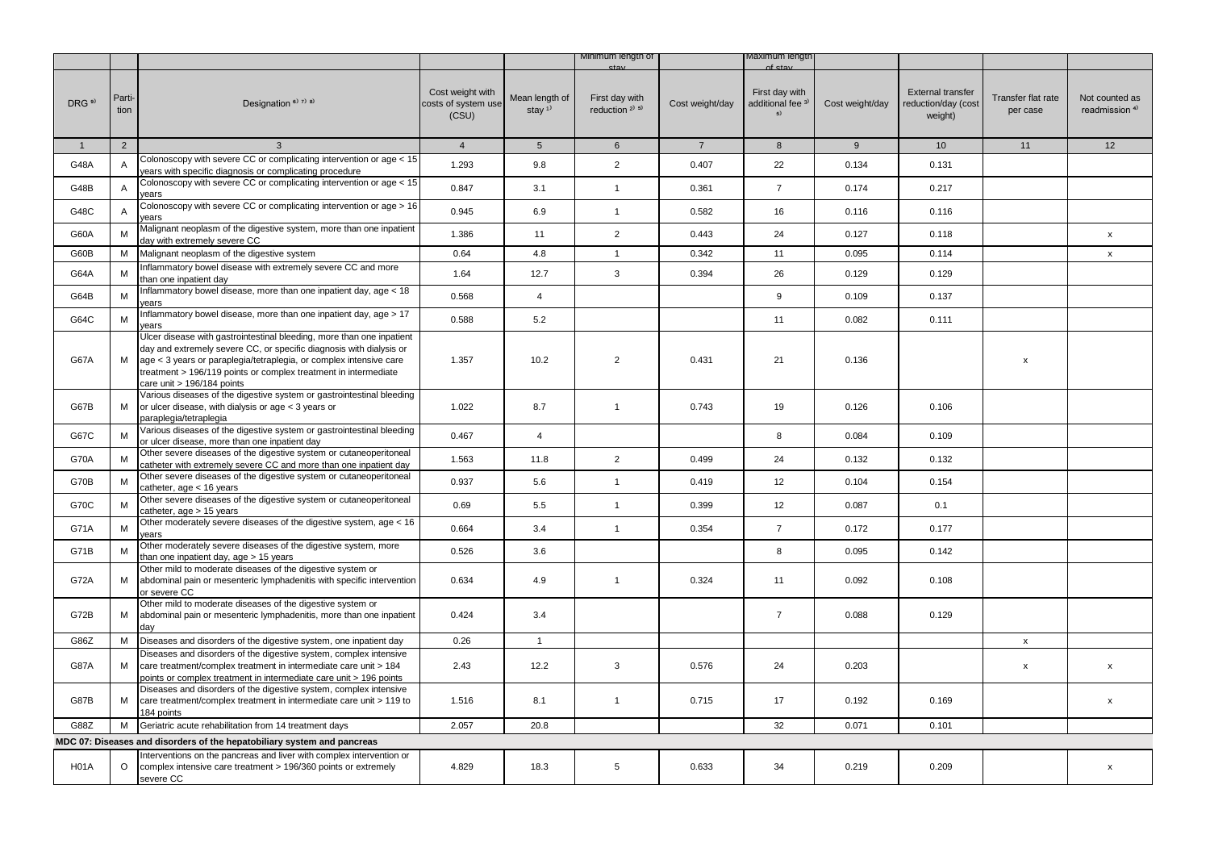| DRG [9] | Partition | Designation [6) 7) 8)] | Cost weight with costs of system use (CSU) | Mean length of stay [1)] | Minimum length of stay | | Maximum length of stay | | External transfer reduction/day (cost weight) | Transfer flat rate per case | Not counted as readmission [4)] |
|---|---|---|---|---|---|---|---|---|---|---|---|
| | | | | | First day with reduction [2) 5)] | Cost weight/day | First day with additional fee [3) 5)] | Cost weight/day | | | |
| 1 | 2 | 3 | 4 | 5 | 6 | 7 | 8 | 9 | 10 | 11 | 12 |
| G48A | A | Colonoscopy with severe CC or complicating intervention or age < 15 years with specific diagnosis or complicating procedure | 1.293 | 9.8 | 2 | 0.407 | 22 | 0.134 | 0.131 | | |
| G48B | A | Colonoscopy with severe CC or complicating intervention or age < 15 years | 0.847 | 3.1 | 1 | 0.361 | 7 | 0.174 | 0.217 | | |
| G48C | A | Colonoscopy with severe CC or complicating intervention or age > 16 years | 0.945 | 6.9 | 1 | 0.582 | 16 | 0.116 | 0.116 | | |
| G60A | M | Malignant neoplasm of the digestive system, more than one inpatient day with extremely severe CC | 1.386 | 11 | 2 | 0.443 | 24 | 0.127 | 0.118 | | x |
| G60B | M | Malignant neoplasm of the digestive system | 0.64 | 4.8 | 1 | 0.342 | 11 | 0.095 | 0.114 | | x |
| G64A | M | Inflammatory bowel disease with extremely severe CC and more than one inpatient day | 1.64 | 12.7 | 3 | 0.394 | 26 | 0.129 | 0.129 | | |
| G64B | M | Inflammatory bowel disease, more than one inpatient day, age < 18 years | 0.568 | 4 | | | 9 | 0.109 | 0.137 | | |
| G64C | M | Inflammatory bowel disease, more than one inpatient day, age > 17 years | 0.588 | 5.2 | | | 11 | 0.082 | 0.111 | | |
| G67A | M | Ulcer disease with gastrointestinal bleeding, more than one inpatient day and extremely severe CC, or specific diagnosis with dialysis or age < 3 years or paraplegia/tetraplegia, or complex intensive care treatment > 196/119 points or complex treatment in intermediate care unit > 196/184 points | 1.357 | 10.2 | 2 | 0.431 | 21 | 0.136 | | x | |
| G67B | M | Various diseases of the digestive system or gastrointestinal bleeding or ulcer disease, with dialysis or age < 3 years or paraplegia/tetraplegia | 1.022 | 8.7 | 1 | 0.743 | 19 | 0.126 | 0.106 | | |
| G67C | M | Various diseases of the digestive system or gastrointestinal bleeding or ulcer disease, more than one inpatient day | 0.467 | 4 | | | 8 | 0.084 | 0.109 | | |
| G70A | M | Other severe diseases of the digestive system or cutaneoperitoneal catheter with extremely severe CC and more than one inpatient day | 1.563 | 11.8 | 2 | 0.499 | 24 | 0.132 | 0.132 | | |
| G70B | M | Other severe diseases of the digestive system or cutaneoperitoneal catheter, age < 16 years | 0.937 | 5.6 | 1 | 0.419 | 12 | 0.104 | 0.154 | | |
| G70C | M | Other severe diseases of the digestive system or cutaneoperitoneal catheter, age > 15 years | 0.69 | 5.5 | 1 | 0.399 | 12 | 0.087 | 0.1 | | |
| G71A | M | Other moderately severe diseases of the digestive system, age < 16 years | 0.664 | 3.4 | 1 | 0.354 | 7 | 0.172 | 0.177 | | |
| G71B | M | Other moderately severe diseases of the digestive system, more than one inpatient day, age > 15 years | 0.526 | 3.6 | | | 8 | 0.095 | 0.142 | | |
| G72A | M | Other mild to moderate diseases of the digestive system or abdominal pain or mesenteric lymphadenitis with specific intervention or severe CC | 0.634 | 4.9 | 1 | 0.324 | 11 | 0.092 | 0.108 | | |
| G72B | M | Other mild to moderate diseases of the digestive system or abdominal pain or mesenteric lymphadenitis, more than one inpatient day | 0.424 | 3.4 | | | 7 | 0.088 | 0.129 | | |
| G86Z | M | Diseases and disorders of the digestive system, one inpatient day | 0.26 | 1 | | | | | | x | |
| G87A | M | Diseases and disorders of the digestive system, complex intensive care treatment/complex treatment in intermediate care unit > 184 points or complex treatment in intermediate care unit > 196 points | 2.43 | 12.2 | 3 | 0.576 | 24 | 0.203 | | x | x |
| G87B | M | Diseases and disorders of the digestive system, complex intensive care treatment/complex treatment in intermediate care unit > 119 to 184 points | 1.516 | 8.1 | 1 | 0.715 | 17 | 0.192 | 0.169 | | x |
| G88Z | M | Geriatric acute rehabilitation from 14 treatment days | 2.057 | 20.8 | | | 32 | 0.071 | 0.101 | | |
| **MDC 07: Diseases and disorders of the hepatobiliary system and pancreas** | | | | | | | | | | | |
| H01A | O | Interventions on the pancreas and liver with complex intervention or complex intensive care treatment > 196/360 points or extremely severe CC | 4.829 | 18.3 | 5 | 0.633 | 34 | 0.219 | 0.209 | | x |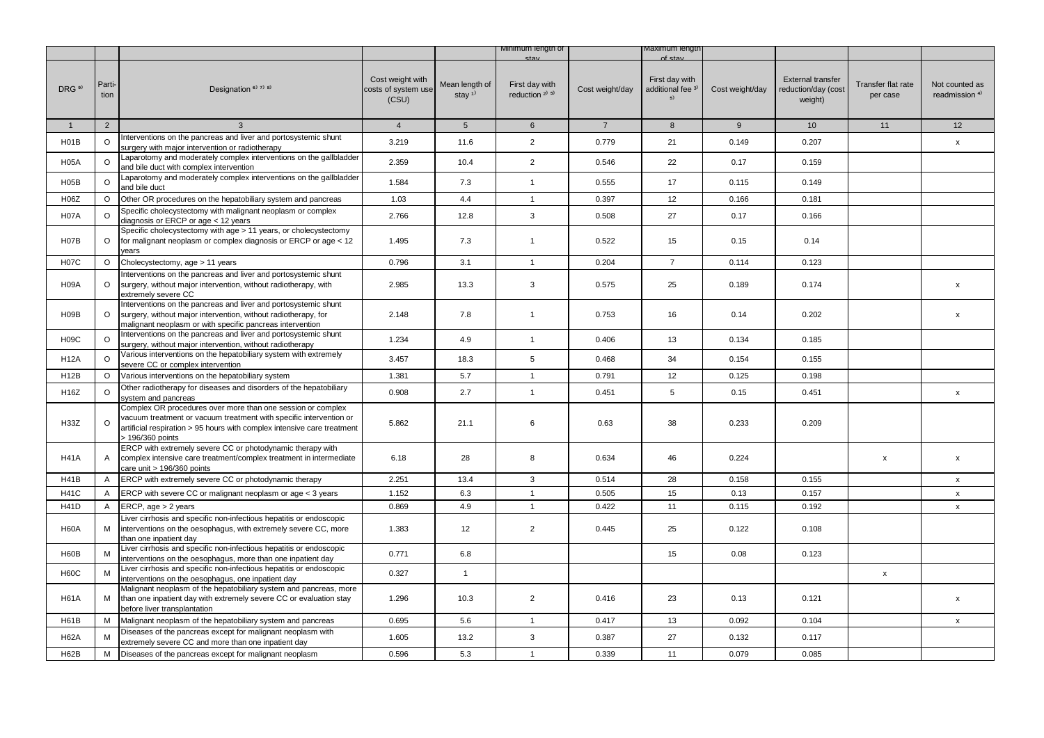|  |  |  |  |  | Minimum length of stay |  | Maximum length of stay |  |  |  |  |
|---|---|---|---|---|---|---|---|---|---|---|---|
| DRG [9] | Partition | Designation [6) 7) 8)] | Cost weight with costs of system use (CSU) | Mean length of stay [1)] | First day with reduction [2) 5)] | Cost weight/day | First day with additional fee [3) 5)] | Cost weight/day | External transfer reduction/day (cost weight) | Transfer flat rate per case | Not counted as readmission [4)] |
| 1 | 2 | 3 | 4 | 5 | 6 | 7 | 8 | 9 | 10 | 11 | 12 |
| H01B | O | Interventions on the pancreas and liver and portosystemic shunt surgery with major intervention or radiotherapy | 3.219 | 11.6 | 2 | 0.779 | 21 | 0.149 | 0.207 |  | x |
| H05A | O | Laparotomy and moderately complex interventions on the gallbladder and bile duct with complex intervention | 2.359 | 10.4 | 2 | 0.546 | 22 | 0.17 | 0.159 |  |  |
| H05B | O | Laparotomy and moderately complex interventions on the gallbladder and bile duct | 1.584 | 7.3 | 1 | 0.555 | 17 | 0.115 | 0.149 |  |  |
| H06Z | O | Other OR procedures on the hepatobiliary system and pancreas | 1.03 | 4.4 | 1 | 0.397 | 12 | 0.166 | 0.181 |  |  |
| H07A | O | Specific cholecystectomy with malignant neoplasm or complex diagnosis or ERCP or age < 12 years | 2.766 | 12.8 | 3 | 0.508 | 27 | 0.17 | 0.166 |  |  |
| H07B | O | Specific cholecystectomy with age > 11 years, or cholecystectomy for malignant neoplasm or complex diagnosis or ERCP or age < 12 years | 1.495 | 7.3 | 1 | 0.522 | 15 | 0.15 | 0.14 |  |  |
| H07C | O | Cholecystectomy, age > 11 years | 0.796 | 3.1 | 1 | 0.204 | 7 | 0.114 | 0.123 |  |  |
| H09A | O | Interventions on the pancreas and liver and portosystemic shunt surgery, without major intervention, without radiotherapy, with extremely severe CC | 2.985 | 13.3 | 3 | 0.575 | 25 | 0.189 | 0.174 |  | x |
| H09B | O | Interventions on the pancreas and liver and portosystemic shunt surgery, without major intervention, without radiotherapy, for malignant neoplasm or with specific pancreas intervention | 2.148 | 7.8 | 1 | 0.753 | 16 | 0.14 | 0.202 |  | x |
| H09C | O | Interventions on the pancreas and liver and portosystemic shunt surgery, without major intervention, without radiotherapy | 1.234 | 4.9 | 1 | 0.406 | 13 | 0.134 | 0.185 |  |  |
| H12A | O | Various interventions on the hepatobiliary system with extremely severe CC or complex intervention | 3.457 | 18.3 | 5 | 0.468 | 34 | 0.154 | 0.155 |  |  |
| H12B | O | Various interventions on the hepatobiliary system | 1.381 | 5.7 | 1 | 0.791 | 12 | 0.125 | 0.198 |  |  |
| H16Z | O | Other radiotherapy for diseases and disorders of the hepatobiliary system and pancreas | 0.908 | 2.7 | 1 | 0.451 | 5 | 0.15 | 0.451 |  | x |
| H33Z | O | Complex OR procedures over more than one session or complex vacuum treatment or vacuum treatment with specific intervention or artificial respiration > 95 hours with complex intensive care treatment > 196/360 points | 5.862 | 21.1 | 6 | 0.63 | 38 | 0.233 | 0.209 |  |  |
| H41A | A | ERCP with extremely severe CC or photodynamic therapy with complex intensive care treatment/complex treatment in intermediate care unit > 196/360 points | 6.18 | 28 | 8 | 0.634 | 46 | 0.224 |  | x | x |
| H41B | A | ERCP with extremely severe CC or photodynamic therapy | 2.251 | 13.4 | 3 | 0.514 | 28 | 0.158 | 0.155 |  | x |
| H41C | A | ERCP with severe CC or malignant neoplasm or age < 3 years | 1.152 | 6.3 | 1 | 0.505 | 15 | 0.13 | 0.157 |  | x |
| H41D | A | ERCP, age > 2 years | 0.869 | 4.9 | 1 | 0.422 | 11 | 0.115 | 0.192 |  | x |
| H60A | M | Liver cirrhosis and specific non-infectious hepatitis or endoscopic interventions on the oesophagus, with extremely severe CC, more than one inpatient day | 1.383 | 12 | 2 | 0.445 | 25 | 0.122 | 0.108 |  |  |
| H60B | M | Liver cirrhosis and specific non-infectious hepatitis or endoscopic interventions on the oesophagus, more than one inpatient day | 0.771 | 6.8 |  |  | 15 | 0.08 | 0.123 |  |  |
| H60C | M | Liver cirrhosis and specific non-infectious hepatitis or endoscopic interventions on the oesophagus, one inpatient day | 0.327 | 1 |  |  |  |  |  | x |  |
| H61A | M | Malignant neoplasm of the hepatobiliary system and pancreas, more than one inpatient day with extremely severe CC or evaluation stay before liver transplantation | 1.296 | 10.3 | 2 | 0.416 | 23 | 0.13 | 0.121 |  | x |
| H61B | M | Malignant neoplasm of the hepatobiliary system and pancreas | 0.695 | 5.6 | 1 | 0.417 | 13 | 0.092 | 0.104 |  | x |
| H62A | M | Diseases of the pancreas except for malignant neoplasm with extremely severe CC and more than one inpatient day | 1.605 | 13.2 | 3 | 0.387 | 27 | 0.132 | 0.117 |  |  |
| H62B | M | Diseases of the pancreas except for malignant neoplasm | 0.596 | 5.3 | 1 | 0.339 | 11 | 0.079 | 0.085 |  |  |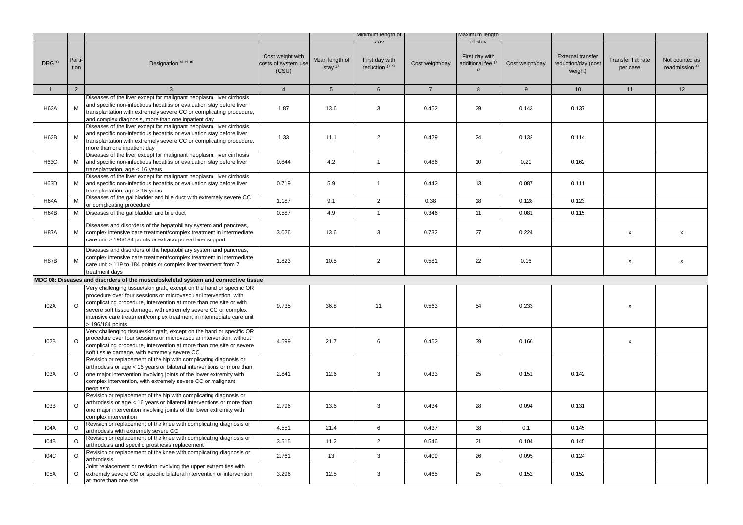| | | | | | Minimum length of stay | | Maximum length of stay | | | | |
|---|---|---|---|---|---|---|---|---|---|---|---|
| DRG [9] | Partition | Designation [6) 7) 8] | Cost weight with costs of system use (CSU) | Mean length of stay [1] | First day with reduction [2) 5] | Cost weight/day | First day with additional fee [3) 5] | Cost weight/day | External transfer reduction/day (cost weight) | Transfer flat rate per case | Not counted as readmission [4] |
| 1 | 2 | 3 | 4 | 5 | 6 | 7 | 8 | 9 | 10 | 11 | 12 |
| H63A | M | Diseases of the liver except for malignant neoplasm, liver cirrhosis and specific non-infectious hepatitis or evaluation stay before liver transplantation with extremely severe CC or complicating procedure, and complex diagnosis, more than one inpatient day | 1.87 | 13.6 | 3 | 0.452 | 29 | 0.143 | 0.137 | | |
| H63B | M | Diseases of the liver except for malignant neoplasm, liver cirrhosis and specific non-infectious hepatitis or evaluation stay before liver transplantation with extremely severe CC or complicating procedure, more than one inpatient day | 1.33 | 11.1 | 2 | 0.429 | 24 | 0.132 | 0.114 | | |
| H63C | M | Diseases of the liver except for malignant neoplasm, liver cirrhosis and specific non-infectious hepatitis or evaluation stay before liver transplantation, age < 16 years | 0.844 | 4.2 | 1 | 0.486 | 10 | 0.21 | 0.162 | | |
| H63D | M | Diseases of the liver except for malignant neoplasm, liver cirrhosis and specific non-infectious hepatitis or evaluation stay before liver transplantation, age > 15 years | 0.719 | 5.9 | 1 | 0.442 | 13 | 0.087 | 0.111 | | |
| H64A | M | Diseases of the gallbladder and bile duct with extremely severe CC or complicating procedure | 1.187 | 9.1 | 2 | 0.38 | 18 | 0.128 | 0.123 | | |
| H64B | M | Diseases of the gallbladder and bile duct | 0.587 | 4.9 | 1 | 0.346 | 11 | 0.081 | 0.115 | | |
| H87A | M | Diseases and disorders of the hepatobiliary system and pancreas, complex intensive care treatment/complex treatment in intermediate care unit > 196/184 points or extracorporeal liver support | 3.026 | 13.6 | 3 | 0.732 | 27 | 0.224 | | x | x |
| H87B | M | Diseases and disorders of the hepatobiliary system and pancreas, complex intensive care treatment/complex treatment in intermediate care unit > 119 to 184 points or complex liver treatment from 7 treatment days | 1.823 | 10.5 | 2 | 0.581 | 22 | 0.16 | | x | x |
| **MDC 08: Diseases and disorders of the musculoskeletal system and connective tissue** | | | | | | | | | | | |
| I02A | O | Very challenging tissue/skin graft, except on the hand or specific OR procedure over four sessions or microvascular intervention, with complicating procedure, intervention at more than one site or with severe soft tissue damage, with extremely severe CC or complex intensive care treatment/complex treatment in intermediate care unit > 196/184 points | 9.735 | 36.8 | 11 | 0.563 | 54 | 0.233 | | x | |
| I02B | O | Very challenging tissue/skin graft, except on the hand or specific OR procedure over four sessions or microvascular intervention, without complicating procedure, intervention at more than one site or severe soft tissue damage, with extremely severe CC | 4.599 | 21.7 | 6 | 0.452 | 39 | 0.166 | | x | |
| I03A | O | Revision or replacement of the hip with complicating diagnosis or arthrodesis or age < 16 years or bilateral interventions or more than one major intervention involving joints of the lower extremity with complex intervention, with extremely severe CC or malignant neoplasm | 2.841 | 12.6 | 3 | 0.433 | 25 | 0.151 | 0.142 | | |
| I03B | O | Revision or replacement of the hip with complicating diagnosis or arthrodesis or age < 16 years or bilateral interventions or more than one major intervention involving joints of the lower extremity with complex intervention | 2.796 | 13.6 | 3 | 0.434 | 28 | 0.094 | 0.131 | | |
| I04A | O | Revision or replacement of the knee with complicating diagnosis or arthrodesis with extremely severe CC | 4.551 | 21.4 | 6 | 0.437 | 38 | 0.1 | 0.145 | | |
| I04B | O | Revision or replacement of the knee with complicating diagnosis or arthrodesis and specific prosthesis replacement | 3.515 | 11.2 | 2 | 0.546 | 21 | 0.104 | 0.145 | | |
| I04C | O | Revision or replacement of the knee with complicating diagnosis or arthrodesis | 2.761 | 13 | 3 | 0.409 | 26 | 0.095 | 0.124 | | |
| I05A | O | Joint replacement or revision involving the upper extremities with extremely severe CC or specific bilateral intervention or intervention at more than one site | 3.296 | 12.5 | 3 | 0.465 | 25 | 0.152 | 0.152 | | |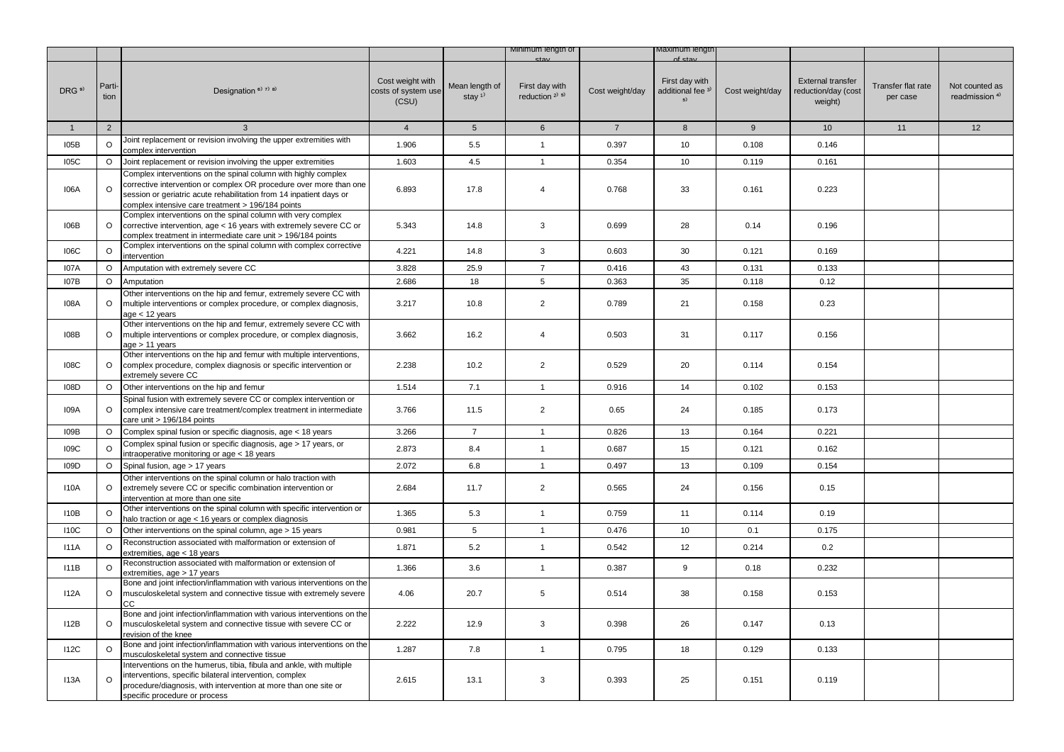| | | | | | Minimum length of stay | | Maximum length of stay | | | | |
|---|---|---|---|---|---|---|---|---|---|---|---|
| DRG [9] | Partition | Designation [6) 7) 8)] | Cost weight with costs of system use (CSU) | Mean length of stay [1)] | First day with reduction [2) 5)] | Cost weight/day | First day with additional fee [3) 5)] | Cost weight/day | External transfer reduction/day (cost weight) | Transfer flat rate per case | Not counted as readmission [4)] |
| 1 | 2 | 3 | 4 | 5 | 6 | 7 | 8 | 9 | 10 | 11 | 12 |
| I05B | O | Joint replacement or revision involving the upper extremities with complex intervention | 1.906 | 5.5 | 1 | 0.397 | 10 | 0.108 | 0.146 | | |
| I05C | O | Joint replacement or revision involving the upper extremities | 1.603 | 4.5 | 1 | 0.354 | 10 | 0.119 | 0.161 | | |
| I06A | O | Complex interventions on the spinal column with highly complex corrective intervention or complex OR procedure over more than one session or geriatric acute rehabilitation from 14 inpatient days or complex intensive care treatment > 196/184 points | 6.893 | 17.8 | 4 | 0.768 | 33 | 0.161 | 0.223 | | |
| I06B | O | Complex interventions on the spinal column with very complex corrective intervention, age < 16 years with extremely severe CC or complex treatment in intermediate care unit > 196/184 points | 5.343 | 14.8 | 3 | 0.699 | 28 | 0.14 | 0.196 | | |
| I06C | O | Complex interventions on the spinal column with complex corrective intervention | 4.221 | 14.8 | 3 | 0.603 | 30 | 0.121 | 0.169 | | |
| I07A | O | Amputation with extremely severe CC | 3.828 | 25.9 | 7 | 0.416 | 43 | 0.131 | 0.133 | | |
| I07B | O | Amputation | 2.686 | 18 | 5 | 0.363 | 35 | 0.118 | 0.12 | | |
| I08A | O | Other interventions on the hip and femur, extremely severe CC with multiple interventions or complex procedure, or complex diagnosis, age < 12 years | 3.217 | 10.8 | 2 | 0.789 | 21 | 0.158 | 0.23 | | |
| I08B | O | Other interventions on the hip and femur, extremely severe CC with multiple interventions or complex procedure, or complex diagnosis, age > 11 years | 3.662 | 16.2 | 4 | 0.503 | 31 | 0.117 | 0.156 | | |
| I08C | O | Other interventions on the hip and femur with multiple interventions, complex procedure, complex diagnosis or specific intervention or extremely severe CC | 2.238 | 10.2 | 2 | 0.529 | 20 | 0.114 | 0.154 | | |
| I08D | O | Other interventions on the hip and femur | 1.514 | 7.1 | 1 | 0.916 | 14 | 0.102 | 0.153 | | |
| I09A | O | Spinal fusion with extremely severe CC or complex intervention or complex intensive care treatment/complex treatment in intermediate care unit > 196/184 points | 3.766 | 11.5 | 2 | 0.65 | 24 | 0.185 | 0.173 | | |
| I09B | O | Complex spinal fusion or specific diagnosis, age < 18 years | 3.266 | 7 | 1 | 0.826 | 13 | 0.164 | 0.221 | | |
| I09C | O | Complex spinal fusion or specific diagnosis, age > 17 years, or intraoperative monitoring or age < 18 years | 2.873 | 8.4 | 1 | 0.687 | 15 | 0.121 | 0.162 | | |
| I09D | O | Spinal fusion, age > 17 years | 2.072 | 6.8 | 1 | 0.497 | 13 | 0.109 | 0.154 | | |
| I10A | O | Other interventions on the spinal column or halo traction with extremely severe CC or specific combination intervention or intervention at more than one site | 2.684 | 11.7 | 2 | 0.565 | 24 | 0.156 | 0.15 | | |
| I10B | O | Other interventions on the spinal column with specific intervention or halo traction or age < 16 years or complex diagnosis | 1.365 | 5.3 | 1 | 0.759 | 11 | 0.114 | 0.19 | | |
| I10C | O | Other interventions on the spinal column, age > 15 years | 0.981 | 5 | 1 | 0.476 | 10 | 0.1 | 0.175 | | |
| I11A | O | Reconstruction associated with malformation or extension of extremities, age < 18 years | 1.871 | 5.2 | 1 | 0.542 | 12 | 0.214 | 0.2 | | |
| I11B | O | Reconstruction associated with malformation or extension of extremities, age > 17 years | 1.366 | 3.6 | 1 | 0.387 | 9 | 0.18 | 0.232 | | |
| I12A | O | Bone and joint infection/inflammation with various interventions on the musculoskeletal system and connective tissue with extremely severe CC | 4.06 | 20.7 | 5 | 0.514 | 38 | 0.158 | 0.153 | | |
| I12B | O | Bone and joint infection/inflammation with various interventions on the musculoskeletal system and connective tissue with severe CC or revision of the knee | 2.222 | 12.9 | 3 | 0.398 | 26 | 0.147 | 0.13 | | |
| I12C | O | Bone and joint infection/inflammation with various interventions on the musculoskeletal system and connective tissue | 1.287 | 7.8 | 1 | 0.795 | 18 | 0.129 | 0.133 | | |
| I13A | O | Interventions on the humerus, tibia, fibula and ankle, with multiple interventions, specific bilateral intervention, complex procedure/diagnosis, with intervention at more than one site or specific procedure or process | 2.615 | 13.1 | 3 | 0.393 | 25 | 0.151 | 0.119 | | |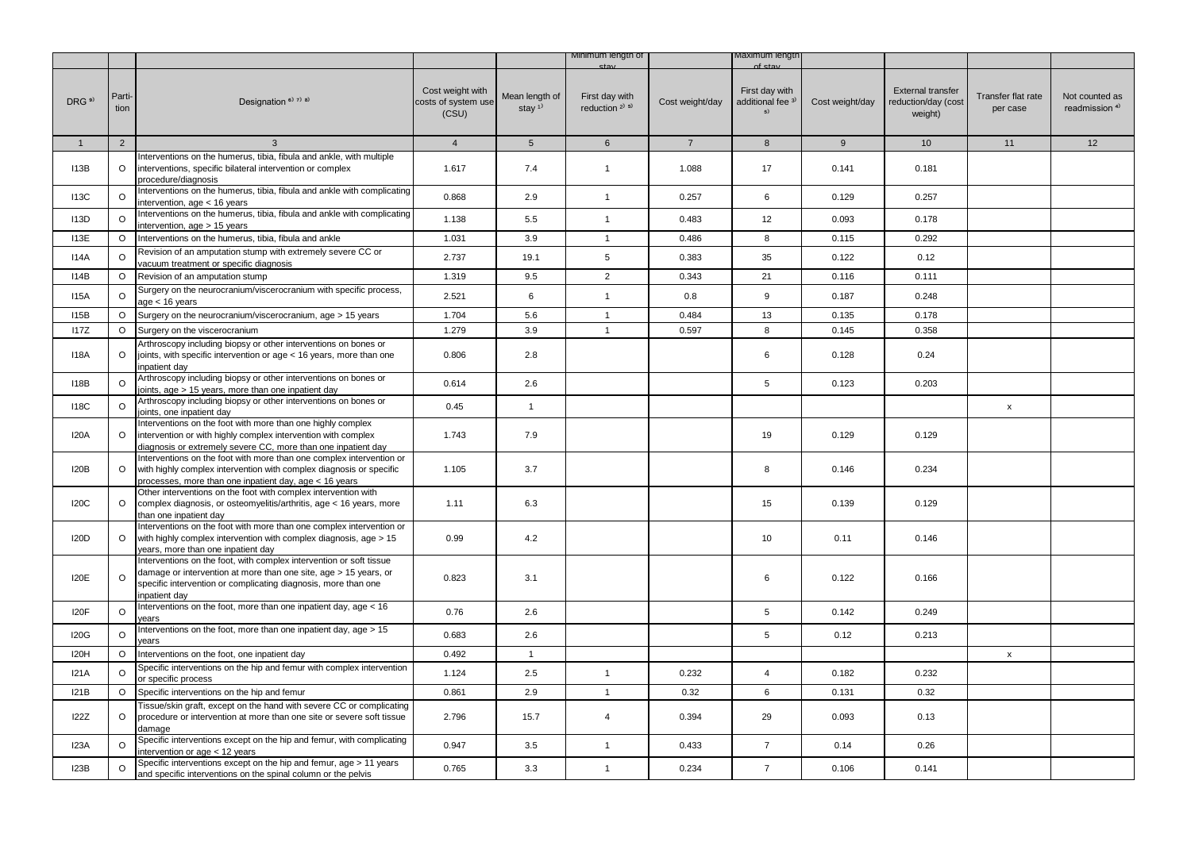| | | | | | Minimum length of stay | | Maximum length of stay | | | | |
|---|---|---|---|---|---|---|---|---|---|---|---|
| DRG [9] | Parti-tion | Designation [6] [7] [8] | Cost weight with costs of system use (CSU) | Mean length of stay [1] | First day with reduction [2] [5] | Cost weight/day | First day with additional fee [3] [5] | Cost weight/day | External transfer reduction/day (cost weight) | Transfer flat rate per case | Not counted as readmission [4] |
| 1 | 2 | 3 | 4 | 5 | 6 | 7 | 8 | 9 | 10 | 11 | 12 |
| I13B | O | Interventions on the humerus, tibia, fibula and ankle, with multiple interventions, specific bilateral intervention or complex procedure/diagnosis | 1.617 | 7.4 | 1 | 1.088 | 17 | 0.141 | 0.181 | | |
| I13C | O | Interventions on the humerus, tibia, fibula and ankle with complicating intervention, age < 16 years | 0.868 | 2.9 | 1 | 0.257 | 6 | 0.129 | 0.257 | | |
| I13D | O | Interventions on the humerus, tibia, fibula and ankle with complicating intervention, age > 15 years | 1.138 | 5.5 | 1 | 0.483 | 12 | 0.093 | 0.178 | | |
| I13E | O | Interventions on the humerus, tibia, fibula and ankle | 1.031 | 3.9 | 1 | 0.486 | 8 | 0.115 | 0.292 | | |
| I14A | O | Revision of an amputation stump with extremely severe CC or vacuum treatment or specific diagnosis | 2.737 | 19.1 | 5 | 0.383 | 35 | 0.122 | 0.12 | | |
| I14B | O | Revision of an amputation stump | 1.319 | 9.5 | 2 | 0.343 | 21 | 0.116 | 0.111 | | |
| I15A | O | Surgery on the neurocranium/viscerocranium with specific process, age < 16 years | 2.521 | 6 | 1 | 0.8 | 9 | 0.187 | 0.248 | | |
| I15B | O | Surgery on the neurocranium/viscerocranium, age > 15 years | 1.704 | 5.6 | 1 | 0.484 | 13 | 0.135 | 0.178 | | |
| I17Z | O | Surgery on the viscerocranium | 1.279 | 3.9 | 1 | 0.597 | 8 | 0.145 | 0.358 | | |
| I18A | O | Arthroscopy including biopsy or other interventions on bones or joints, with specific intervention or age < 16 years, more than one inpatient day | 0.806 | 2.8 | | | 6 | 0.128 | 0.24 | | |
| I18B | O | Arthroscopy including biopsy or other interventions on bones or joints, age > 15 years, more than one inpatient day | 0.614 | 2.6 | | | 5 | 0.123 | 0.203 | | |
| I18C | O | Arthroscopy including biopsy or other interventions on bones or joints, one inpatient day | 0.45 | 1 | | | | | | x | |
| I20A | O | Interventions on the foot with more than one highly complex intervention or with highly complex intervention with complex diagnosis or extremely severe CC, more than one inpatient day | 1.743 | 7.9 | | | 19 | 0.129 | 0.129 | | |
| I20B | O | Interventions on the foot with more than one complex intervention or with highly complex intervention with complex diagnosis or specific processes, more than one inpatient day, age < 16 years | 1.105 | 3.7 | | | 8 | 0.146 | 0.234 | | |
| I20C | O | Other interventions on the foot with complex intervention with complex diagnosis, or osteomyelitis/arthritis, age < 16 years, more than one inpatient day | 1.11 | 6.3 | | | 15 | 0.139 | 0.129 | | |
| I20D | O | Interventions on the foot with more than one complex intervention or with highly complex intervention with complex diagnosis, age > 15 years, more than one inpatient day | 0.99 | 4.2 | | | 10 | 0.11 | 0.146 | | |
| I20E | O | Interventions on the foot, with complex intervention or soft tissue damage or intervention at more than one site, age > 15 years, or specific intervention or complicating diagnosis, more than one inpatient day | 0.823 | 3.1 | | | 6 | 0.122 | 0.166 | | |
| I20F | O | Interventions on the foot, more than one inpatient day, age < 16 years | 0.76 | 2.6 | | | 5 | 0.142 | 0.249 | | |
| I20G | O | Interventions on the foot, more than one inpatient day, age > 15 years | 0.683 | 2.6 | | | 5 | 0.12 | 0.213 | | |
| I20H | O | Interventions on the foot, one inpatient day | 0.492 | 1 | | | | | | x | |
| I21A | O | Specific interventions on the hip and femur with complex intervention or specific process | 1.124 | 2.5 | 1 | 0.232 | 4 | 0.182 | 0.232 | | |
| I21B | O | Specific interventions on the hip and femur | 0.861 | 2.9 | 1 | 0.32 | 6 | 0.131 | 0.32 | | |
| I22Z | O | Tissue/skin graft, except on the hand with severe CC or complicating procedure or intervention at more than one site or severe soft tissue damage | 2.796 | 15.7 | 4 | 0.394 | 29 | 0.093 | 0.13 | | |
| I23A | O | Specific interventions except on the hip and femur, with complicating intervention or age < 12 years | 0.947 | 3.5 | 1 | 0.433 | 7 | 0.14 | 0.26 | | |
| I23B | O | Specific interventions except on the hip and femur, age > 11 years and specific interventions on the spinal column or the pelvis | 0.765 | 3.3 | 1 | 0.234 | 7 | 0.106 | 0.141 | | |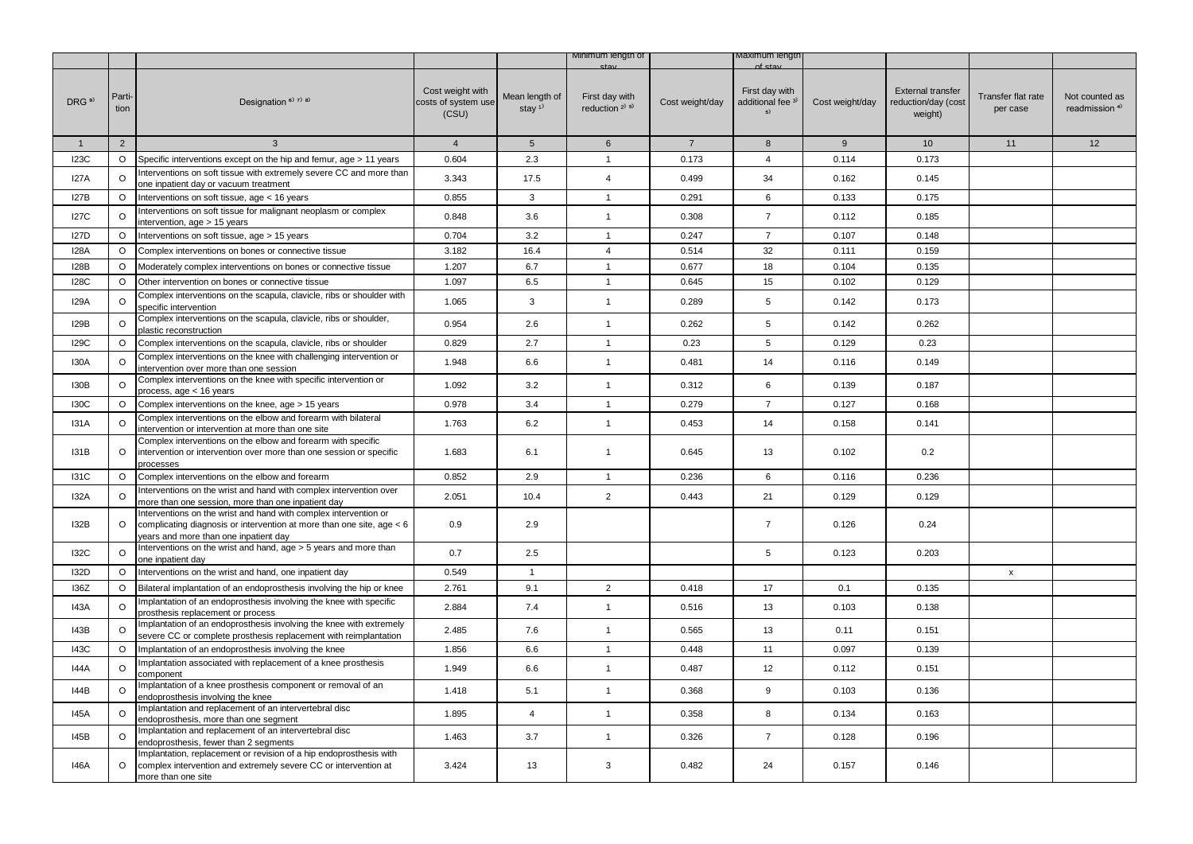| | | | | | Minimum length of stay | | Maximum length of stay | | | | |
|---|---|---|---|---|---|---|---|---|---|---|---|
| DRG [9] | Parti-tion | Designation [6) 7) 8)] | Cost weight with costs of system use (CSU) | Mean length of stay [1)] | First day with reduction [2) 5)] | Cost weight/day | First day with additional fee [3) 5)] | Cost weight/day | External transfer reduction/day (cost weight) | Transfer flat rate per case | Not counted as readmission [4)] |
| 1 | 2 | 3 | 4 | 5 | 6 | 7 | 8 | 9 | 10 | 11 | 12 |
| I23C | O | Specific interventions except on the hip and femur, age > 11 years | 0.604 | 2.3 | 1 | 0.173 | 4 | 0.114 | 0.173 | | |
| I27A | O | Interventions on soft tissue with extremely severe CC and more than one inpatient day or vacuum treatment | 3.343 | 17.5 | 4 | 0.499 | 34 | 0.162 | 0.145 | | |
| I27B | O | Interventions on soft tissue, age < 16 years | 0.855 | 3 | 1 | 0.291 | 6 | 0.133 | 0.175 | | |
| I27C | O | Interventions on soft tissue for malignant neoplasm or complex intervention, age > 15 years | 0.848 | 3.6 | 1 | 0.308 | 7 | 0.112 | 0.185 | | |
| I27D | O | Interventions on soft tissue, age > 15 years | 0.704 | 3.2 | 1 | 0.247 | 7 | 0.107 | 0.148 | | |
| I28A | O | Complex interventions on bones or connective tissue | 3.182 | 16.4 | 4 | 0.514 | 32 | 0.111 | 0.159 | | |
| I28B | O | Moderately complex interventions on bones or connective tissue | 1.207 | 6.7 | 1 | 0.677 | 18 | 0.104 | 0.135 | | |
| I28C | O | Other intervention on bones or connective tissue | 1.097 | 6.5 | 1 | 0.645 | 15 | 0.102 | 0.129 | | |
| I29A | O | Complex interventions on the scapula, clavicle, ribs or shoulder with specific intervention | 1.065 | 3 | 1 | 0.289 | 5 | 0.142 | 0.173 | | |
| I29B | O | Complex interventions on the scapula, clavicle, ribs or shoulder, plastic reconstruction | 0.954 | 2.6 | 1 | 0.262 | 5 | 0.142 | 0.262 | | |
| I29C | O | Complex interventions on the scapula, clavicle, ribs or shoulder | 0.829 | 2.7 | 1 | 0.23 | 5 | 0.129 | 0.23 | | |
| I30A | O | Complex interventions on the knee with challenging intervention or intervention over more than one session | 1.948 | 6.6 | 1 | 0.481 | 14 | 0.116 | 0.149 | | |
| I30B | O | Complex interventions on the knee with specific intervention or process, age < 16 years | 1.092 | 3.2 | 1 | 0.312 | 6 | 0.139 | 0.187 | | |
| I30C | O | Complex interventions on the knee, age > 15 years | 0.978 | 3.4 | 1 | 0.279 | 7 | 0.127 | 0.168 | | |
| I31A | O | Complex interventions on the elbow and forearm with bilateral intervention or intervention at more than one site | 1.763 | 6.2 | 1 | 0.453 | 14 | 0.158 | 0.141 | | |
| I31B | O | Complex interventions on the elbow and forearm with specific intervention or intervention over more than one session or specific processes | 1.683 | 6.1 | 1 | 0.645 | 13 | 0.102 | 0.2 | | |
| I31C | O | Complex interventions on the elbow and forearm | 0.852 | 2.9 | 1 | 0.236 | 6 | 0.116 | 0.236 | | |
| I32A | O | Interventions on the wrist and hand with complex intervention over more than one session, more than one inpatient day | 2.051 | 10.4 | 2 | 0.443 | 21 | 0.129 | 0.129 | | |
| I32B | O | Interventions on the wrist and hand with complex intervention or complicating diagnosis or intervention at more than one site, age < 6 years and more than one inpatient day | 0.9 | 2.9 | | | 7 | 0.126 | 0.24 | | |
| I32C | O | Interventions on the wrist and hand, age > 5 years and more than one inpatient day | 0.7 | 2.5 | | | 5 | 0.123 | 0.203 | | |
| I32D | O | Interventions on the wrist and hand, one inpatient day | 0.549 | 1 | | | | | | x | |
| I36Z | O | Bilateral implantation of an endoprosthesis involving the hip or knee | 2.761 | 9.1 | 2 | 0.418 | 17 | 0.1 | 0.135 | | |
| I43A | O | Implantation of an endoprosthesis involving the knee with specific prosthesis replacement or process | 2.884 | 7.4 | 1 | 0.516 | 13 | 0.103 | 0.138 | | |
| I43B | O | Implantation of an endoprosthesis involving the knee with extremely severe CC or complete prosthesis replacement with reimplantation | 2.485 | 7.6 | 1 | 0.565 | 13 | 0.11 | 0.151 | | |
| I43C | O | Implantation of an endoprosthesis involving the knee | 1.856 | 6.6 | 1 | 0.448 | 11 | 0.097 | 0.139 | | |
| I44A | O | Implantation associated with replacement of a knee prosthesis component | 1.949 | 6.6 | 1 | 0.487 | 12 | 0.112 | 0.151 | | |
| I44B | O | Implantation of a knee prosthesis component or removal of an endoprosthesis involving the knee | 1.418 | 5.1 | 1 | 0.368 | 9 | 0.103 | 0.136 | | |
| I45A | O | Implantation and replacement of an intervertebral disc endoprosthesis, more than one segment | 1.895 | 4 | 1 | 0.358 | 8 | 0.134 | 0.163 | | |
| I45B | O | Implantation and replacement of an intervertebral disc endoprosthesis, fewer than 2 segments | 1.463 | 3.7 | 1 | 0.326 | 7 | 0.128 | 0.196 | | |
| I46A | O | Implantation, replacement or revision of a hip endoprosthesis with complex intervention and extremely severe CC or intervention at more than one site | 3.424 | 13 | 3 | 0.482 | 24 | 0.157 | 0.146 | | |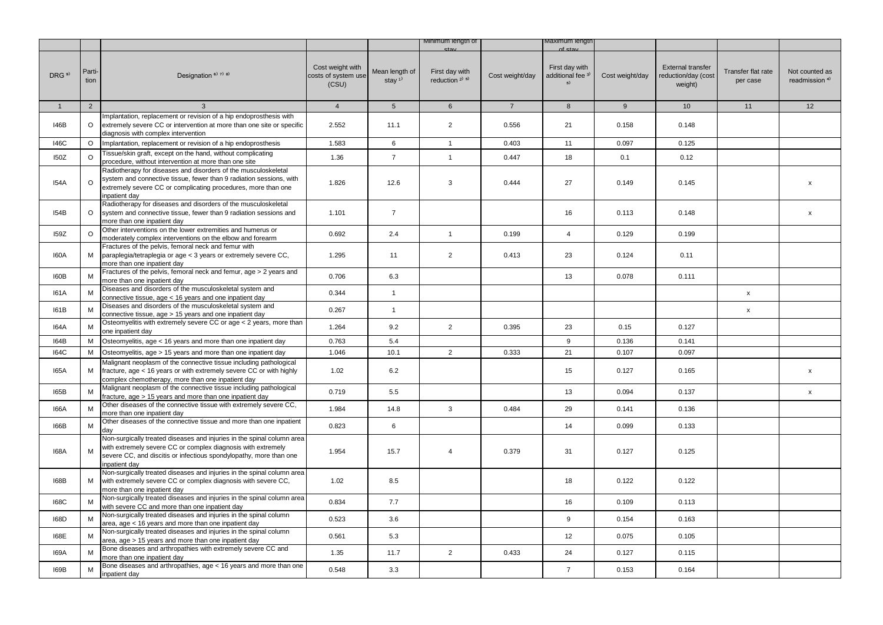| | | | | | Minimum length of stay | | Maximum length of stay | | | | |
|---|---|---|---|---|---|---|---|---|---|---|---|
| DRG [9] | Partition | Designation [6) 7) 8] | Cost weight with costs of system use (CSU) | Mean length of stay [1] | First day with reduction [2) 5] | Cost weight/day | First day with additional fee [3) 5] | Cost weight/day | External transfer reduction/day (cost weight) | Transfer flat rate per case | Not counted as readmission [4] |
| 1 | 2 | 3 | 4 | 5 | 6 | 7 | 8 | 9 | 10 | 11 | 12 |
| I46B | O | Implantation, replacement or revision of a hip endoprosthesis with extremely severe CC or intervention at more than one site or specific diagnosis with complex intervention | 2.552 | 11.1 | 2 | 0.556 | 21 | 0.158 | 0.148 | | |
| I46C | O | Implantation, replacement or revision of a hip endoprosthesis | 1.583 | 6 | 1 | 0.403 | 11 | 0.097 | 0.125 | | |
| I50Z | O | Tissue/skin graft, except on the hand, without complicating procedure, without intervention at more than one site | 1.36 | 7 | 1 | 0.447 | 18 | 0.1 | 0.12 | | |
| I54A | O | Radiotherapy for diseases and disorders of the musculoskeletal system and connective tissue, fewer than 9 radiation sessions, with extremely severe CC or complicating procedures, more than one inpatient day | 1.826 | 12.6 | 3 | 0.444 | 27 | 0.149 | 0.145 | | x |
| I54B | O | Radiotherapy for diseases and disorders of the musculoskeletal system and connective tissue, fewer than 9 radiation sessions and more than one inpatient day | 1.101 | 7 | | | 16 | 0.113 | 0.148 | | x |
| I59Z | O | Other interventions on the lower extremities and humerus or moderately complex interventions on the elbow and forearm | 0.692 | 2.4 | 1 | 0.199 | 4 | 0.129 | 0.199 | | |
| I60A | M | Fractures of the pelvis, femoral neck and femur with paraplegia/tetraplegia or age < 3 years or extremely severe CC, more than one inpatient day | 1.295 | 11 | 2 | 0.413 | 23 | 0.124 | 0.11 | | |
| I60B | M | Fractures of the pelvis, femoral neck and femur, age > 2 years and more than one inpatient day | 0.706 | 6.3 | | | 13 | 0.078 | 0.111 | | |
| I61A | M | Diseases and disorders of the musculoskeletal system and connective tissue, age < 16 years and one inpatient day | 0.344 | 1 | | | | | | x | |
| I61B | M | Diseases and disorders of the musculoskeletal system and connective tissue, age > 15 years and one inpatient day | 0.267 | 1 | | | | | | x | |
| I64A | M | Osteomyelitis with extremely severe CC or age < 2 years, more than one inpatient day | 1.264 | 9.2 | 2 | 0.395 | 23 | 0.15 | 0.127 | | |
| I64B | M | Osteomyelitis, age < 16 years and more than one inpatient day | 0.763 | 5.4 | | | 9 | 0.136 | 0.141 | | |
| I64C | M | Osteomyelitis, age > 15 years and more than one inpatient day | 1.046 | 10.1 | 2 | 0.333 | 21 | 0.107 | 0.097 | | |
| I65A | M | Malignant neoplasm of the connective tissue including pathological fracture, age < 16 years or with extremely severe CC or with highly complex chemotherapy, more than one inpatient day | 1.02 | 6.2 | | | 15 | 0.127 | 0.165 | | x |
| I65B | M | Malignant neoplasm of the connective tissue including pathological fracture, age > 15 years and more than one inpatient day | 0.719 | 5.5 | | | 13 | 0.094 | 0.137 | | x |
| I66A | M | Other diseases of the connective tissue with extremely severe CC, more than one inpatient day | 1.984 | 14.8 | 3 | 0.484 | 29 | 0.141 | 0.136 | | |
| I66B | M | Other diseases of the connective tissue and more than one inpatient day | 0.823 | 6 | | | 14 | 0.099 | 0.133 | | |
| I68A | M | Non-surgically treated diseases and injuries in the spinal column area with extremely severe CC or complex diagnosis with extremely severe CC, and discitis or infectious spondylopathy, more than one inpatient day | 1.954 | 15.7 | 4 | 0.379 | 31 | 0.127 | 0.125 | | |
| I68B | M | Non-surgically treated diseases and injuries in the spinal column area with extremely severe CC or complex diagnosis with severe CC, more than one inpatient day | 1.02 | 8.5 | | | 18 | 0.122 | 0.122 | | |
| I68C | M | Non-surgically treated diseases and injuries in the spinal column area with severe CC and more than one inpatient day | 0.834 | 7.7 | | | 16 | 0.109 | 0.113 | | |
| I68D | M | Non-surgically treated diseases and injuries in the spinal column area, age < 16 years and more than one inpatient day | 0.523 | 3.6 | | | 9 | 0.154 | 0.163 | | |
| I68E | M | Non-surgically treated diseases and injuries in the spinal column area, age > 15 years and more than one inpatient day | 0.561 | 5.3 | | | 12 | 0.075 | 0.105 | | |
| I69A | M | Bone diseases and arthropathies with extremely severe CC and more than one inpatient day | 1.35 | 11.7 | 2 | 0.433 | 24 | 0.127 | 0.115 | | |
| I69B | M | Bone diseases and arthropathies, age < 16 years and more than one inpatient day | 0.548 | 3.3 | | | 7 | 0.153 | 0.164 | | |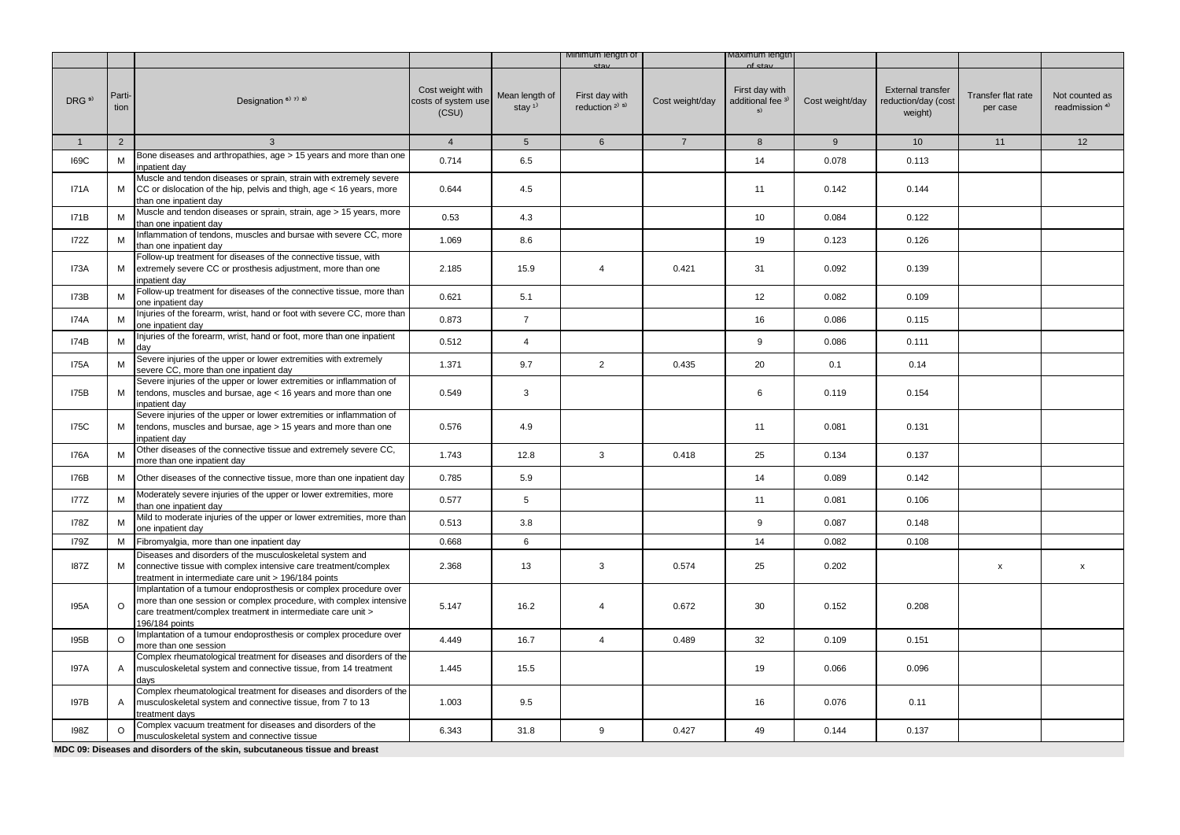| | | | | | Minimum length of stay | | Maximum length of stay | | | | |
|---|---|---|---|---|---|---|---|---|---|---|---|
| DRG [9] | Parti-tion | Designation [6] [7] [8] | Cost weight with costs of system use (CSU) | Mean length of stay [1] | First day with reduction [2] [5] | Cost weight/day | First day with additional fee [3] [5] | Cost weight/day | External transfer reduction/day (cost weight) | Transfer flat rate per case | Not counted as readmission [4] |
| 1 | 2 | 3 | 4 | 5 | 6 | 7 | 8 | 9 | 10 | 11 | 12 |
| I69C | M | Bone diseases and arthropathies, age > 15 years and more than one inpatient day | 0.714 | 6.5 | | | 14 | 0.078 | 0.113 | | |
| I71A | M | Muscle and tendon diseases or sprain, strain with extremely severe CC or dislocation of the hip, pelvis and thigh, age < 16 years, more than one inpatient day | 0.644 | 4.5 | | | 11 | 0.142 | 0.144 | | |
| I71B | M | Muscle and tendon diseases or sprain, strain, age > 15 years, more than one inpatient day | 0.53 | 4.3 | | | 10 | 0.084 | 0.122 | | |
| I72Z | M | Inflammation of tendons, muscles and bursae with severe CC, more than one inpatient day | 1.069 | 8.6 | | | 19 | 0.123 | 0.126 | | |
| I73A | M | Follow-up treatment for diseases of the connective tissue, with extremely severe CC or prosthesis adjustment, more than one inpatient day | 2.185 | 15.9 | 4 | 0.421 | 31 | 0.092 | 0.139 | | |
| I73B | M | Follow-up treatment for diseases of the connective tissue, more than one inpatient day | 0.621 | 5.1 | | | 12 | 0.082 | 0.109 | | |
| I74A | M | Injuries of the forearm, wrist, hand or foot with severe CC, more than one inpatient day | 0.873 | 7 | | | 16 | 0.086 | 0.115 | | |
| I74B | M | Injuries of the forearm, wrist, hand or foot, more than one inpatient day | 0.512 | 4 | | | 9 | 0.086 | 0.111 | | |
| I75A | M | Severe injuries of the upper or lower extremities with extremely severe CC, more than one inpatient day | 1.371 | 9.7 | 2 | 0.435 | 20 | 0.1 | 0.14 | | |
| I75B | M | Severe injuries of the upper or lower extremities or inflammation of tendons, muscles and bursae, age < 16 years and more than one inpatient day | 0.549 | 3 | | | 6 | 0.119 | 0.154 | | |
| I75C | M | Severe injuries of the upper or lower extremities or inflammation of tendons, muscles and bursae, age > 15 years and more than one inpatient day | 0.576 | 4.9 | | | 11 | 0.081 | 0.131 | | |
| I76A | M | Other diseases of the connective tissue and extremely severe CC, more than one inpatient day | 1.743 | 12.8 | 3 | 0.418 | 25 | 0.134 | 0.137 | | |
| I76B | M | Other diseases of the connective tissue, more than one inpatient day | 0.785 | 5.9 | | | 14 | 0.089 | 0.142 | | |
| I77Z | M | Moderately severe injuries of the upper or lower extremities, more than one inpatient day | 0.577 | 5 | | | 11 | 0.081 | 0.106 | | |
| I78Z | M | Mild to moderate injuries of the upper or lower extremities, more than one inpatient day | 0.513 | 3.8 | | | 9 | 0.087 | 0.148 | | |
| I79Z | M | Fibromyalgia, more than one inpatient day | 0.668 | 6 | | | 14 | 0.082 | 0.108 | | |
| I87Z | M | Diseases and disorders of the musculoskeletal system and connective tissue with complex intensive care treatment/complex treatment in intermediate care unit > 196/184 points | 2.368 | 13 | 3 | 0.574 | 25 | 0.202 | | x | x |
| I95A | O | Implantation of a tumour endoprosthesis or complex procedure over more than one session or complex procedure, with complex intensive care treatment/complex treatment in intermediate care unit > 196/184 points | 5.147 | 16.2 | 4 | 0.672 | 30 | 0.152 | 0.208 | | |
| I95B | O | Implantation of a tumour endoprosthesis or complex procedure over more than one session | 4.449 | 16.7 | 4 | 0.489 | 32 | 0.109 | 0.151 | | |
| I97A | A | Complex rheumatological treatment for diseases and disorders of the musculoskeletal system and connective tissue, from 14 treatment days | 1.445 | 15.5 | | | 19 | 0.066 | 0.096 | | |
| I97B | A | Complex rheumatological treatment for diseases and disorders of the musculoskeletal system and connective tissue, from 7 to 13 treatment days | 1.003 | 9.5 | | | 16 | 0.076 | 0.11 | | |
| I98Z | O | Complex vacuum treatment for diseases and disorders of the musculoskeletal system and connective tissue | 6.343 | 31.8 | 9 | 0.427 | 49 | 0.144 | 0.137 | | |

**MDC 09: Diseases and disorders of the skin, subcutaneous tissue and breast**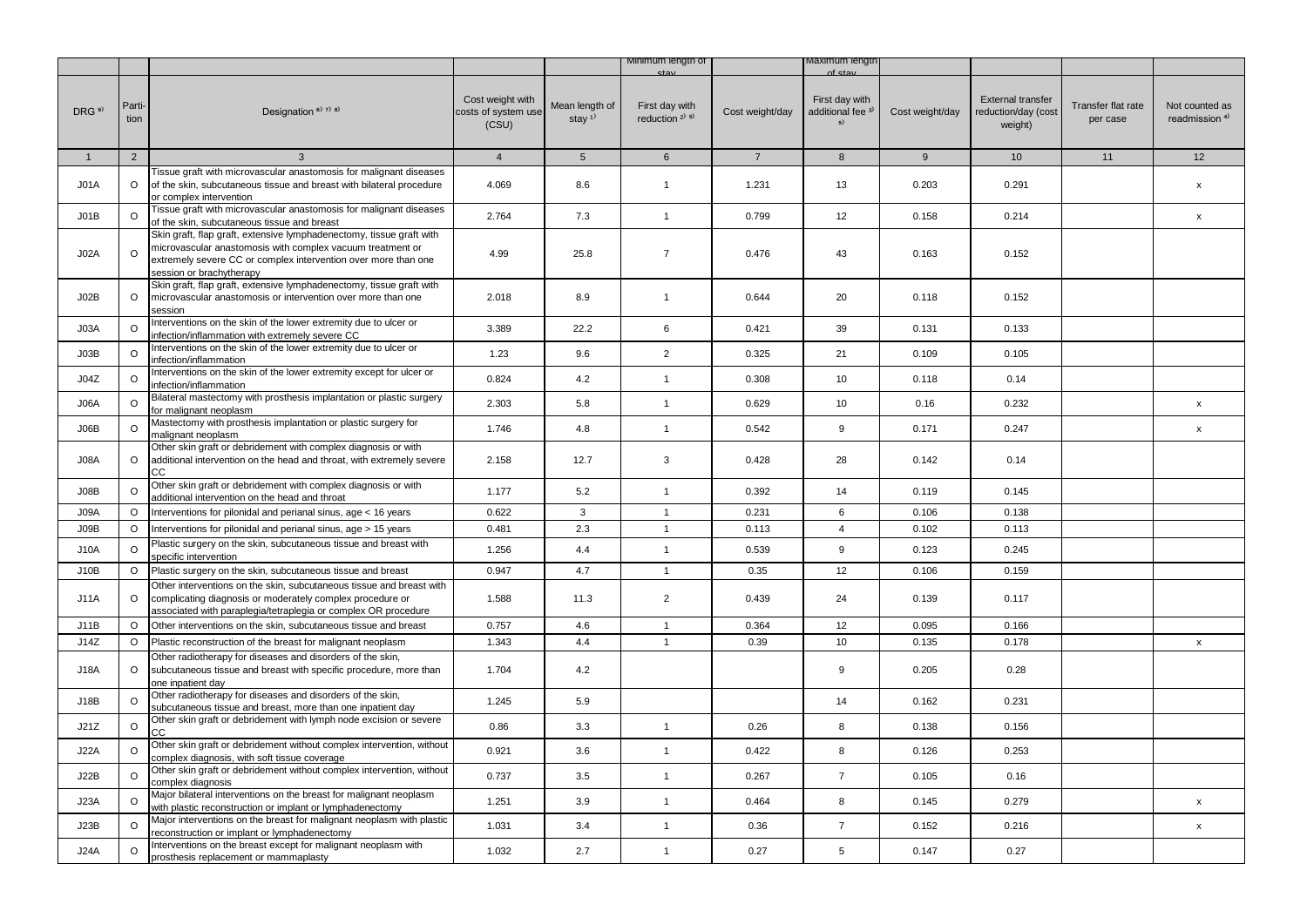|  |  |  |  |  | Minimum length of stay |  | Maximum length of stay |  |  |  |  |
|---|---|---|---|---|---|---|---|---|---|---|---|
| DRG [9] | Parti-tion | Designation [6) 7) 8] | Cost weight with costs of system use (CSU) | Mean length of stay [1] | First day with reduction [2) 5] | Cost weight/day | First day with additional fee [3) 5] | Cost weight/day | External transfer reduction/day (cost weight) | Transfer flat rate per case | Not counted as readmission [4] |
| 1 | 2 | 3 | 4 | 5 | 6 | 7 | 8 | 9 | 10 | 11 | 12 |
| J01A | O | Tissue graft with microvascular anastomosis for malignant diseases of the skin, subcutaneous tissue and breast with bilateral procedure or complex intervention | 4.069 | 8.6 | 1 | 1.231 | 13 | 0.203 | 0.291 |  | x |
| J01B | O | Tissue graft with microvascular anastomosis for malignant diseases of the skin, subcutaneous tissue and breast | 2.764 | 7.3 | 1 | 0.799 | 12 | 0.158 | 0.214 |  | x |
| J02A | O | Skin graft, flap graft, extensive lymphadenectomy, tissue graft with microvascular anastomosis with complex vacuum treatment or extremely severe CC or complex intervention over more than one session or brachytherapy | 4.99 | 25.8 | 7 | 0.476 | 43 | 0.163 | 0.152 |  |  |
| J02B | O | Skin graft, flap graft, extensive lymphadenectomy, tissue graft with microvascular anastomosis or intervention over more than one session | 2.018 | 8.9 | 1 | 0.644 | 20 | 0.118 | 0.152 |  |  |
| J03A | O | Interventions on the skin of the lower extremity due to ulcer or infection/inflammation with extremely severe CC | 3.389 | 22.2 | 6 | 0.421 | 39 | 0.131 | 0.133 |  |  |
| J03B | O | Interventions on the skin of the lower extremity due to ulcer or infection/inflammation | 1.23 | 9.6 | 2 | 0.325 | 21 | 0.109 | 0.105 |  |  |
| J04Z | O | Interventions on the skin of the lower extremity except for ulcer or infection/inflammation | 0.824 | 4.2 | 1 | 0.308 | 10 | 0.118 | 0.14 |  |  |
| J06A | O | Bilateral mastectomy with prosthesis implantation or plastic surgery for malignant neoplasm | 2.303 | 5.8 | 1 | 0.629 | 10 | 0.16 | 0.232 |  | x |
| J06B | O | Mastectomy with prosthesis implantation or plastic surgery for malignant neoplasm | 1.746 | 4.8 | 1 | 0.542 | 9 | 0.171 | 0.247 |  | x |
| J08A | O | Other skin graft or debridement with complex diagnosis or with additional intervention on the head and throat, with extremely severe CC | 2.158 | 12.7 | 3 | 0.428 | 28 | 0.142 | 0.14 |  |  |
| J08B | O | Other skin graft or debridement with complex diagnosis or with additional intervention on the head and throat | 1.177 | 5.2 | 1 | 0.392 | 14 | 0.119 | 0.145 |  |  |
| J09A | O | Interventions for pilonidal and perianal sinus, age < 16 years | 0.622 | 3 | 1 | 0.231 | 6 | 0.106 | 0.138 |  |  |
| J09B | O | Interventions for pilonidal and perianal sinus, age > 15 years | 0.481 | 2.3 | 1 | 0.113 | 4 | 0.102 | 0.113 |  |  |
| J10A | O | Plastic surgery on the skin, subcutaneous tissue and breast with specific intervention | 1.256 | 4.4 | 1 | 0.539 | 9 | 0.123 | 0.245 |  |  |
| J10B | O | Plastic surgery on the skin, subcutaneous tissue and breast | 0.947 | 4.7 | 1 | 0.35 | 12 | 0.106 | 0.159 |  |  |
| J11A | O | Other interventions on the skin, subcutaneous tissue and breast with complicating diagnosis or moderately complex procedure or associated with paraplegia/tetraplegia or complex OR procedure | 1.588 | 11.3 | 2 | 0.439 | 24 | 0.139 | 0.117 |  |  |
| J11B | O | Other interventions on the skin, subcutaneous tissue and breast | 0.757 | 4.6 | 1 | 0.364 | 12 | 0.095 | 0.166 |  |  |
| J14Z | O | Plastic reconstruction of the breast for malignant neoplasm | 1.343 | 4.4 | 1 | 0.39 | 10 | 0.135 | 0.178 |  | x |
| J18A | O | Other radiotherapy for diseases and disorders of the skin, subcutaneous tissue and breast with specific procedure, more than one inpatient day | 1.704 | 4.2 |  |  | 9 | 0.205 | 0.28 |  |  |
| J18B | O | Other radiotherapy for diseases and disorders of the skin, subcutaneous tissue and breast, more than one inpatient day | 1.245 | 5.9 |  |  | 14 | 0.162 | 0.231 |  |  |
| J21Z | O | Other skin graft or debridement with lymph node excision or severe CC | 0.86 | 3.3 | 1 | 0.26 | 8 | 0.138 | 0.156 |  |  |
| J22A | O | Other skin graft or debridement without complex intervention, without complex diagnosis, with soft tissue coverage | 0.921 | 3.6 | 1 | 0.422 | 8 | 0.126 | 0.253 |  |  |
| J22B | O | Other skin graft or debridement without complex intervention, without complex diagnosis | 0.737 | 3.5 | 1 | 0.267 | 7 | 0.105 | 0.16 |  |  |
| J23A | O | Major bilateral interventions on the breast for malignant neoplasm with plastic reconstruction or implant or lymphadenectomy | 1.251 | 3.9 | 1 | 0.464 | 8 | 0.145 | 0.279 |  | x |
| J23B | O | Major interventions on the breast for malignant neoplasm with plastic reconstruction or implant or lymphadenectomy | 1.031 | 3.4 | 1 | 0.36 | 7 | 0.152 | 0.216 |  | x |
| J24A | O | Interventions on the breast except for malignant neoplasm with prosthesis replacement or mammaplasty | 1.032 | 2.7 | 1 | 0.27 | 5 | 0.147 | 0.27 |  |  |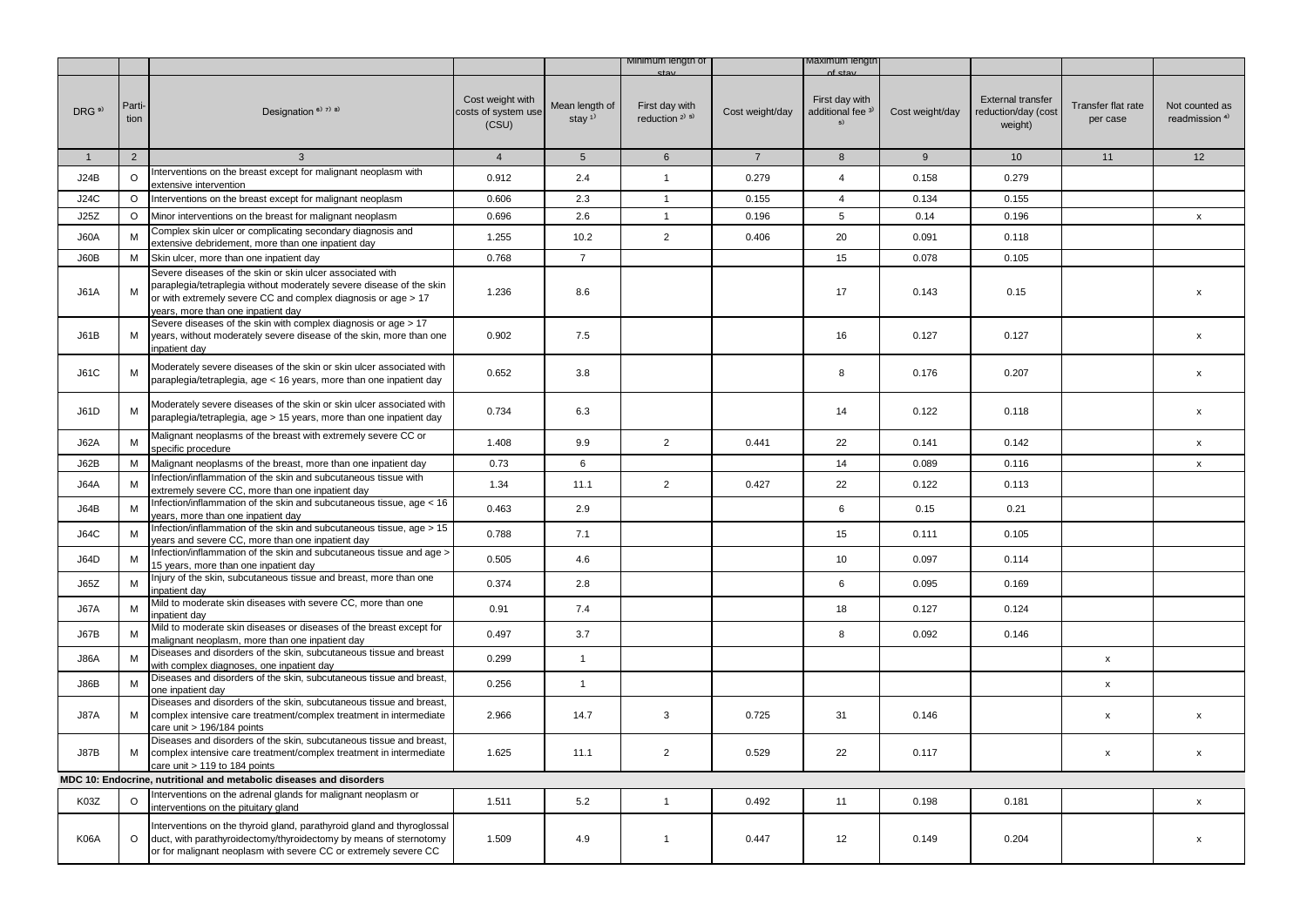| | | | | | Minimum length of stay | | Maximum length of stay | | | | |
|---|---|---|---|---|---|---|---|---|---|---|---|
| DRG [9] | Parti-tion | Designation [6) 7) 8)] | Cost weight with costs of system use (CSU) | Mean length of stay [1)] | First day with reduction [2) 5)] | Cost weight/day | First day with additional fee [3) 5)] | Cost weight/day | External transfer reduction/day (cost weight) | Transfer flat rate per case | Not counted as readmission [4)] |
| 1 | 2 | 3 | 4 | 5 | 6 | 7 | 8 | 9 | 10 | 11 | 12 |
| J24B | O | Interventions on the breast except for malignant neoplasm with extensive intervention | 0.912 | 2.4 | 1 | 0.279 | 4 | 0.158 | 0.279 | | |
| J24C | O | Interventions on the breast except for malignant neoplasm | 0.606 | 2.3 | 1 | 0.155 | 4 | 0.134 | 0.155 | | |
| J25Z | O | Minor interventions on the breast for malignant neoplasm | 0.696 | 2.6 | 1 | 0.196 | 5 | 0.14 | 0.196 | | x |
| J60A | M | Complex skin ulcer or complicating secondary diagnosis and extensive debridement, more than one inpatient day | 1.255 | 10.2 | 2 | 0.406 | 20 | 0.091 | 0.118 | | |
| J60B | M | Skin ulcer, more than one inpatient day | 0.768 | 7 | | | 15 | 0.078 | 0.105 | | |
| J61A | M | Severe diseases of the skin or skin ulcer associated with paraplegia/tetraplegia without moderately severe disease of the skin or with extremely severe CC and complex diagnosis or age > 17 years, more than one inpatient day | 1.236 | 8.6 | | | 17 | 0.143 | 0.15 | | x |
| J61B | M | Severe diseases of the skin with complex diagnosis or age > 17 years, without moderately severe disease of the skin, more than one inpatient day | 0.902 | 7.5 | | | 16 | 0.127 | 0.127 | | x |
| J61C | M | Moderately severe diseases of the skin or skin ulcer associated with paraplegia/tetraplegia, age < 16 years, more than one inpatient day | 0.652 | 3.8 | | | 8 | 0.176 | 0.207 | | x |
| J61D | M | Moderately severe diseases of the skin or skin ulcer associated with paraplegia/tetraplegia, age > 15 years, more than one inpatient day | 0.734 | 6.3 | | | 14 | 0.122 | 0.118 | | x |
| J62A | M | Malignant neoplasms of the breast with extremely severe CC or specific procedure | 1.408 | 9.9 | 2 | 0.441 | 22 | 0.141 | 0.142 | | x |
| J62B | M | Malignant neoplasms of the breast, more than one inpatient day | 0.73 | 6 | | | 14 | 0.089 | 0.116 | | x |
| J64A | M | Infection/inflammation of the skin and subcutaneous tissue with extremely severe CC, more than one inpatient day | 1.34 | 11.1 | 2 | 0.427 | 22 | 0.122 | 0.113 | | |
| J64B | M | Infection/inflammation of the skin and subcutaneous tissue, age < 16 years, more than one inpatient day | 0.463 | 2.9 | | | 6 | 0.15 | 0.21 | | |
| J64C | M | Infection/inflammation of the skin and subcutaneous tissue, age > 15 years and severe CC, more than one inpatient day | 0.788 | 7.1 | | | 15 | 0.111 | 0.105 | | |
| J64D | M | Infection/inflammation of the skin and subcutaneous tissue and age > 15 years, more than one inpatient day | 0.505 | 4.6 | | | 10 | 0.097 | 0.114 | | |
| J65Z | M | Injury of the skin, subcutaneous tissue and breast, more than one inpatient day | 0.374 | 2.8 | | | 6 | 0.095 | 0.169 | | |
| J67A | M | Mild to moderate skin diseases with severe CC, more than one inpatient day | 0.91 | 7.4 | | | 18 | 0.127 | 0.124 | | |
| J67B | M | Mild to moderate skin diseases or diseases of the breast except for malignant neoplasm, more than one inpatient day | 0.497 | 3.7 | | | 8 | 0.092 | 0.146 | | |
| J86A | M | Diseases and disorders of the skin, subcutaneous tissue and breast with complex diagnoses, one inpatient day | 0.299 | 1 | | | | | | x | |
| J86B | M | Diseases and disorders of the skin, subcutaneous tissue and breast, one inpatient day | 0.256 | 1 | | | | | | x | |
| J87A | M | Diseases and disorders of the skin, subcutaneous tissue and breast, complex intensive care treatment/complex treatment in intermediate care unit > 196/184 points | 2.966 | 14.7 | 3 | 0.725 | 31 | 0.146 | | x | x |
| J87B | M | Diseases and disorders of the skin, subcutaneous tissue and breast, complex intensive care treatment/complex treatment in intermediate care unit > 119 to 184 points | 1.625 | 11.1 | 2 | 0.529 | 22 | 0.117 | | x | x |
| **MDC 10: Endocrine, nutritional and metabolic diseases and disorders** | | | | | | | | | | | |
| K03Z | O | Interventions on the adrenal glands for malignant neoplasm or interventions on the pituitary gland | 1.511 | 5.2 | 1 | 0.492 | 11 | 0.198 | 0.181 | | x |
| K06A | O | Interventions on the thyroid gland, parathyroid gland and thyroglossal duct, with parathyroidectomy/thyroidectomy by means of sternotomy or for malignant neoplasm with severe CC or extremely severe CC | 1.509 | 4.9 | 1 | 0.447 | 12 | 0.149 | 0.204 | | x |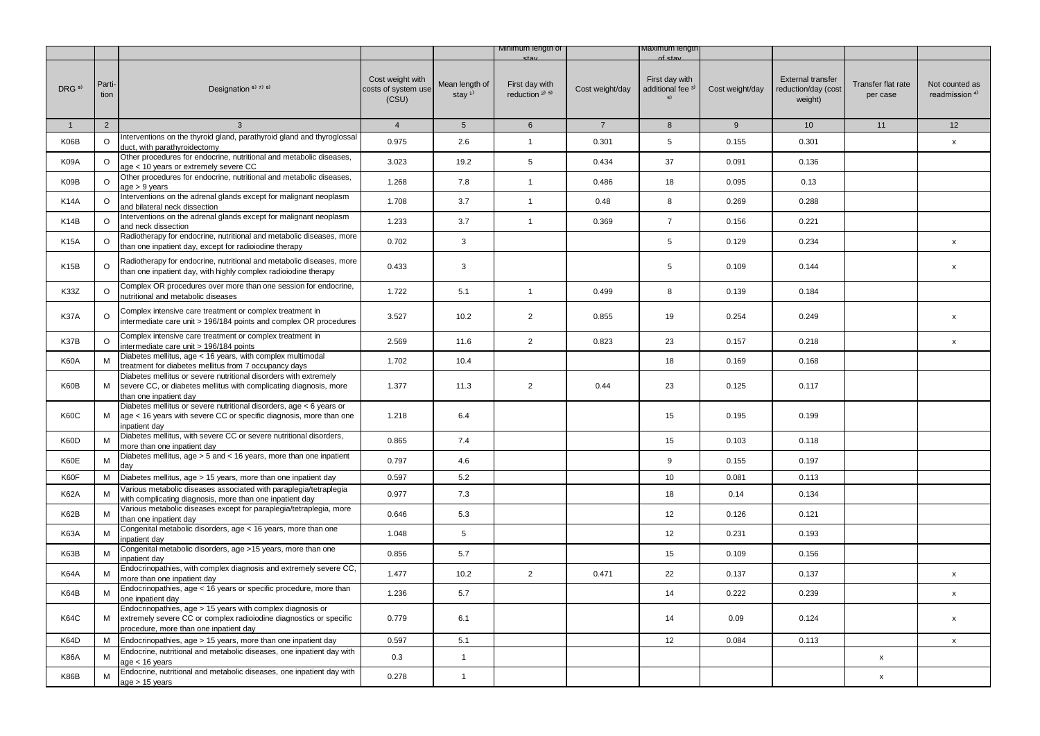| | | | | | Minimum length of stay | | Maximum length of stay | | | | |
|---|---|---|---|---|---|---|---|---|---|---|---|
| DRG [9] | Parti-tion | Designation [6) 7) 8] | Cost weight with costs of system use (CSU) | Mean length of stay [1] | First day with reduction [2) 5] | Cost weight/day | First day with additional fee [3) 5] | Cost weight/day | External transfer reduction/day (cost weight) | Transfer flat rate per case | Not counted as readmission [4] |
| 1 | 2 | 3 | 4 | 5 | 6 | 7 | 8 | 9 | 10 | 11 | 12 |
| K06B | O | Interventions on the thyroid gland, parathyroid gland and thyroglossal duct, with parathyroidectomy | 0.975 | 2.6 | 1 | 0.301 | 5 | 0.155 | 0.301 | | x |
| K09A | O | Other procedures for endocrine, nutritional and metabolic diseases, age < 10 years or extremely severe CC | 3.023 | 19.2 | 5 | 0.434 | 37 | 0.091 | 0.136 | | |
| K09B | O | Other procedures for endocrine, nutritional and metabolic diseases, age > 9 years | 1.268 | 7.8 | 1 | 0.486 | 18 | 0.095 | 0.13 | | |
| K14A | O | Interventions on the adrenal glands except for malignant neoplasm and bilateral neck dissection | 1.708 | 3.7 | 1 | 0.48 | 8 | 0.269 | 0.288 | | |
| K14B | O | Interventions on the adrenal glands except for malignant neoplasm and neck dissection | 1.233 | 3.7 | 1 | 0.369 | 7 | 0.156 | 0.221 | | |
| K15A | O | Radiotherapy for endocrine, nutritional and metabolic diseases, more than one inpatient day, except for radioiodine therapy | 0.702 | 3 | | | 5 | 0.129 | 0.234 | | x |
| K15B | O | Radiotherapy for endocrine, nutritional and metabolic diseases, more than one inpatient day, with highly complex radioiodine therapy | 0.433 | 3 | | | 5 | 0.109 | 0.144 | | x |
| K33Z | O | Complex OR procedures over more than one session for endocrine, nutritional and metabolic diseases | 1.722 | 5.1 | 1 | 0.499 | 8 | 0.139 | 0.184 | | |
| K37A | O | Complex intensive care treatment or complex treatment in intermediate care unit > 196/184 points and complex OR procedures | 3.527 | 10.2 | 2 | 0.855 | 19 | 0.254 | 0.249 | | x |
| K37B | O | Complex intensive care treatment or complex treatment in intermediate care unit > 196/184 points | 2.569 | 11.6 | 2 | 0.823 | 23 | 0.157 | 0.218 | | x |
| K60A | M | Diabetes mellitus, age < 16 years, with complex multimodal treatment for diabetes mellitus from 7 occupancy days | 1.702 | 10.4 | | | 18 | 0.169 | 0.168 | | |
| K60B | M | Diabetes mellitus or severe nutritional disorders with extremely severe CC, or diabetes mellitus with complicating diagnosis, more than one inpatient day | 1.377 | 11.3 | 2 | 0.44 | 23 | 0.125 | 0.117 | | |
| K60C | M | Diabetes mellitus or severe nutritional disorders, age < 6 years or age < 16 years with severe CC or specific diagnosis, more than one inpatient day | 1.218 | 6.4 | | | 15 | 0.195 | 0.199 | | |
| K60D | M | Diabetes mellitus, with severe CC or severe nutritional disorders, more than one inpatient day | 0.865 | 7.4 | | | 15 | 0.103 | 0.118 | | |
| K60E | M | Diabetes mellitus, age > 5 and < 16 years, more than one inpatient day | 0.797 | 4.6 | | | 9 | 0.155 | 0.197 | | |
| K60F | M | Diabetes mellitus, age > 15 years, more than one inpatient day | 0.597 | 5.2 | | | 10 | 0.081 | 0.113 | | |
| K62A | M | Various metabolic diseases associated with paraplegia/tetraplegia with complicating diagnosis, more than one inpatient day | 0.977 | 7.3 | | | 18 | 0.14 | 0.134 | | |
| K62B | M | Various metabolic diseases except for paraplegia/tetraplegia, more than one inpatient day | 0.646 | 5.3 | | | 12 | 0.126 | 0.121 | | |
| K63A | M | Congenital metabolic disorders, age < 16 years, more than one inpatient day | 1.048 | 5 | | | 12 | 0.231 | 0.193 | | |
| K63B | M | Congenital metabolic disorders, age >15 years, more than one inpatient day | 0.856 | 5.7 | | | 15 | 0.109 | 0.156 | | |
| K64A | M | Endocrinopathies, with complex diagnosis and extremely severe CC, more than one inpatient day | 1.477 | 10.2 | 2 | 0.471 | 22 | 0.137 | 0.137 | | x |
| K64B | M | Endocrinopathies, age < 16 years or specific procedure, more than one inpatient day | 1.236 | 5.7 | | | 14 | 0.222 | 0.239 | | x |
| K64C | M | Endocrinopathies, age > 15 years with complex diagnosis or extremely severe CC or complex radioiodine diagnostics or specific procedure, more than one inpatient day | 0.779 | 6.1 | | | 14 | 0.09 | 0.124 | | x |
| K64D | M | Endocrinopathies, age > 15 years, more than one inpatient day | 0.597 | 5.1 | | | 12 | 0.084 | 0.113 | | x |
| K86A | M | Endocrine, nutritional and metabolic diseases, one inpatient day with age < 16 years | 0.3 | 1 | | | | | | x | |
| K86B | M | Endocrine, nutritional and metabolic diseases, one inpatient day with age > 15 years | 0.278 | 1 | | | | | | x | |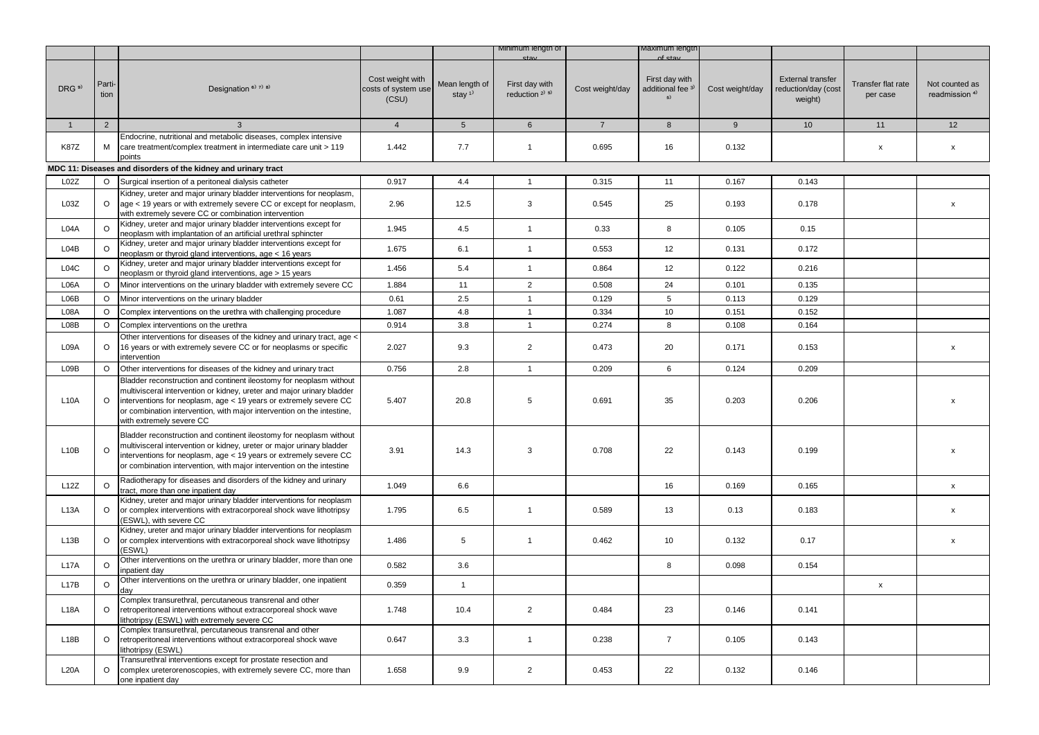| | | | | | Minimum length of stay | | Maximum length of stay | | | | |
|---|---|---|---|---|---|---|---|---|---|---|---|
| DRG [9] | Parti-tion | Designation [6) 7) 8] | Cost weight with costs of system use (CSU) | Mean length of stay [1] | First day with reduction [2) 5] | Cost weight/day | First day with additional fee [3) 5] | Cost weight/day | External transfer reduction/day (cost weight) | Transfer flat rate per case | Not counted as readmission [4] |
| 1 | 2 | 3 | 4 | 5 | 6 | 7 | 8 | 9 | 10 | 11 | 12 |
| K87Z | M | Endocrine, nutritional and metabolic diseases, complex intensive care treatment/complex treatment in intermediate care unit > 119 points | 1.442 | 7.7 | 1 | 0.695 | 16 | 0.132 | | x | x |
| **MDC 11: Diseases and disorders of the kidney and urinary tract** | | | | | | | | | | | |
| L02Z | O | Surgical insertion of a peritoneal dialysis catheter | 0.917 | 4.4 | 1 | 0.315 | 11 | 0.167 | 0.143 | | |
| L03Z | O | Kidney, ureter and major urinary bladder interventions for neoplasm, age < 19 years or with extremely severe CC or except for neoplasm, with extremely severe CC or combination intervention | 2.96 | 12.5 | 3 | 0.545 | 25 | 0.193 | 0.178 | | x |
| L04A | O | Kidney, ureter and major urinary bladder interventions except for neoplasm with implantation of an artificial urethral sphincter | 1.945 | 4.5 | 1 | 0.33 | 8 | 0.105 | 0.15 | | |
| L04B | O | Kidney, ureter and major urinary bladder interventions except for neoplasm or thyroid gland interventions, age < 16 years | 1.675 | 6.1 | 1 | 0.553 | 12 | 0.131 | 0.172 | | |
| L04C | O | Kidney, ureter and major urinary bladder interventions except for neoplasm or thyroid gland interventions, age > 15 years | 1.456 | 5.4 | 1 | 0.864 | 12 | 0.122 | 0.216 | | |
| L06A | O | Minor interventions on the urinary bladder with extremely severe CC | 1.884 | 11 | 2 | 0.508 | 24 | 0.101 | 0.135 | | |
| L06B | O | Minor interventions on the urinary bladder | 0.61 | 2.5 | 1 | 0.129 | 5 | 0.113 | 0.129 | | |
| L08A | O | Complex interventions on the urethra with challenging procedure | 1.087 | 4.8 | 1 | 0.334 | 10 | 0.151 | 0.152 | | |
| L08B | O | Complex interventions on the urethra | 0.914 | 3.8 | 1 | 0.274 | 8 | 0.108 | 0.164 | | |
| L09A | O | Other interventions for diseases of the kidney and urinary tract, age < 16 years or with extremely severe CC or for neoplasms or specific intervention | 2.027 | 9.3 | 2 | 0.473 | 20 | 0.171 | 0.153 | | x |
| L09B | O | Other interventions for diseases of the kidney and urinary tract | 0.756 | 2.8 | 1 | 0.209 | 6 | 0.124 | 0.209 | | |
| L10A | O | Bladder reconstruction and continent ileostomy for neoplasm without multivisceral intervention or kidney, ureter and major urinary bladder interventions for neoplasm, age < 19 years or extremely severe CC or combination intervention, with major intervention on the intestine, with extremely severe CC | 5.407 | 20.8 | 5 | 0.691 | 35 | 0.203 | 0.206 | | x |
| L10B | O | Bladder reconstruction and continent ileostomy for neoplasm without multivisceral intervention or kidney, ureter or major urinary bladder interventions for neoplasm, age < 19 years or extremely severe CC or combination intervention, with major intervention on the intestine | 3.91 | 14.3 | 3 | 0.708 | 22 | 0.143 | 0.199 | | x |
| L12Z | O | Radiotherapy for diseases and disorders of the kidney and urinary tract, more than one inpatient day | 1.049 | 6.6 | | | 16 | 0.169 | 0.165 | | x |
| L13A | O | Kidney, ureter and major urinary bladder interventions for neoplasm or complex interventions with extracorporeal shock wave lithotripsy (ESWL), with severe CC | 1.795 | 6.5 | 1 | 0.589 | 13 | 0.13 | 0.183 | | x |
| L13B | O | Kidney, ureter and major urinary bladder interventions for neoplasm or complex interventions with extracorporeal shock wave lithotripsy (ESWL) | 1.486 | 5 | 1 | 0.462 | 10 | 0.132 | 0.17 | | x |
| L17A | O | Other interventions on the urethra or urinary bladder, more than one inpatient day | 0.582 | 3.6 | | | 8 | 0.098 | 0.154 | | |
| L17B | O | Other interventions on the urethra or urinary bladder, one inpatient day | 0.359 | 1 | | | | | | x | |
| L18A | O | Complex transurethral, percutaneous transrenal and other retroperitoneal interventions without extracorporeal shock wave lithotripsy (ESWL) with extremely severe CC | 1.748 | 10.4 | 2 | 0.484 | 23 | 0.146 | 0.141 | | |
| L18B | O | Complex transurethral, percutaneous transrenal and other retroperitoneal interventions without extracorporeal shock wave lithotripsy (ESWL) | 0.647 | 3.3 | 1 | 0.238 | 7 | 0.105 | 0.143 | | |
| L20A | O | Transurethral interventions except for prostate resection and complex ureterorenoscopies, with extremely severe CC, more than one inpatient day | 1.658 | 9.9 | 2 | 0.453 | 22 | 0.132 | 0.146 | | |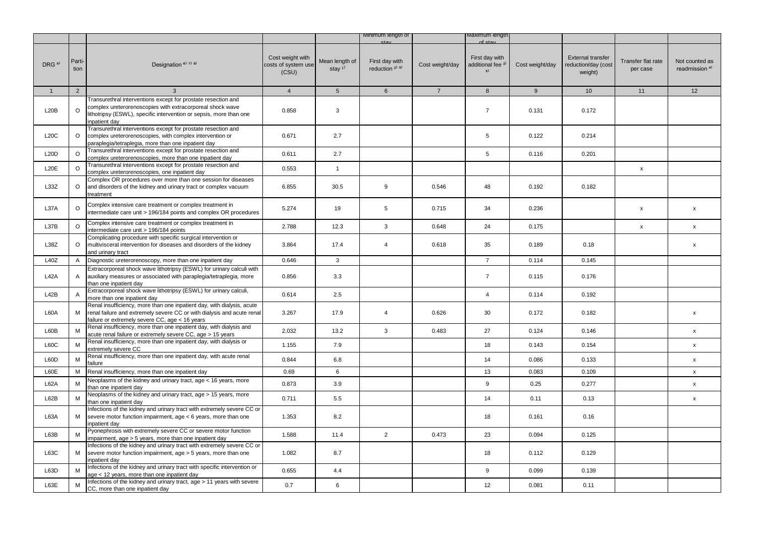| | | | | | Minimum length of stay | | Maximum length of stay | | | | |
|---|---|---|---|---|---|---|---|---|---|---|---|
| DRG [9] | Parti-tion | Designation [6) 7) 8] | Cost weight with costs of system use (CSU) | Mean length of stay [1] | First day with reduction [2) 5] | Cost weight/day | First day with additional fee [3) 5] | Cost weight/day | External transfer reduction/day (cost weight) | Transfer flat rate per case | Not counted as readmission [4] |
| 1 | 2 | 3 | 4 | 5 | 6 | 7 | 8 | 9 | 10 | 11 | 12 |
| L20B | O | Transurethral interventions except for prostate resection and complex ureterorenoscopies with extracorporeal shock wave lithotripsy (ESWL), specific intervention or sepsis, more than one inpatient day | 0.858 | 3 | | | 7 | 0.131 | 0.172 | | |
| L20C | O | Transurethral interventions except for prostate resection and complex ureterorenoscopies, with complex intervention or paraplegia/tetraplegia, more than one inpatient day | 0.671 | 2.7 | | | 5 | 0.122 | 0.214 | | |
| L20D | O | Transurethral interventions except for prostate resection and complex ureterorenoscopies, more than one inpatient day | 0.611 | 2.7 | | | 5 | 0.116 | 0.201 | | |
| L20E | O | Transurethral interventions except for prostate resection and complex ureterorenoscopies, one inpatient day | 0.553 | 1 | | | | | | x | |
| L33Z | O | Complex OR procedures over more than one session for diseases and disorders of the kidney and urinary tract or complex vacuum treatment | 6.855 | 30.5 | 9 | 0.546 | 48 | 0.192 | 0.182 | | |
| L37A | O | Complex intensive care treatment or complex treatment in intermediate care unit > 196/184 points and complex OR procedures | 5.274 | 19 | 5 | 0.715 | 34 | 0.236 | | x | x |
| L37B | O | Complex intensive care treatment or complex treatment in intermediate care unit > 196/184 points | 2.788 | 12.3 | 3 | 0.648 | 24 | 0.175 | | x | x |
| L38Z | O | Complicating procedure with specific surgical intervention or multivisceral intervention for diseases and disorders of the kidney and urinary tract | 3.864 | 17.4 | 4 | 0.618 | 35 | 0.189 | 0.18 | | x |
| L40Z | A | Diagnostic ureterorenoscopy, more than one inpatient day | 0.646 | 3 | | | 7 | 0.114 | 0.145 | | |
| L42A | A | Extracorporeal shock wave lithotripsy (ESWL) for urinary calculi with auxiliary measures or associated with paraplegia/tetraplegia, more than one inpatient day | 0.856 | 3.3 | | | 7 | 0.115 | 0.176 | | |
| L42B | A | Extracorporeal shock wave lithotripsy (ESWL) for urinary calculi, more than one inpatient day | 0.614 | 2.5 | | | 4 | 0.114 | 0.192 | | |
| L60A | M | Renal insufficiency, more than one inpatient day, with dialysis, acute renal failure and extremely severe CC or with dialysis and acute renal failure or extremely severe CC, age < 16 years | 3.267 | 17.9 | 4 | 0.626 | 30 | 0.172 | 0.182 | | x |
| L60B | M | Renal insufficiency, more than one inpatient day, with dialysis and acute renal failure or extremely severe CC, age > 15 years | 2.032 | 13.2 | 3 | 0.483 | 27 | 0.124 | 0.146 | | x |
| L60C | M | Renal insufficiency, more than one inpatient day, with dialysis or extremely severe CC | 1.155 | 7.9 | | | 18 | 0.143 | 0.154 | | x |
| L60D | M | Renal insufficiency, more than one inpatient day, with acute renal failure | 0.844 | 6.8 | | | 14 | 0.086 | 0.133 | | x |
| L60E | M | Renal insufficiency, more than one inpatient day | 0.69 | 6 | | | 13 | 0.083 | 0.109 | | x |
| L62A | M | Neoplasms of the kidney and urinary tract, age < 16 years, more than one inpatient day | 0.873 | 3.9 | | | 9 | 0.25 | 0.277 | | x |
| L62B | M | Neoplasms of the kidney and urinary tract, age > 15 years, more than one inpatient day | 0.711 | 5.5 | | | 14 | 0.11 | 0.13 | | x |
| L63A | M | Infections of the kidney and urinary tract with extremely severe CC or severe motor function impairment, age < 6 years, more than one inpatient day | 1.353 | 8.2 | | | 18 | 0.161 | 0.16 | | |
| L63B | M | Pyonephrosis with extremely severe CC or severe motor function impairment, age > 5 years, more than one inpatient day | 1.588 | 11.4 | 2 | 0.473 | 23 | 0.094 | 0.125 | | |
| L63C | M | Infections of the kidney and urinary tract with extremely severe CC or severe motor function impairment, age > 5 years, more than one inpatient day | 1.082 | 8.7 | | | 18 | 0.112 | 0.129 | | |
| L63D | M | Infections of the kidney and urinary tract with specific intervention or age < 12 years, more than one inpatient day | 0.655 | 4.4 | | | 9 | 0.099 | 0.139 | | |
| L63E | M | Infections of the kidney and urinary tract, age > 11 years with severe CC, more than one inpatient day | 0.7 | 6 | | | 12 | 0.081 | 0.11 | | |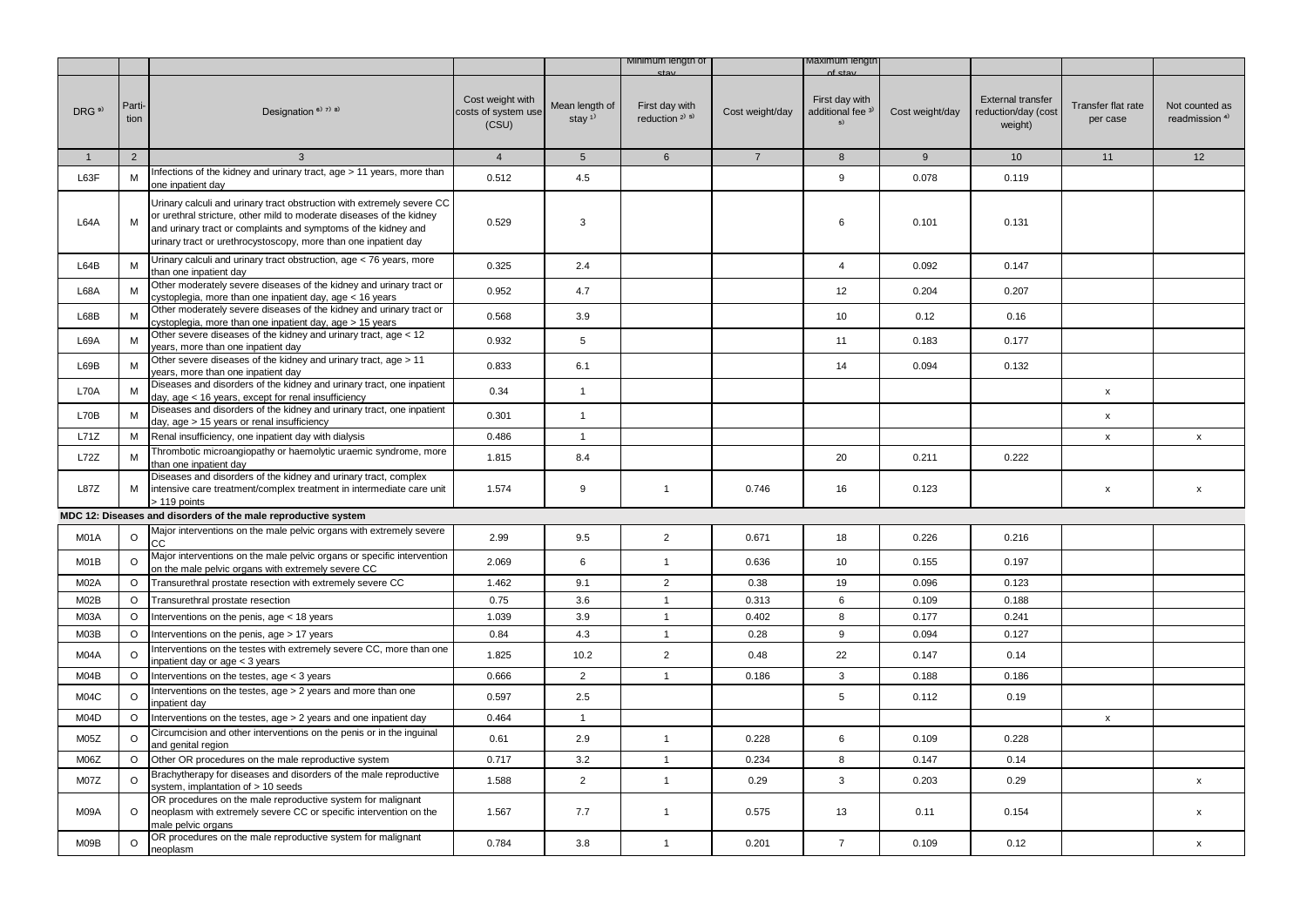| | | | | | Minimum length of stay | | Maximum length of stay | | | | |
|---|---|---|---|---|---|---|---|---|---|---|---|
| DRG [9] | Partition | Designation [6) 7) 8)] | Cost weight with costs of system use (CSU) | Mean length of stay [1)] | First day with reduction [2) 5)] | Cost weight/day | First day with additional fee [3) 5)] | Cost weight/day | External transfer reduction/day (cost weight) | Transfer flat rate per case | Not counted as readmission [4)] |
| 1 | 2 | 3 | 4 | 5 | 6 | 7 | 8 | 9 | 10 | 11 | 12 |
| L63F | M | Infections of the kidney and urinary tract, age > 11 years, more than one inpatient day | 0.512 | 4.5 | | | 9 | 0.078 | 0.119 | | |
| L64A | M | Urinary calculi and urinary tract obstruction with extremely severe CC or urethral stricture, other mild to moderate diseases of the kidney and urinary tract or complaints and symptoms of the kidney and urinary tract or urethrocystoscopy, more than one inpatient day | 0.529 | 3 | | | 6 | 0.101 | 0.131 | | |
| L64B | M | Urinary calculi and urinary tract obstruction, age < 76 years, more than one inpatient day | 0.325 | 2.4 | | | 4 | 0.092 | 0.147 | | |
| L68A | M | Other moderately severe diseases of the kidney and urinary tract or cystoplegia, more than one inpatient day, age < 16 years | 0.952 | 4.7 | | | 12 | 0.204 | 0.207 | | |
| L68B | M | Other moderately severe diseases of the kidney and urinary tract or cystoplegia, more than one inpatient day, age > 15 years | 0.568 | 3.9 | | | 10 | 0.12 | 0.16 | | |
| L69A | M | Other severe diseases of the kidney and urinary tract, age < 12 years, more than one inpatient day | 0.932 | 5 | | | 11 | 0.183 | 0.177 | | |
| L69B | M | Other severe diseases of the kidney and urinary tract, age > 11 years, more than one inpatient day | 0.833 | 6.1 | | | 14 | 0.094 | 0.132 | | |
| L70A | M | Diseases and disorders of the kidney and urinary tract, one inpatient day, age < 16 years, except for renal insufficiency | 0.34 | 1 | | | | | | x | |
| L70B | M | Diseases and disorders of the kidney and urinary tract, one inpatient day, age > 15 years or renal insufficiency | 0.301 | 1 | | | | | | x | |
| L71Z | M | Renal insufficiency, one inpatient day with dialysis | 0.486 | 1 | | | | | | x | x |
| L72Z | M | Thrombotic microangiopathy or haemolytic uraemic syndrome, more than one inpatient day | 1.815 | 8.4 | | | 20 | 0.211 | 0.222 | | |
| L87Z | M | Diseases and disorders of the kidney and urinary tract, complex intensive care treatment/complex treatment in intermediate care unit > 119 points | 1.574 | 9 | 1 | 0.746 | 16 | 0.123 | | x | x |
| **MDC 12: Diseases and disorders of the male reproductive system** | | | | | | | | | | | |
| M01A | O | Major interventions on the male pelvic organs with extremely severe CC | 2.99 | 9.5 | 2 | 0.671 | 18 | 0.226 | 0.216 | | |
| M01B | O | Major interventions on the male pelvic organs or specific intervention on the male pelvic organs with extremely severe CC | 2.069 | 6 | 1 | 0.636 | 10 | 0.155 | 0.197 | | |
| M02A | O | Transurethral prostate resection with extremely severe CC | 1.462 | 9.1 | 2 | 0.38 | 19 | 0.096 | 0.123 | | |
| M02B | O | Transurethral prostate resection | 0.75 | 3.6 | 1 | 0.313 | 6 | 0.109 | 0.188 | | |
| M03A | O | Interventions on the penis, age < 18 years | 1.039 | 3.9 | 1 | 0.402 | 8 | 0.177 | 0.241 | | |
| M03B | O | Interventions on the penis, age > 17 years | 0.84 | 4.3 | 1 | 0.28 | 9 | 0.094 | 0.127 | | |
| M04A | O | Interventions on the testes with extremely severe CC, more than one inpatient day or age < 3 years | 1.825 | 10.2 | 2 | 0.48 | 22 | 0.147 | 0.14 | | |
| M04B | O | Interventions on the testes, age < 3 years | 0.666 | 2 | 1 | 0.186 | 3 | 0.188 | 0.186 | | |
| M04C | O | Interventions on the testes, age > 2 years and more than one inpatient day | 0.597 | 2.5 | | | 5 | 0.112 | 0.19 | | |
| M04D | O | Interventions on the testes, age > 2 years and one inpatient day | 0.464 | 1 | | | | | | x | |
| M05Z | O | Circumcision and other interventions on the penis or in the inguinal and genital region | 0.61 | 2.9 | 1 | 0.228 | 6 | 0.109 | 0.228 | | |
| M06Z | O | Other OR procedures on the male reproductive system | 0.717 | 3.2 | 1 | 0.234 | 8 | 0.147 | 0.14 | | |
| M07Z | O | Brachytherapy for diseases and disorders of the male reproductive system, implantation of > 10 seeds | 1.588 | 2 | 1 | 0.29 | 3 | 0.203 | 0.29 | | x |
| M09A | O | OR procedures on the male reproductive system for malignant neoplasm with extremely severe CC or specific intervention on the male pelvic organs | 1.567 | 7.7 | 1 | 0.575 | 13 | 0.11 | 0.154 | | x |
| M09B | O | OR procedures on the male reproductive system for malignant neoplasm | 0.784 | 3.8 | 1 | 0.201 | 7 | 0.109 | 0.12 | | x |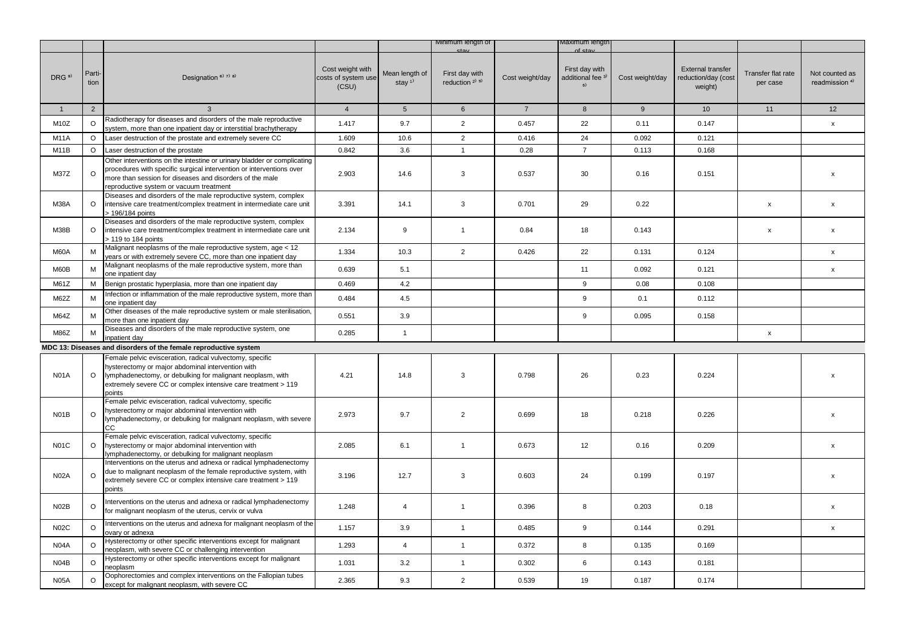| | | | | | Minimum length of stay | | Maximum length of stay | | | | |
|---|---|---|---|---|---|---|---|---|---|---|---|
| DRG [9] | Parti-tion | Designation [6) 7) 8] | Cost weight with costs of system use (CSU) | Mean length of stay [1] | First day with reduction [2) 5] | Cost weight/day | First day with additional fee [3) 5] | Cost weight/day | External transfer reduction/day (cost weight) | Transfer flat rate per case | Not counted as readmission [4] |
| 1 | 2 | 3 | 4 | 5 | 6 | 7 | 8 | 9 | 10 | 11 | 12 |
| M10Z | O | Radiotherapy for diseases and disorders of the male reproductive system, more than one inpatient day or interstitial brachytherapy | 1.417 | 9.7 | 2 | 0.457 | 22 | 0.11 | 0.147 | | x |
| M11A | O | Laser destruction of the prostate and extremely severe CC | 1.609 | 10.6 | 2 | 0.416 | 24 | 0.092 | 0.121 | | |
| M11B | O | Laser destruction of the prostate | 0.842 | 3.6 | 1 | 0.28 | 7 | 0.113 | 0.168 | | |
| M37Z | O | Other interventions on the intestine or urinary bladder or complicating procedures with specific surgical intervention or interventions over more than session for diseases and disorders of the male reproductive system or vacuum treatment | 2.903 | 14.6 | 3 | 0.537 | 30 | 0.16 | 0.151 | | x |
| M38A | O | Diseases and disorders of the male reproductive system, complex intensive care treatment/complex treatment in intermediate care unit > 196/184 points | 3.391 | 14.1 | 3 | 0.701 | 29 | 0.22 | | x | x |
| M38B | O | Diseases and disorders of the male reproductive system, complex intensive care treatment/complex treatment in intermediate care unit > 119 to 184 points | 2.134 | 9 | 1 | 0.84 | 18 | 0.143 | | x | x |
| M60A | M | Malignant neoplasms of the male reproductive system, age < 12 years or with extremely severe CC, more than one inpatient day | 1.334 | 10.3 | 2 | 0.426 | 22 | 0.131 | 0.124 | | x |
| M60B | M | Malignant neoplasms of the male reproductive system, more than one inpatient day | 0.639 | 5.1 | | | 11 | 0.092 | 0.121 | | x |
| M61Z | M | Benign prostatic hyperplasia, more than one inpatient day | 0.469 | 4.2 | | | 9 | 0.08 | 0.108 | | |
| M62Z | M | Infection or inflammation of the male reproductive system, more than one inpatient day | 0.484 | 4.5 | | | 9 | 0.1 | 0.112 | | |
| M64Z | M | Other diseases of the male reproductive system or male sterilisation, more than one inpatient day | 0.551 | 3.9 | | | 9 | 0.095 | 0.158 | | |
| M86Z | M | Diseases and disorders of the male reproductive system, one inpatient day | 0.285 | 1 | | | | | | x | |
| **MDC 13: Diseases and disorders of the female reproductive system** | | | | | | | | | | | |
| N01A | O | Female pelvic evisceration, radical vulvectomy, specific hysterectomy or major abdominal intervention with lymphadenectomy, or debulking for malignant neoplasm, with extremely severe CC or complex intensive care treatment > 119 points | 4.21 | 14.8 | 3 | 0.798 | 26 | 0.23 | 0.224 | | x |
| N01B | O | Female pelvic evisceration, radical vulvectomy, specific hysterectomy or major abdominal intervention with lymphadenectomy, or debulking for malignant neoplasm, with severe CC | 2.973 | 9.7 | 2 | 0.699 | 18 | 0.218 | 0.226 | | x |
| N01C | O | Female pelvic evisceration, radical vulvectomy, specific hysterectomy or major abdominal intervention with lymphadenectomy, or debulking for malignant neoplasm | 2.085 | 6.1 | 1 | 0.673 | 12 | 0.16 | 0.209 | | x |
| N02A | O | Interventions on the uterus and adnexa or radical lymphadenectomy due to malignant neoplasm of the female reproductive system, with extremely severe CC or complex intensive care treatment > 119 points | 3.196 | 12.7 | 3 | 0.603 | 24 | 0.199 | 0.197 | | x |
| N02B | O | Interventions on the uterus and adnexa or radical lymphadenectomy for malignant neoplasm of the uterus, cervix or vulva | 1.248 | 4 | 1 | 0.396 | 8 | 0.203 | 0.18 | | x |
| N02C | O | Interventions on the uterus and adnexa for malignant neoplasm of the ovary or adnexa | 1.157 | 3.9 | 1 | 0.485 | 9 | 0.144 | 0.291 | | x |
| N04A | O | Hysterectomy or other specific interventions except for malignant neoplasm, with severe CC or challenging intervention | 1.293 | 4 | 1 | 0.372 | 8 | 0.135 | 0.169 | | |
| N04B | O | Hysterectomy or other specific interventions except for malignant neoplasm | 1.031 | 3.2 | 1 | 0.302 | 6 | 0.143 | 0.181 | | |
| N05A | O | Oophorectomies and complex interventions on the Fallopian tubes except for malignant neoplasm, with severe CC | 2.365 | 9.3 | 2 | 0.539 | 19 | 0.187 | 0.174 | | |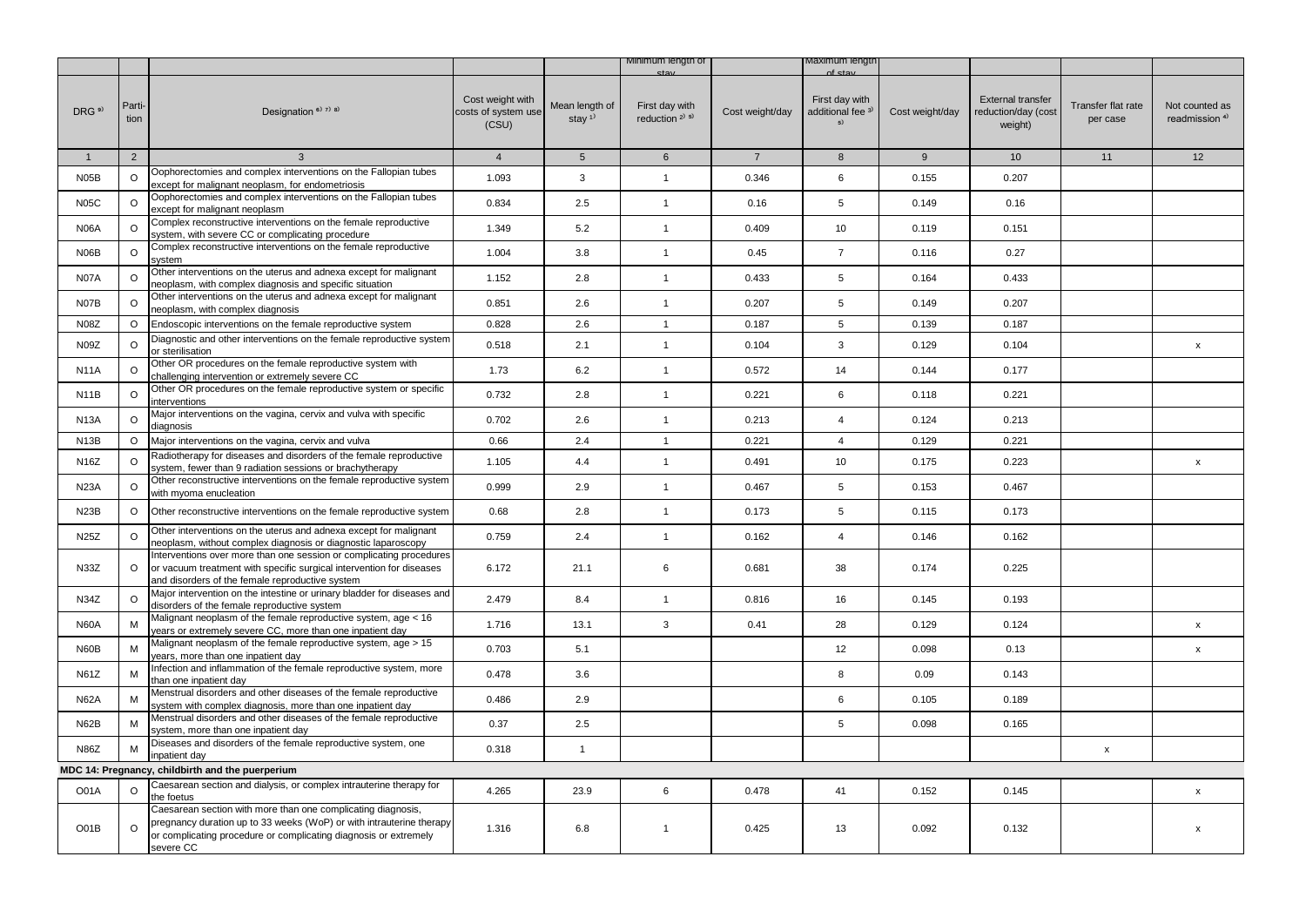| | | | | | Minimum length of stay | | Maximum length of stay | | | | |
|---|---|---|---|---|---|---|---|---|---|---|---|
| DRG [9] | Parti-tion | Designation [6] [7] [8] | Cost weight with costs of system use (CSU) | Mean length of stay [1] | First day with reduction [2] [5] | Cost weight/day | First day with additional fee [3] [5] | Cost weight/day | External transfer reduction/day (cost weight) | Transfer flat rate per case | Not counted as readmission [4] |
| 1 | 2 | 3 | 4 | 5 | 6 | 7 | 8 | 9 | 10 | 11 | 12 |
| N05B | O | Oophorectomies and complex interventions on the Fallopian tubes except for malignant neoplasm, for endometriosis | 1.093 | 3 | 1 | 0.346 | 6 | 0.155 | 0.207 | | |
| N05C | O | Oophorectomies and complex interventions on the Fallopian tubes except for malignant neoplasm | 0.834 | 2.5 | 1 | 0.16 | 5 | 0.149 | 0.16 | | |
| N06A | O | Complex reconstructive interventions on the female reproductive system, with severe CC or complicating procedure | 1.349 | 5.2 | 1 | 0.409 | 10 | 0.119 | 0.151 | | |
| N06B | O | Complex reconstructive interventions on the female reproductive system | 1.004 | 3.8 | 1 | 0.45 | 7 | 0.116 | 0.27 | | |
| N07A | O | Other interventions on the uterus and adnexa except for malignant neoplasm, with complex diagnosis and specific situation | 1.152 | 2.8 | 1 | 0.433 | 5 | 0.164 | 0.433 | | |
| N07B | O | Other interventions on the uterus and adnexa except for malignant neoplasm, with complex diagnosis | 0.851 | 2.6 | 1 | 0.207 | 5 | 0.149 | 0.207 | | |
| N08Z | O | Endoscopic interventions on the female reproductive system | 0.828 | 2.6 | 1 | 0.187 | 5 | 0.139 | 0.187 | | |
| N09Z | O | Diagnostic and other interventions on the female reproductive system or sterilisation | 0.518 | 2.1 | 1 | 0.104 | 3 | 0.129 | 0.104 | | x |
| N11A | O | Other OR procedures on the female reproductive system with challenging intervention or extremely severe CC | 1.73 | 6.2 | 1 | 0.572 | 14 | 0.144 | 0.177 | | |
| N11B | O | Other OR procedures on the female reproductive system or specific interventions | 0.732 | 2.8 | 1 | 0.221 | 6 | 0.118 | 0.221 | | |
| N13A | O | Major interventions on the vagina, cervix and vulva with specific diagnosis | 0.702 | 2.6 | 1 | 0.213 | 4 | 0.124 | 0.213 | | |
| N13B | O | Major interventions on the vagina, cervix and vulva | 0.66 | 2.4 | 1 | 0.221 | 4 | 0.129 | 0.221 | | |
| N16Z | O | Radiotherapy for diseases and disorders of the female reproductive system, fewer than 9 radiation sessions or brachytherapy | 1.105 | 4.4 | 1 | 0.491 | 10 | 0.175 | 0.223 | | x |
| N23A | O | Other reconstructive interventions on the female reproductive system with myoma enucleation | 0.999 | 2.9 | 1 | 0.467 | 5 | 0.153 | 0.467 | | |
| N23B | O | Other reconstructive interventions on the female reproductive system | 0.68 | 2.8 | 1 | 0.173 | 5 | 0.115 | 0.173 | | |
| N25Z | O | Other interventions on the uterus and adnexa except for malignant neoplasm, without complex diagnosis or diagnostic laparoscopy | 0.759 | 2.4 | 1 | 0.162 | 4 | 0.146 | 0.162 | | |
| N33Z | O | Interventions over more than one session or complicating procedures or vacuum treatment with specific surgical intervention for diseases and disorders of the female reproductive system | 6.172 | 21.1 | 6 | 0.681 | 38 | 0.174 | 0.225 | | |
| N34Z | O | Major intervention on the intestine or urinary bladder for diseases and disorders of the female reproductive system | 2.479 | 8.4 | 1 | 0.816 | 16 | 0.145 | 0.193 | | |
| N60A | M | Malignant neoplasm of the female reproductive system, age < 16 years or extremely severe CC, more than one inpatient day | 1.716 | 13.1 | 3 | 0.41 | 28 | 0.129 | 0.124 | | x |
| N60B | M | Malignant neoplasm of the female reproductive system, age > 15 years, more than one inpatient day | 0.703 | 5.1 | | | 12 | 0.098 | 0.13 | | x |
| N61Z | M | Infection and inflammation of the female reproductive system, more than one inpatient day | 0.478 | 3.6 | | | 8 | 0.09 | 0.143 | | |
| N62A | M | Menstrual disorders and other diseases of the female reproductive system with complex diagnosis, more than one inpatient day | 0.486 | 2.9 | | | 6 | 0.105 | 0.189 | | |
| N62B | M | Menstrual disorders and other diseases of the female reproductive system, more than one inpatient day | 0.37 | 2.5 | | | 5 | 0.098 | 0.165 | | |
| N86Z | M | Diseases and disorders of the female reproductive system, one inpatient day | 0.318 | 1 | | | | | | x | |
| **MDC 14: Pregnancy, childbirth and the puerperium** | | | | | | | | | | | |
| O01A | O | Caesarean section and dialysis, or complex intrauterine therapy for the foetus | 4.265 | 23.9 | 6 | 0.478 | 41 | 0.152 | 0.145 | | x |
| O01B | O | Caesarean section with more than one complicating diagnosis, pregnancy duration up to 33 weeks (WoP) or with intrauterine therapy or complicating procedure or complicating diagnosis or extremely severe CC | 1.316 | 6.8 | 1 | 0.425 | 13 | 0.092 | 0.132 | | x |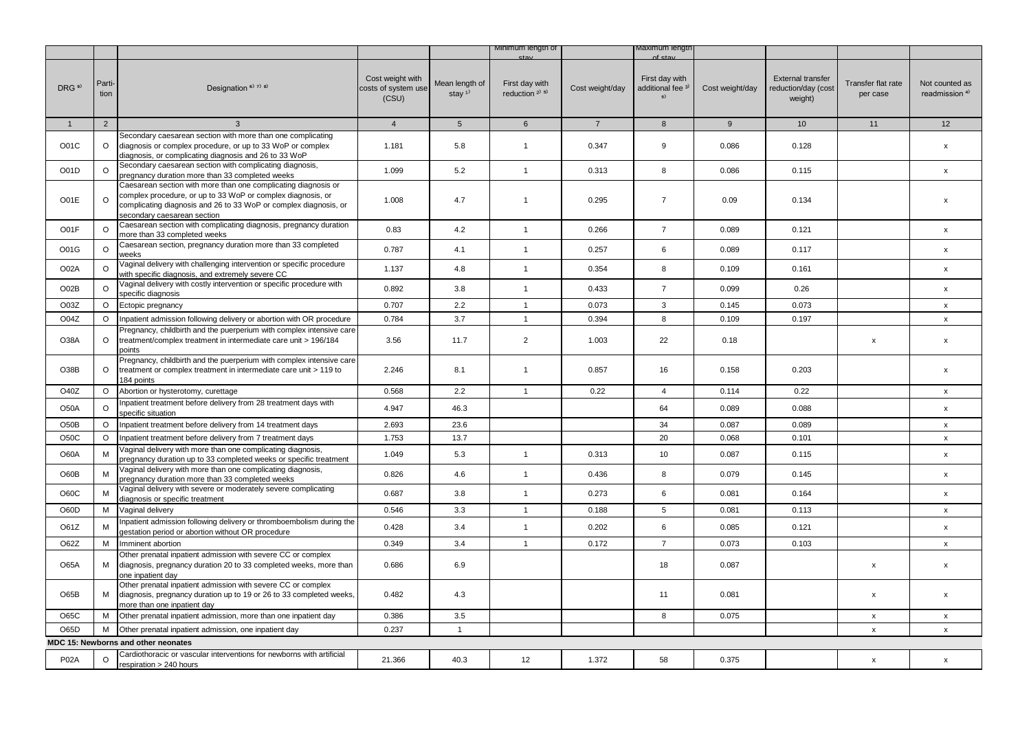| | | | | | Minimum length of stay | | Maximum length of stay | | | | |
|---|---|---|---|---|---|---|---|---|---|---|---|
| DRG [9] | Parti-tion | Designation [6) 7) 8)] | Cost weight with costs of system use (CSU) | Mean length of stay [1)] | First day with reduction [2) 5)] | Cost weight/day | First day with additional fee [3) 5)] | Cost weight/day | External transfer reduction/day (cost weight) | Transfer flat rate per case | Not counted as readmission [4)] |
| 1 | 2 | 3 | 4 | 5 | 6 | 7 | 8 | 9 | 10 | 11 | 12 |
| O01C | O | Secondary caesarean section with more than one complicating diagnosis or complex procedure, or up to 33 WoP or complex diagnosis, or complicating diagnosis and 26 to 33 WoP | 1.181 | 5.8 | 1 | 0.347 | 9 | 0.086 | 0.128 | | x |
| O01D | O | Secondary caesarean section with complicating diagnosis, pregnancy duration more than 33 completed weeks | 1.099 | 5.2 | 1 | 0.313 | 8 | 0.086 | 0.115 | | x |
| O01E | O | Caesarean section with more than one complicating diagnosis or complex procedure, or up to 33 WoP or complex diagnosis, or complicating diagnosis and 26 to 33 WoP or complex diagnosis, or secondary caesarean section | 1.008 | 4.7 | 1 | 0.295 | 7 | 0.09 | 0.134 | | x |
| O01F | O | Caesarean section with complicating diagnosis, pregnancy duration more than 33 completed weeks | 0.83 | 4.2 | 1 | 0.266 | 7 | 0.089 | 0.121 | | x |
| O01G | O | Caesarean section, pregnancy duration more than 33 completed weeks | 0.787 | 4.1 | 1 | 0.257 | 6 | 0.089 | 0.117 | | x |
| O02A | O | Vaginal delivery with challenging intervention or specific procedure with specific diagnosis, and extremely severe CC | 1.137 | 4.8 | 1 | 0.354 | 8 | 0.109 | 0.161 | | x |
| O02B | O | Vaginal delivery with costly intervention or specific procedure with specific diagnosis | 0.892 | 3.8 | 1 | 0.433 | 7 | 0.099 | 0.26 | | x |
| O03Z | O | Ectopic pregnancy | 0.707 | 2.2 | 1 | 0.073 | 3 | 0.145 | 0.073 | | x |
| O04Z | O | Inpatient admission following delivery or abortion with OR procedure | 0.784 | 3.7 | 1 | 0.394 | 8 | 0.109 | 0.197 | | x |
| O38A | O | Pregnancy, childbirth and the puerperium with complex intensive care treatment/complex treatment in intermediate care unit > 196/184 points | 3.56 | 11.7 | 2 | 1.003 | 22 | 0.18 | | x | x |
| O38B | O | Pregnancy, childbirth and the puerperium with complex intensive care treatment or complex treatment in intermediate care unit > 119 to 184 points | 2.246 | 8.1 | 1 | 0.857 | 16 | 0.158 | 0.203 | | x |
| O40Z | O | Abortion or hysterotomy, curettage | 0.568 | 2.2 | 1 | 0.22 | 4 | 0.114 | 0.22 | | x |
| O50A | O | Inpatient treatment before delivery from 28 treatment days with specific situation | 4.947 | 46.3 | | | 64 | 0.089 | 0.088 | | x |
| O50B | O | Inpatient treatment before delivery from 14 treatment days | 2.693 | 23.6 | | | 34 | 0.087 | 0.089 | | x |
| O50C | O | Inpatient treatment before delivery from 7 treatment days | 1.753 | 13.7 | | | 20 | 0.068 | 0.101 | | x |
| O60A | M | Vaginal delivery with more than one complicating diagnosis, pregnancy duration up to 33 completed weeks or specific treatment | 1.049 | 5.3 | 1 | 0.313 | 10 | 0.087 | 0.115 | | x |
| O60B | M | Vaginal delivery with more than one complicating diagnosis, pregnancy duration more than 33 completed weeks | 0.826 | 4.6 | 1 | 0.436 | 8 | 0.079 | 0.145 | | x |
| O60C | M | Vaginal delivery with severe or moderately severe complicating diagnosis or specific treatment | 0.687 | 3.8 | 1 | 0.273 | 6 | 0.081 | 0.164 | | x |
| O60D | M | Vaginal delivery | 0.546 | 3.3 | 1 | 0.188 | 5 | 0.081 | 0.113 | | x |
| O61Z | M | Inpatient admission following delivery or thromboembolism during the gestation period or abortion without OR procedure | 0.428 | 3.4 | 1 | 0.202 | 6 | 0.085 | 0.121 | | x |
| O62Z | M | Imminent abortion | 0.349 | 3.4 | 1 | 0.172 | 7 | 0.073 | 0.103 | | x |
| O65A | M | Other prenatal inpatient admission with severe CC or complex diagnosis, pregnancy duration 20 to 33 completed weeks, more than one inpatient day | 0.686 | 6.9 | | | 18 | 0.087 | | x | x |
| O65B | M | Other prenatal inpatient admission with severe CC or complex diagnosis, pregnancy duration up to 19 or 26 to 33 completed weeks, more than one inpatient day | 0.482 | 4.3 | | | 11 | 0.081 | | x | x |
| O65C | M | Other prenatal inpatient admission, more than one inpatient day | 0.386 | 3.5 | | | 8 | 0.075 | | x | x |
| O65D | M | Other prenatal inpatient admission, one inpatient day | 0.237 | 1 | | | | | | x | x |
| **MDC 15: Newborns and other neonates** | | | | | | | | | | | |
| P02A | O | Cardiothoracic or vascular interventions for newborns with artificial respiration > 240 hours | 21.366 | 40.3 | 12 | 1.372 | 58 | 0.375 | | x | x |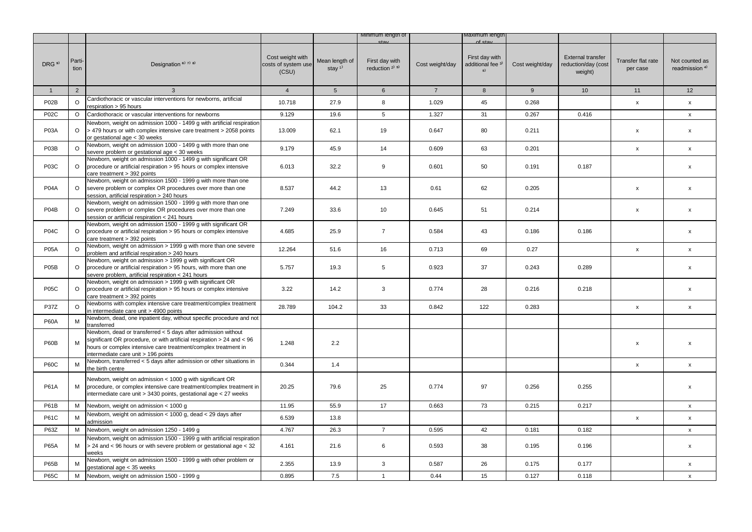| DRG [9] | Parti-tion | Designation [6) 7) 8)] | Cost weight with costs of system use (CSU) | Mean length of stay [1)] | Minimum length of stay | | Maximum length of stay | | External transfer reduction/day (cost weight) | Transfer flat rate per case | Not counted as readmission [4)] |
|---|---|---|---|---|---|---|---|---|---|---|---|
| | | | | | First day with reduction [2) 5)] | Cost weight/day | First day with additional fee [3) 5)] | Cost weight/day | | | |
| 1 | 2 | 3 | 4 | 5 | 6 | 7 | 8 | 9 | 10 | 11 | 12 |
| P02B | O | Cardiothoracic or vascular interventions for newborns, artificial respiration > 95 hours | 10.718 | 27.9 | 8 | 1.029 | 45 | 0.268 | | x | x |
| P02C | O | Cardiothoracic or vascular interventions for newborns | 9.129 | 19.6 | 5 | 1.327 | 31 | 0.267 | 0.416 | | x |
| P03A | O | Newborn, weight on admission 1000 - 1499 g with artificial respiration > 479 hours or with complex intensive care treatment > 2058 points or gestational age < 30 weeks | 13.009 | 62.1 | 19 | 0.647 | 80 | 0.211 | | x | x |
| P03B | O | Newborn, weight on admission 1000 - 1499 g with more than one severe problem or gestational age < 30 weeks | 9.179 | 45.9 | 14 | 0.609 | 63 | 0.201 | | x | x |
| P03C | O | Newborn, weight on admission 1000 - 1499 g with significant OR procedure or artificial respiration > 95 hours or complex intensive care treatment > 392 points | 6.013 | 32.2 | 9 | 0.601 | 50 | 0.191 | 0.187 | | x |
| P04A | O | Newborn, weight on admission 1500 - 1999 g with more than one severe problem or complex OR procedures over more than one session, artificial respiration > 240 hours | 8.537 | 44.2 | 13 | 0.61 | 62 | 0.205 | | x | x |
| P04B | O | Newborn, weight on admission 1500 - 1999 g with more than one severe problem or complex OR procedures over more than one session or artificial respiration < 241 hours | 7.249 | 33.6 | 10 | 0.645 | 51 | 0.214 | | x | x |
| P04C | O | Newborn, weight on admission 1500 - 1999 g with significant OR procedure or artificial respiration > 95 hours or complex intensive care treatment > 392 points | 4.685 | 25.9 | 7 | 0.584 | 43 | 0.186 | 0.186 | | x |
| P05A | O | Newborn, weight on admission > 1999 g with more than one severe problem and artificial respiration > 240 hours | 12.264 | 51.6 | 16 | 0.713 | 69 | 0.27 | | x | x |
| P05B | O | Newborn, weight on admission > 1999 g with significant OR procedure or artificial respiration > 95 hours, with more than one severe problem, artificial respiration < 241 hours | 5.757 | 19.3 | 5 | 0.923 | 37 | 0.243 | 0.289 | | x |
| P05C | O | Newborn, weight on admission > 1999 g with significant OR procedure or artificial respiration > 95 hours or complex intensive care treatment > 392 points | 3.22 | 14.2 | 3 | 0.774 | 28 | 0.216 | 0.218 | | x |
| P37Z | O | Newborns with complex intensive care treatment/complex treatment in intermediate care unit > 4900 points | 28.789 | 104.2 | 33 | 0.842 | 122 | 0.283 | | x | x |
| P60A | M | Newborn, dead, one inpatient day, without specific procedure and not transferred | | | | | | | | | |
| P60B | M | Newborn, dead or transferred < 5 days after admission without significant OR procedure, or with artificial respiration > 24 and < 96 hours or complex intensive care treatment/complex treatment in intermediate care unit > 196 points | 1.248 | 2.2 | | | | | | x | x |
| P60C | M | Newborn, transferred < 5 days after admission or other situations in the birth centre | 0.344 | 1.4 | | | | | | x | x |
| P61A | M | Newborn, weight on admission < 1000 g with significant OR procedure, or complex intensive care treatment/complex treatment in intermediate care unit > 3430 points, gestational age < 27 weeks | 20.25 | 79.6 | 25 | 0.774 | 97 | 0.256 | 0.255 | | x |
| P61B | M | Newborn, weight on admission < 1000 g | 11.95 | 55.9 | 17 | 0.663 | 73 | 0.215 | 0.217 | | x |
| P61C | M | Newborn, weight on admission < 1000 g, dead < 29 days after admission | 6.539 | 13.8 | | | | | | x | x |
| P63Z | M | Newborn, weight on admission 1250 - 1499 g | 4.767 | 26.3 | 7 | 0.595 | 42 | 0.181 | 0.182 | | x |
| P65A | M | Newborn, weight on admission 1500 - 1999 g with artificial respiration > 24 and < 96 hours or with severe problem or gestational age < 32 weeks | 4.161 | 21.6 | 6 | 0.593 | 38 | 0.195 | 0.196 | | x |
| P65B | M | Newborn, weight on admission 1500 - 1999 g with other problem or gestational age < 35 weeks | 2.355 | 13.9 | 3 | 0.587 | 26 | 0.175 | 0.177 | | x |
| P65C | M | Newborn, weight on admission 1500 - 1999 g | 0.895 | 7.5 | 1 | 0.44 | 15 | 0.127 | 0.118 | | x |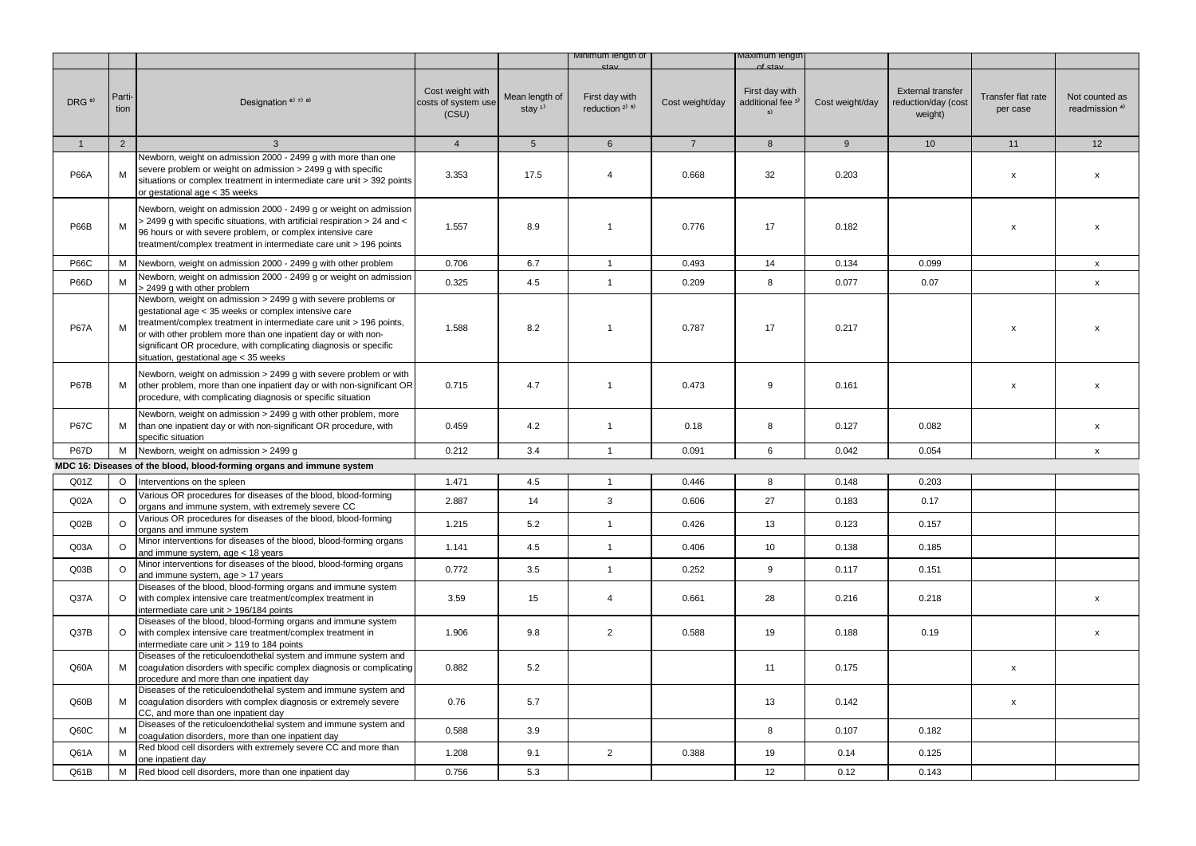| | | | | | Minimum length of stay | | Maximum length of stay | | | | |
|---|---|---|---|---|---|---|---|---|---|---|---|
| DRG [9] | Parti-tion | Designation [6) 7) 8)] | Cost weight with costs of system use (CSU) | Mean length of stay [1)] | First day with reduction [2) 5)] | Cost weight/day | First day with additional fee [3) 5)] | Cost weight/day | External transfer reduction/day (cost weight) | Transfer flat rate per case | Not counted as readmission [4)] |
| 1 | 2 | 3 | 4 | 5 | 6 | 7 | 8 | 9 | 10 | 11 | 12 |
| P66A | M | Newborn, weight on admission 2000 - 2499 g with more than one severe problem or weight on admission > 2499 g with specific situations or complex treatment in intermediate care unit > 392 points or gestational age < 35 weeks | 3.353 | 17.5 | 4 | 0.668 | 32 | 0.203 | | x | x |
| P66B | M | Newborn, weight on admission 2000 - 2499 g or weight on admission > 2499 g with specific situations, with artificial respiration > 24 and < 96 hours or with severe problem, or complex intensive care treatment/complex treatment in intermediate care unit > 196 points | 1.557 | 8.9 | 1 | 0.776 | 17 | 0.182 | | x | x |
| P66C | M | Newborn, weight on admission 2000 - 2499 g with other problem | 0.706 | 6.7 | 1 | 0.493 | 14 | 0.134 | 0.099 | | x |
| P66D | M | Newborn, weight on admission 2000 - 2499 g or weight on admission > 2499 g with other problem | 0.325 | 4.5 | 1 | 0.209 | 8 | 0.077 | 0.07 | | x |
| P67A | M | Newborn, weight on admission > 2499 g with severe problems or gestational age < 35 weeks or complex intensive care treatment/complex treatment in intermediate care unit > 196 points, or with other problem more than one inpatient day or with non-significant OR procedure, with complicating diagnosis or specific situation, gestational age < 35 weeks | 1.588 | 8.2 | 1 | 0.787 | 17 | 0.217 | | x | x |
| P67B | M | Newborn, weight on admission > 2499 g with severe problem or with other problem, more than one inpatient day or with non-significant OR procedure, with complicating diagnosis or specific situation | 0.715 | 4.7 | 1 | 0.473 | 9 | 0.161 | | x | x |
| P67C | M | Newborn, weight on admission > 2499 g with other problem, more than one inpatient day or with non-significant OR procedure, with specific situation | 0.459 | 4.2 | 1 | 0.18 | 8 | 0.127 | 0.082 | | x |
| P67D | M | Newborn, weight on admission > 2499 g | 0.212 | 3.4 | 1 | 0.091 | 6 | 0.042 | 0.054 | | x |
| **MDC 16: Diseases of the blood, blood-forming organs and immune system** | | | | | | | | | | | |
| Q01Z | O | Interventions on the spleen | 1.471 | 4.5 | 1 | 0.446 | 8 | 0.148 | 0.203 | | |
| Q02A | O | Various OR procedures for diseases of the blood, blood-forming organs and immune system, with extremely severe CC | 2.887 | 14 | 3 | 0.606 | 27 | 0.183 | 0.17 | | |
| Q02B | O | Various OR procedures for diseases of the blood, blood-forming organs and immune system | 1.215 | 5.2 | 1 | 0.426 | 13 | 0.123 | 0.157 | | |
| Q03A | O | Minor interventions for diseases of the blood, blood-forming organs and immune system, age < 18 years | 1.141 | 4.5 | 1 | 0.406 | 10 | 0.138 | 0.185 | | |
| Q03B | O | Minor interventions for diseases of the blood, blood-forming organs and immune system, age > 17 years | 0.772 | 3.5 | 1 | 0.252 | 9 | 0.117 | 0.151 | | |
| Q37A | O | Diseases of the blood, blood-forming organs and immune system with complex intensive care treatment/complex treatment in intermediate care unit > 196/184 points | 3.59 | 15 | 4 | 0.661 | 28 | 0.216 | 0.218 | | x |
| Q37B | O | Diseases of the blood, blood-forming organs and immune system with complex intensive care treatment/complex treatment in intermediate care unit > 119 to 184 points | 1.906 | 9.8 | 2 | 0.588 | 19 | 0.188 | 0.19 | | x |
| Q60A | M | Diseases of the reticuloendothelial system and immune system and coagulation disorders with specific complex diagnosis or complicating procedure and more than one inpatient day | 0.882 | 5.2 | | | 11 | 0.175 | | x | |
| Q60B | M | Diseases of the reticuloendothelial system and immune system and coagulation disorders with complex diagnosis or extremely severe CC, and more than one inpatient day | 0.76 | 5.7 | | | 13 | 0.142 | | x | |
| Q60C | M | Diseases of the reticuloendothelial system and immune system and coagulation disorders, more than one inpatient day | 0.588 | 3.9 | | | 8 | 0.107 | 0.182 | | |
| Q61A | M | Red blood cell disorders with extremely severe CC and more than one inpatient day | 1.208 | 9.1 | 2 | 0.388 | 19 | 0.14 | 0.125 | | |
| Q61B | M | Red blood cell disorders, more than one inpatient day | 0.756 | 5.3 | | | 12 | 0.12 | 0.143 | | |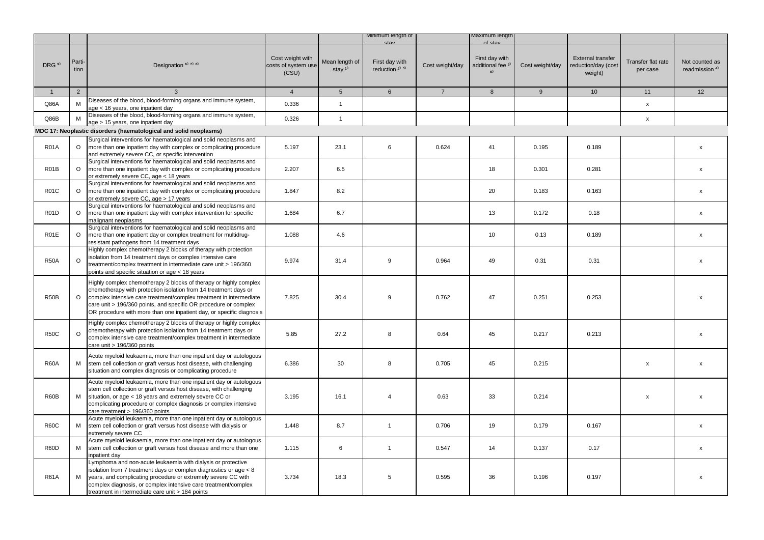| DRG [9] | Partition | Designation [6] [7] [8] | Cost weight with costs of system use (CSU) | Mean length of stay [1] | Minimum length of stay | | Maximum length of stay | | External transfer reduction/day (cost weight) | Transfer flat rate per case | Not counted as readmission [4] |
|---|---|---|---|---|---|---|---|---|---|---|---|
| | | | | | First day with reduction [2] [5] | Cost weight/day | First day with additional fee [3] [5] | Cost weight/day | | | |
| 1 | 2 | 3 | 4 | 5 | 6 | 7 | 8 | 9 | 10 | 11 | 12 |
| Q86A | M | Diseases of the blood, blood-forming organs and immune system, age < 16 years, one inpatient day | 0.336 | 1 | | | | | | x | |
| Q86B | M | Diseases of the blood, blood-forming organs and immune system, age > 15 years, one inpatient day | 0.326 | 1 | | | | | | x | |
| **MDC 17: Neoplastic disorders (haematological and solid neoplasms)** | | | | | | | | | | | |
| R01A | O | Surgical interventions for haematological and solid neoplasms and more than one inpatient day with complex or complicating procedure and extremely severe CC, or specific intervention | 5.197 | 23.1 | 6 | 0.624 | 41 | 0.195 | 0.189 | | x |
| R01B | O | Surgical interventions for haematological and solid neoplasms and more than one inpatient day with complex or complicating procedure or extremely severe CC, age < 18 years | 2.207 | 6.5 | | | 18 | 0.301 | 0.281 | | x |
| R01C | O | Surgical interventions for haematological and solid neoplasms and more than one inpatient day with complex or complicating procedure or extremely severe CC, age > 17 years | 1.847 | 8.2 | | | 20 | 0.183 | 0.163 | | x |
| R01D | O | Surgical interventions for haematological and solid neoplasms and more than one inpatient day with complex intervention for specific malignant neoplasms | 1.684 | 6.7 | | | 13 | 0.172 | 0.18 | | x |
| R01E | O | Surgical interventions for haematological and solid neoplasms and more than one inpatient day or complex treatment for multidrug-resistant pathogens from 14 treatment days | 1.088 | 4.6 | | | 10 | 0.13 | 0.189 | | x |
| R50A | O | Highly complex chemotherapy 2 blocks of therapy with protection isolation from 14 treatment days or complex intensive care treatment/complex treatment in intermediate care unit > 196/360 points and specific situation or age < 18 years | 9.974 | 31.4 | 9 | 0.964 | 49 | 0.31 | 0.31 | | x |
| R50B | O | Highly complex chemotherapy 2 blocks of therapy or highly complex chemotherapy with protection isolation from 14 treatment days or complex intensive care treatment/complex treatment in intermediate care unit > 196/360 points, and specific OR procedure or complex OR procedure with more than one inpatient day, or specific diagnosis | 7.825 | 30.4 | 9 | 0.762 | 47 | 0.251 | 0.253 | | x |
| R50C | O | Highly complex chemotherapy 2 blocks of therapy or highly complex chemotherapy with protection isolation from 14 treatment days or complex intensive care treatment/complex treatment in intermediate care unit > 196/360 points | 5.85 | 27.2 | 8 | 0.64 | 45 | 0.217 | 0.213 | | x |
| R60A | M | Acute myeloid leukaemia, more than one inpatient day or autologous stem cell collection or graft versus host disease, with challenging situation and complex diagnosis or complicating procedure | 6.386 | 30 | 8 | 0.705 | 45 | 0.215 | | x | x |
| R60B | M | Acute myeloid leukaemia, more than one inpatient day or autologous stem cell collection or graft versus host disease, with challenging situation, or age < 18 years and extremely severe CC or complicating procedure or complex diagnosis or complex intensive care treatment > 196/360 points | 3.195 | 16.1 | 4 | 0.63 | 33 | 0.214 | | x | x |
| R60C | M | Acute myeloid leukaemia, more than one inpatient day or autologous stem cell collection or graft versus host disease with dialysis or extremely severe CC | 1.448 | 8.7 | 1 | 0.706 | 19 | 0.179 | 0.167 | | x |
| R60D | M | Acute myeloid leukaemia, more than one inpatient day or autologous stem cell collection or graft versus host disease and more than one inpatient day | 1.115 | 6 | 1 | 0.547 | 14 | 0.137 | 0.17 | | x |
| R61A | M | Lymphoma and non-acute leukaemia with dialysis or protective isolation from 7 treatment days or complex diagnostics or age < 8 years, and complicating procedure or extremely severe CC with complex diagnosis, or complex intensive care treatment/complex treatment in intermediate care unit > 184 points | 3.734 | 18.3 | 5 | 0.595 | 36 | 0.196 | 0.197 | | x |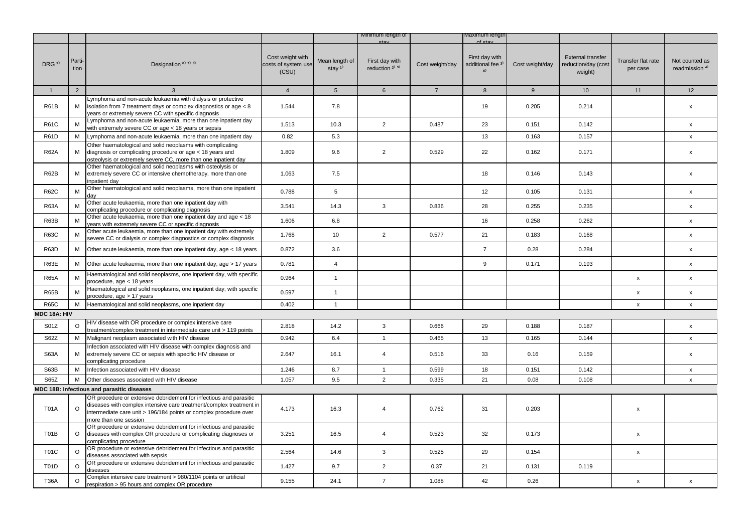| | | | | | Minimum length of stay | | Maximum length of stay | | | | |
|---|---|---|---|---|---|---|---|---|---|---|---|
| DRG [9] | Parti-tion | Designation [6) 7) 8)] | Cost weight with costs of system use (CSU) | Mean length of stay [1)] | First day with reduction [2) 5)] | Cost weight/day | First day with additional fee [3) 5)] | Cost weight/day | External transfer reduction/day (cost weight) | Transfer flat rate per case | Not counted as readmission [4)] |
| 1 | 2 | 3 | 4 | 5 | 6 | 7 | 8 | 9 | 10 | 11 | 12 |
| R61B | M | Lymphoma and non-acute leukaemia with dialysis or protective isolation from 7 treatment days or complex diagnostics or age < 8 years or extremely severe CC with specific diagnosis | 1.544 | 7.8 | | | 19 | 0.205 | 0.214 | | x |
| R61C | M | Lymphoma and non-acute leukaemia, more than one inpatient day with extremely severe CC or age < 18 years or sepsis | 1.513 | 10.3 | 2 | 0.487 | 23 | 0.151 | 0.142 | | x |
| R61D | M | Lymphoma and non-acute leukaemia, more than one inpatient day | 0.82 | 5.3 | | | 13 | 0.163 | 0.157 | | x |
| R62A | M | Other haematological and solid neoplasms with complicating diagnosis or complicating procedure or age < 18 years and osteolysis or extremely severe CC, more than one inpatient day | 1.809 | 9.6 | 2 | 0.529 | 22 | 0.162 | 0.171 | | x |
| R62B | M | Other haematological and solid neoplasms with osteolysis or extremely severe CC or intensive chemotherapy, more than one inpatient day | 1.063 | 7.5 | | | 18 | 0.146 | 0.143 | | x |
| R62C | M | Other haematological and solid neoplasms, more than one inpatient day | 0.788 | 5 | | | 12 | 0.105 | 0.131 | | x |
| R63A | M | Other acute leukaemia, more than one inpatient day with complicating procedure or complicating diagnosis | 3.541 | 14.3 | 3 | 0.836 | 28 | 0.255 | 0.235 | | x |
| R63B | M | Other acute leukaemia, more than one inpatient day and age < 18 years with extremely severe CC or specific diagnosis | 1.606 | 6.8 | | | 16 | 0.258 | 0.262 | | x |
| R63C | M | Other acute leukaemia, more than one inpatient day with extremely severe CC or dialysis or complex diagnostics or complex diagnosis | 1.768 | 10 | 2 | 0.577 | 21 | 0.183 | 0.168 | | x |
| R63D | M | Other acute leukaemia, more than one inpatient day, age < 18 years | 0.872 | 3.6 | | | 7 | 0.28 | 0.284 | | x |
| R63E | M | Other acute leukaemia, more than one inpatient day, age > 17 years | 0.781 | 4 | | | 9 | 0.171 | 0.193 | | x |
| R65A | M | Haematological and solid neoplasms, one inpatient day, with specific procedure, age < 18 years | 0.964 | 1 | | | | | | x | x |
| R65B | M | Haematological and solid neoplasms, one inpatient day, with specific procedure, age > 17 years | 0.597 | 1 | | | | | | x | x |
| R65C | M | Haematological and solid neoplasms, one inpatient day | 0.402 | 1 | | | | | | x | x |
| **MDC 18A: HIV** | | | | | | | | | | | |
| S01Z | O | HIV disease with OR procedure or complex intensive care treatment/complex treatment in intermediate care unit > 119 points | 2.818 | 14.2 | 3 | 0.666 | 29 | 0.188 | 0.187 | | x |
| S62Z | M | Malignant neoplasm associated with HIV disease | 0.942 | 6.4 | 1 | 0.465 | 13 | 0.165 | 0.144 | | x |
| S63A | M | Infection associated with HIV disease with complex diagnosis and extremely severe CC or sepsis with specific HIV disease or complicating procedure | 2.647 | 16.1 | 4 | 0.516 | 33 | 0.16 | 0.159 | | x |
| S63B | M | Infection associated with HIV disease | 1.246 | 8.7 | 1 | 0.599 | 18 | 0.151 | 0.142 | | x |
| S65Z | M | Other diseases associated with HIV disease | 1.057 | 9.5 | 2 | 0.335 | 21 | 0.08 | 0.108 | | x |
| **MDC 18B: Infectious and parasitic diseases** | | | | | | | | | | | |
| T01A | O | OR procedure or extensive debridement for infectious and parasitic diseases with complex intensive care treatment/complex treatment in intermediate care unit > 196/184 points or complex procedure over more than one session | 4.173 | 16.3 | 4 | 0.762 | 31 | 0.203 | | x | |
| T01B | O | OR procedure or extensive debridement for infectious and parasitic diseases with complex OR procedure or complicating diagnoses or complicating procedure | 3.251 | 16.5 | 4 | 0.523 | 32 | 0.173 | | x | |
| T01C | O | OR procedure or extensive debridement for infectious and parasitic diseases associated with sepsis | 2.564 | 14.6 | 3 | 0.525 | 29 | 0.154 | | x | |
| T01D | O | OR procedure or extensive debridement for infectious and parasitic diseases | 1.427 | 9.7 | 2 | 0.37 | 21 | 0.131 | 0.119 | | |
| T36A | O | Complex intensive care treatment > 980/1104 points or artificial respiration > 95 hours and complex OR procedure | 9.155 | 24.1 | 7 | 1.088 | 42 | 0.26 | | x | x |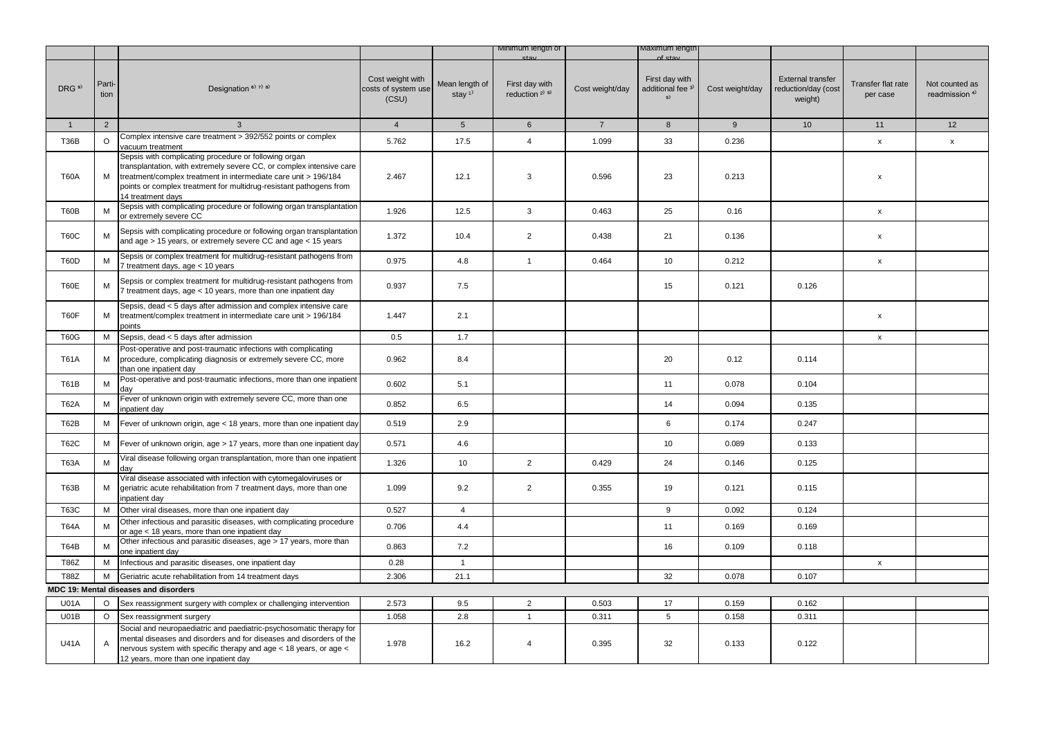| | | | | | Minimum length of stay | | Maximum length of stay | | | | |
|---|---|---|---|---|---|---|---|---|---|---|---|
| DRG [9] | Parti-tion | Designation [6) 7) 8] | Cost weight with costs of system use (CSU) | Mean length of stay [1] | First day with reduction [2) 5] | Cost weight/day | First day with additional fee [3) 5] | Cost weight/day | External transfer reduction/day (cost weight) | Transfer flat rate per case | Not counted as readmission [4] |
| 1 | 2 | 3 | 4 | 5 | 6 | 7 | 8 | 9 | 10 | 11 | 12 |
| T36B | O | Complex intensive care treatment > 392/552 points or complex vacuum treatment | 5.762 | 17.5 | 4 | 1.099 | 33 | 0.236 | | x | x |
| T60A | M | Sepsis with complicating procedure or following organ transplantation, with extremely severe CC, or complex intensive care treatment/complex treatment in intermediate care unit > 196/184 points or complex treatment for multidrug-resistant pathogens from 14 treatment days | 2.467 | 12.1 | 3 | 0.596 | 23 | 0.213 | | x | |
| T60B | M | Sepsis with complicating procedure or following organ transplantation or extremely severe CC | 1.926 | 12.5 | 3 | 0.463 | 25 | 0.16 | | x | |
| T60C | M | Sepsis with complicating procedure or following organ transplantation and age > 15 years, or extremely severe CC and age < 15 years | 1.372 | 10.4 | 2 | 0.438 | 21 | 0.136 | | x | |
| T60D | M | Sepsis or complex treatment for multidrug-resistant pathogens from 7 treatment days, age < 10 years | 0.975 | 4.8 | 1 | 0.464 | 10 | 0.212 | | x | |
| T60E | M | Sepsis or complex treatment for multidrug-resistant pathogens from 7 treatment days, age < 10 years, more than one inpatient day | 0.937 | 7.5 | | | 15 | 0.121 | 0.126 | | |
| T60F | M | Sepsis, dead < 5 days after admission and complex intensive care treatment/complex treatment in intermediate care unit > 196/184 points | 1.447 | 2.1 | | | | | | x | |
| T60G | M | Sepsis, dead < 5 days after admission | 0.5 | 1.7 | | | | | | x | |
| T61A | M | Post-operative and post-traumatic infections with complicating procedure, complicating diagnosis or extremely severe CC, more than one inpatient day | 0.962 | 8.4 | | | 20 | 0.12 | 0.114 | | |
| T61B | M | Post-operative and post-traumatic infections, more than one inpatient day | 0.602 | 5.1 | | | 11 | 0.078 | 0.104 | | |
| T62A | M | Fever of unknown origin with extremely severe CC, more than one inpatient day | 0.852 | 6.5 | | | 14 | 0.094 | 0.135 | | |
| T62B | M | Fever of unknown origin, age < 18 years, more than one inpatient day | 0.519 | 2.9 | | | 6 | 0.174 | 0.247 | | |
| T62C | M | Fever of unknown origin, age > 17 years, more than one inpatient day | 0.571 | 4.6 | | | 10 | 0.089 | 0.133 | | |
| T63A | M | Viral disease following organ transplantation, more than one inpatient day | 1.326 | 10 | 2 | 0.429 | 24 | 0.146 | 0.125 | | |
| T63B | M | Viral disease associated with infection with cytomegaloviruses or geriatric acute rehabilitation from 7 treatment days, more than one inpatient day | 1.099 | 9.2 | 2 | 0.355 | 19 | 0.121 | 0.115 | | |
| T63C | M | Other viral diseases, more than one inpatient day | 0.527 | 4 | | | 9 | 0.092 | 0.124 | | |
| T64A | M | Other infectious and parasitic diseases, with complicating procedure or age < 18 years, more than one inpatient day | 0.706 | 4.4 | | | 11 | 0.169 | 0.169 | | |
| T64B | M | Other infectious and parasitic diseases, age > 17 years, more than one inpatient day | 0.863 | 7.2 | | | 16 | 0.109 | 0.118 | | |
| T86Z | M | Infectious and parasitic diseases, one inpatient day | 0.28 | 1 | | | | | | x | |
| T88Z | M | Geriatric acute rehabilitation from 14 treatment days | 2.306 | 21.1 | | | 32 | 0.078 | 0.107 | | |
| **MDC 19: Mental diseases and disorders** | | | | | | | | | | | |
| U01A | O | Sex reassignment surgery with complex or challenging intervention | 2.573 | 9.5 | 2 | 0.503 | 17 | 0.159 | 0.162 | | |
| U01B | O | Sex reassignment surgery | 1.058 | 2.8 | 1 | 0.311 | 5 | 0.158 | 0.311 | | |
| U41A | A | Social and neuropaediatric and paediatric-psychosomatic therapy for mental diseases and disorders and for diseases and disorders of the nervous system with specific therapy and age < 18 years, or age < 12 years, more than one inpatient day | 1.978 | 16.2 | 4 | 0.395 | 32 | 0.133 | 0.122 | | |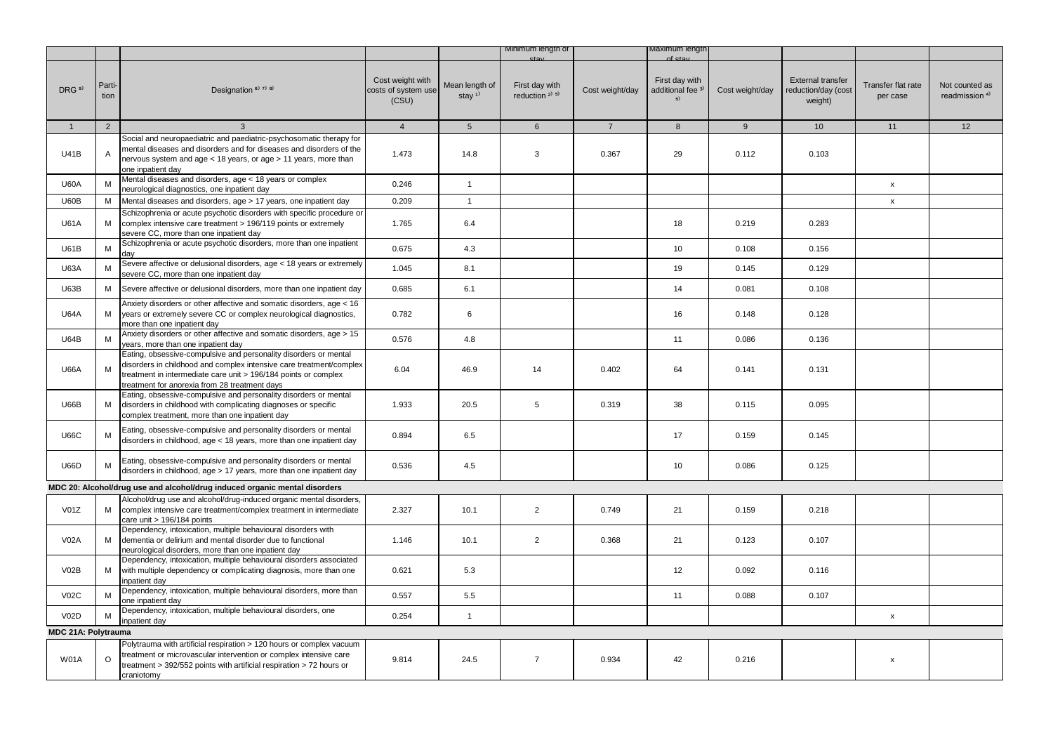| | | | | | Minimum length of stay | | Maximum length of stay | | | | |
|---|---|---|---|---|---|---|---|---|---|---|---|
| DRG [9] | Partition | Designation [6) 7) 8] | Cost weight with costs of system use (CSU) | Mean length of stay [1] | First day with reduction [2) 5] | Cost weight/day | First day with additional fee [3) 5] | Cost weight/day | External transfer reduction/day (cost weight) | Transfer flat rate per case | Not counted as readmission [4] |
| 1 | 2 | 3 | 4 | 5 | 6 | 7 | 8 | 9 | 10 | 11 | 12 |
| U41B | A | Social and neuropaediatric and paediatric-psychosomatic therapy for mental diseases and disorders and for diseases and disorders of the nervous system and age < 18 years, or age > 11 years, more than one inpatient day | 1.473 | 14.8 | 3 | 0.367 | 29 | 0.112 | 0.103 | | |
| U60A | M | Mental diseases and disorders, age < 18 years or complex neurological diagnostics, one inpatient day | 0.246 | 1 | | | | | | x | |
| U60B | M | Mental diseases and disorders, age > 17 years, one inpatient day | 0.209 | 1 | | | | | | x | |
| U61A | M | Schizophrenia or acute psychotic disorders with specific procedure or complex intensive care treatment > 196/119 points or extremely severe CC, more than one inpatient day | 1.765 | 6.4 | | | 18 | 0.219 | 0.283 | | |
| U61B | M | Schizophrenia or acute psychotic disorders, more than one inpatient day | 0.675 | 4.3 | | | 10 | 0.108 | 0.156 | | |
| U63A | M | Severe affective or delusional disorders, age < 18 years or extremely severe CC, more than one inpatient day | 1.045 | 8.1 | | | 19 | 0.145 | 0.129 | | |
| U63B | M | Severe affective or delusional disorders, more than one inpatient day | 0.685 | 6.1 | | | 14 | 0.081 | 0.108 | | |
| U64A | M | Anxiety disorders or other affective and somatic disorders, age < 16 years or extremely severe CC or complex neurological diagnostics, more than one inpatient day | 0.782 | 6 | | | 16 | 0.148 | 0.128 | | |
| U64B | M | Anxiety disorders or other affective and somatic disorders, age > 15 years, more than one inpatient day | 0.576 | 4.8 | | | 11 | 0.086 | 0.136 | | |
| U66A | M | Eating, obsessive-compulsive and personality disorders or mental disorders in childhood and complex intensive care treatment/complex treatment in intermediate care unit > 196/184 points or complex treatment for anorexia from 28 treatment days | 6.04 | 46.9 | 14 | 0.402 | 64 | 0.141 | 0.131 | | |
| U66B | M | Eating, obsessive-compulsive and personality disorders or mental disorders in childhood with complicating diagnoses or specific complex treatment, more than one inpatient day | 1.933 | 20.5 | 5 | 0.319 | 38 | 0.115 | 0.095 | | |
| U66C | M | Eating, obsessive-compulsive and personality disorders or mental disorders in childhood, age < 18 years, more than one inpatient day | 0.894 | 6.5 | | | 17 | 0.159 | 0.145 | | |
| U66D | M | Eating, obsessive-compulsive and personality disorders or mental disorders in childhood, age > 17 years, more than one inpatient day | 0.536 | 4.5 | | | 10 | 0.086 | 0.125 | | |
| **MDC 20: Alcohol/drug use and alcohol/drug induced organic mental disorders** | | | | | | | | | | | |
| V01Z | M | Alcohol/drug use and alcohol/drug-induced organic mental disorders, complex intensive care treatment/complex treatment in intermediate care unit > 196/184 points | 2.327 | 10.1 | 2 | 0.749 | 21 | 0.159 | 0.218 | | |
| V02A | M | Dependency, intoxication, multiple behavioural disorders with dementia or delirium and mental disorder due to functional neurological disorders, more than one inpatient day | 1.146 | 10.1 | 2 | 0.368 | 21 | 0.123 | 0.107 | | |
| V02B | M | Dependency, intoxication, multiple behavioural disorders associated with multiple dependency or complicating diagnosis, more than one inpatient day | 0.621 | 5.3 | | | 12 | 0.092 | 0.116 | | |
| V02C | M | Dependency, intoxication, multiple behavioural disorders, more than one inpatient day | 0.557 | 5.5 | | | 11 | 0.088 | 0.107 | | |
| V02D | M | Dependency, intoxication, multiple behavioural disorders, one inpatient day | 0.254 | 1 | | | | | | x | |
| **MDC 21A: Polytrauma** | | | | | | | | | | | |
| W01A | O | Polytrauma with artificial respiration > 120 hours or complex vacuum treatment or microvascular intervention or complex intensive care treatment > 392/552 points with artificial respiration > 72 hours or craniotomy | 9.814 | 24.5 | 7 | 0.934 | 42 | 0.216 | | x | |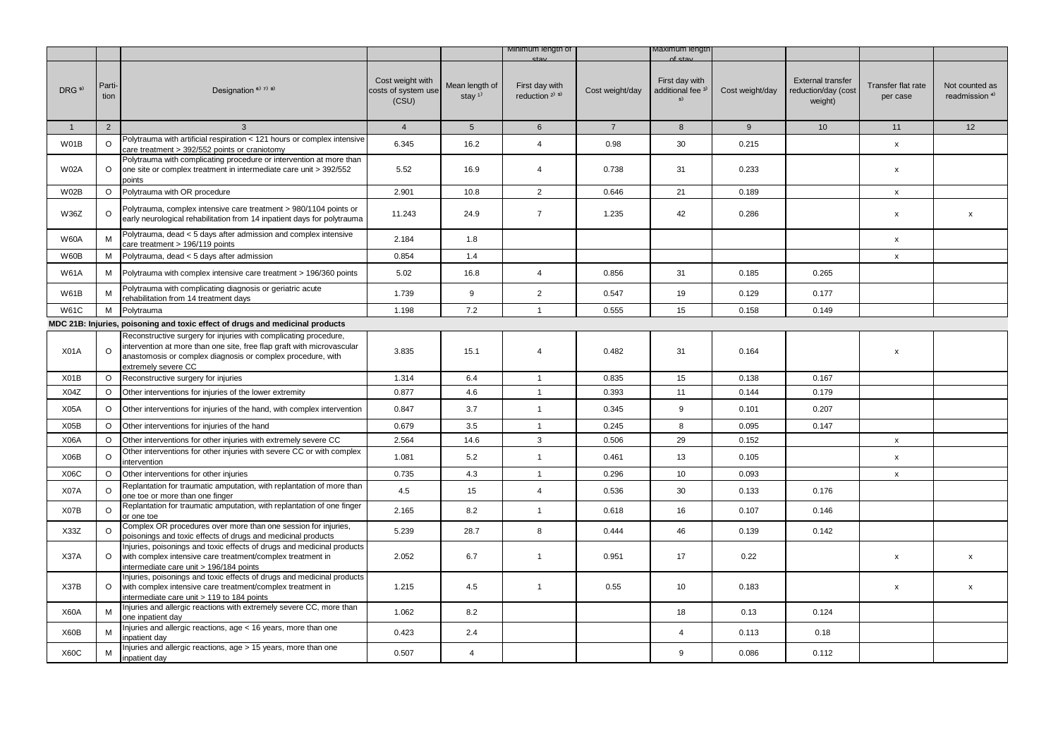| | | | | | Minimum length of stay | | Maximum length of stay | | | | |
|---|---|---|---|---|---|---|---|---|---|---|---|
| DRG [9] | Parti-tion | Designation [6) 7) 8)] | Cost weight with costs of system use (CSU) | Mean length of stay [1)] | First day with reduction [2) 5)] | Cost weight/day | First day with additional fee [3) 5)] | Cost weight/day | External transfer reduction/day (cost weight) | Transfer flat rate per case | Not counted as readmission [4)] |
| 1 | 2 | 3 | 4 | 5 | 6 | 7 | 8 | 9 | 10 | 11 | 12 |
| W01B | O | Polytrauma with artificial respiration < 121 hours or complex intensive care treatment > 392/552 points or craniotomy | 6.345 | 16.2 | 4 | 0.98 | 30 | 0.215 | | x | |
| W02A | O | Polytrauma with complicating procedure or intervention at more than one site or complex treatment in intermediate care unit > 392/552 points | 5.52 | 16.9 | 4 | 0.738 | 31 | 0.233 | | x | |
| W02B | O | Polytrauma with OR procedure | 2.901 | 10.8 | 2 | 0.646 | 21 | 0.189 | | x | |
| W36Z | O | Polytrauma, complex intensive care treatment > 980/1104 points or early neurological rehabilitation from 14 inpatient days for polytrauma | 11.243 | 24.9 | 7 | 1.235 | 42 | 0.286 | | x | x |
| W60A | M | Polytrauma, dead < 5 days after admission and complex intensive care treatment > 196/119 points | 2.184 | 1.8 | | | | | | x | |
| W60B | M | Polytrauma, dead < 5 days after admission | 0.854 | 1.4 | | | | | | x | |
| W61A | M | Polytrauma with complex intensive care treatment > 196/360 points | 5.02 | 16.8 | 4 | 0.856 | 31 | 0.185 | 0.265 | | |
| W61B | M | Polytrauma with complicating diagnosis or geriatric acute rehabilitation from 14 treatment days | 1.739 | 9 | 2 | 0.547 | 19 | 0.129 | 0.177 | | |
| W61C | M | Polytrauma | 1.198 | 7.2 | 1 | 0.555 | 15 | 0.158 | 0.149 | | |
| **MDC 21B: Injuries, poisoning and toxic effect of drugs and medicinal products** | | | | | | | | | | | |
| X01A | O | Reconstructive surgery for injuries with complicating procedure, intervention at more than one site, free flap graft with microvascular anastomosis or complex diagnosis or complex procedure, with extremely severe CC | 3.835 | 15.1 | 4 | 0.482 | 31 | 0.164 | | x | |
| X01B | O | Reconstructive surgery for injuries | 1.314 | 6.4 | 1 | 0.835 | 15 | 0.138 | 0.167 | | |
| X04Z | O | Other interventions for injuries of the lower extremity | 0.877 | 4.6 | 1 | 0.393 | 11 | 0.144 | 0.179 | | |
| X05A | O | Other interventions for injuries of the hand, with complex intervention | 0.847 | 3.7 | 1 | 0.345 | 9 | 0.101 | 0.207 | | |
| X05B | O | Other interventions for injuries of the hand | 0.679 | 3.5 | 1 | 0.245 | 8 | 0.095 | 0.147 | | |
| X06A | O | Other interventions for other injuries with extremely severe CC | 2.564 | 14.6 | 3 | 0.506 | 29 | 0.152 | | x | |
| X06B | O | Other interventions for other injuries with severe CC or with complex intervention | 1.081 | 5.2 | 1 | 0.461 | 13 | 0.105 | | x | |
| X06C | O | Other interventions for other injuries | 0.735 | 4.3 | 1 | 0.296 | 10 | 0.093 | | x | |
| X07A | O | Replantation for traumatic amputation, with replantation of more than one toe or more than one finger | 4.5 | 15 | 4 | 0.536 | 30 | 0.133 | 0.176 | | |
| X07B | O | Replantation for traumatic amputation, with replantation of one finger or one toe | 2.165 | 8.2 | 1 | 0.618 | 16 | 0.107 | 0.146 | | |
| X33Z | O | Complex OR procedures over more than one session for injuries, poisonings and toxic effects of drugs and medicinal products | 5.239 | 28.7 | 8 | 0.444 | 46 | 0.139 | 0.142 | | |
| X37A | O | Injuries, poisonings and toxic effects of drugs and medicinal products with complex intensive care treatment/complex treatment in intermediate care unit > 196/184 points | 2.052 | 6.7 | 1 | 0.951 | 17 | 0.22 | | x | x |
| X37B | O | Injuries, poisonings and toxic effects of drugs and medicinal products with complex intensive care treatment/complex treatment in intermediate care unit > 119 to 184 points | 1.215 | 4.5 | 1 | 0.55 | 10 | 0.183 | | x | x |
| X60A | M | Injuries and allergic reactions with extremely severe CC, more than one inpatient day | 1.062 | 8.2 | | | 18 | 0.13 | 0.124 | | |
| X60B | M | Injuries and allergic reactions, age < 16 years, more than one inpatient day | 0.423 | 2.4 | | | 4 | 0.113 | 0.18 | | |
| X60C | M | Injuries and allergic reactions, age > 15 years, more than one inpatient day | 0.507 | 4 | | | 9 | 0.086 | 0.112 | | |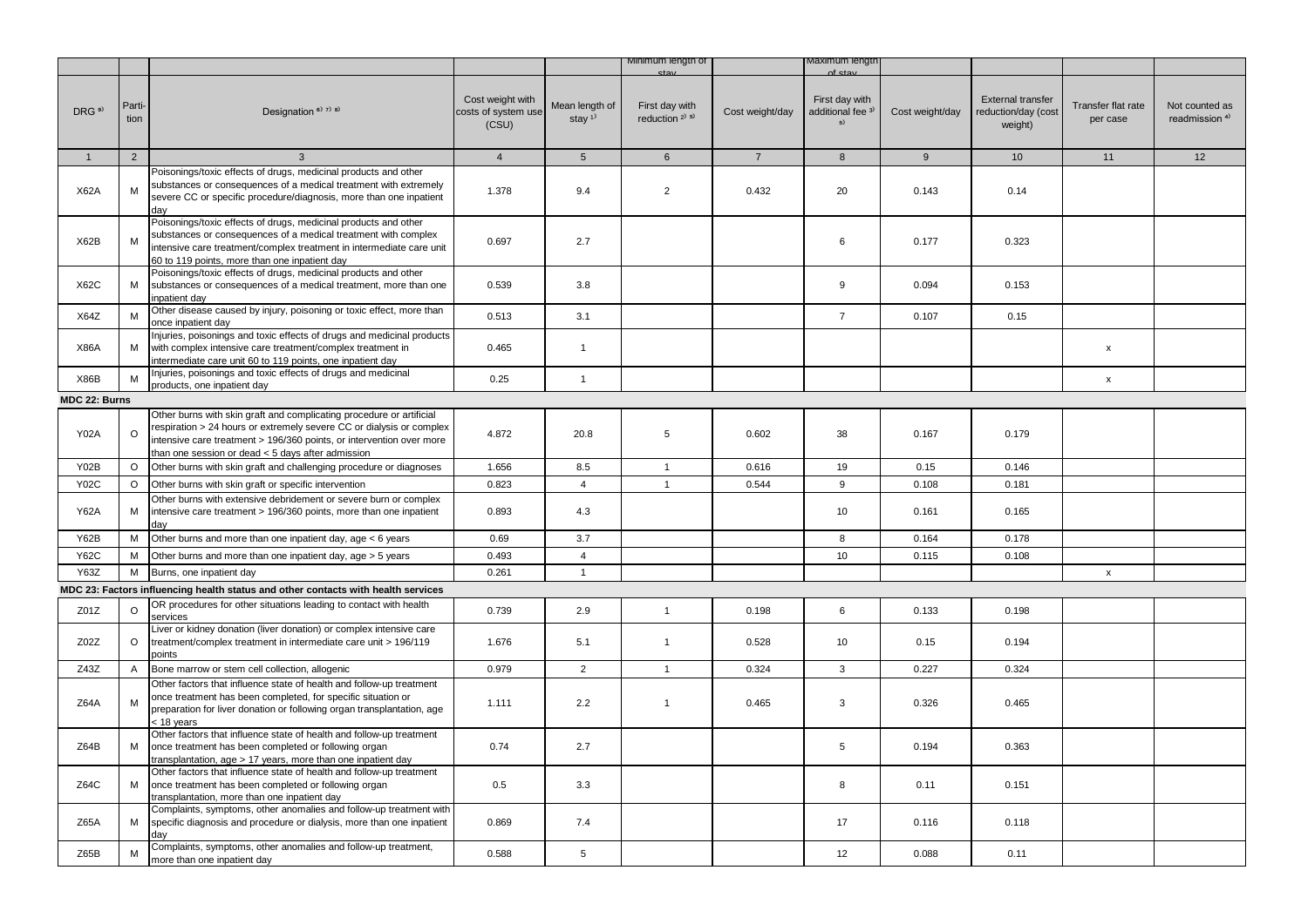| | | | | | Minimum length of stay | | Maximum length of stay | | | | |
|---|---|---|---|---|---|---|---|---|---|---|---|
| DRG [9] | Parti-tion | Designation [6) 7) 8)] | Cost weight with costs of system use (CSU) | Mean length of stay [1)] | First day with reduction [2) 5)] | Cost weight/day | First day with additional fee [3) 5)] | Cost weight/day | External transfer reduction/day (cost weight) | Transfer flat rate per case | Not counted as readmission [4)] |
| 1 | 2 | 3 | 4 | 5 | 6 | 7 | 8 | 9 | 10 | 11 | 12 |
| X62A | M | Poisonings/toxic effects of drugs, medicinal products and other substances or consequences of a medical treatment with extremely severe CC or specific procedure/diagnosis, more than one inpatient day | 1.378 | 9.4 | 2 | 0.432 | 20 | 0.143 | 0.14 | | |
| X62B | M | Poisonings/toxic effects of drugs, medicinal products and other substances or consequences of a medical treatment with complex intensive care treatment/complex treatment in intermediate care unit 60 to 119 points, more than one inpatient day | 0.697 | 2.7 | | | 6 | 0.177 | 0.323 | | |
| X62C | M | Poisonings/toxic effects of drugs, medicinal products and other substances or consequences of a medical treatment, more than one inpatient day | 0.539 | 3.8 | | | 9 | 0.094 | 0.153 | | |
| X64Z | M | Other disease caused by injury, poisoning or toxic effect, more than once inpatient day | 0.513 | 3.1 | | | 7 | 0.107 | 0.15 | | |
| X86A | M | Injuries, poisonings and toxic effects of drugs and medicinal products with complex intensive care treatment/complex treatment in intermediate care unit 60 to 119 points, one inpatient day | 0.465 | 1 | | | | | | x | |
| X86B | M | Injuries, poisonings and toxic effects of drugs and medicinal products, one inpatient day | 0.25 | 1 | | | | | | x | |
| **MDC 22: Burns** | | | | | | | | | | | |
| Y02A | O | Other burns with skin graft and complicating procedure or artificial respiration > 24 hours or extremely severe CC or dialysis or complex intensive care treatment > 196/360 points, or intervention over more than one session or dead < 5 days after admission | 4.872 | 20.8 | 5 | 0.602 | 38 | 0.167 | 0.179 | | |
| Y02B | O | Other burns with skin graft and challenging procedure or diagnoses | 1.656 | 8.5 | 1 | 0.616 | 19 | 0.15 | 0.146 | | |
| Y02C | O | Other burns with skin graft or specific intervention | 0.823 | 4 | 1 | 0.544 | 9 | 0.108 | 0.181 | | |
| Y62A | M | Other burns with extensive debridement or severe burn or complex intensive care treatment > 196/360 points, more than one inpatient day | 0.893 | 4.3 | | | 10 | 0.161 | 0.165 | | |
| Y62B | M | Other burns and more than one inpatient day, age < 6 years | 0.69 | 3.7 | | | 8 | 0.164 | 0.178 | | |
| Y62C | M | Other burns and more than one inpatient day, age > 5 years | 0.493 | 4 | | | 10 | 0.115 | 0.108 | | |
| Y63Z | M | Burns, one inpatient day | 0.261 | 1 | | | | | | x | |
| **MDC 23: Factors influencing health status and other contacts with health services** | | | | | | | | | | | |
| Z01Z | O | OR procedures for other situations leading to contact with health services | 0.739 | 2.9 | 1 | 0.198 | 6 | 0.133 | 0.198 | | |
| Z02Z | O | Liver or kidney donation (liver donation) or complex intensive care treatment/complex treatment in intermediate care unit > 196/119 points | 1.676 | 5.1 | 1 | 0.528 | 10 | 0.15 | 0.194 | | |
| Z43Z | A | Bone marrow or stem cell collection, allogenic | 0.979 | 2 | 1 | 0.324 | 3 | 0.227 | 0.324 | | |
| Z64A | M | Other factors that influence state of health and follow-up treatment once treatment has been completed, for specific situation or preparation for liver donation or following organ transplantation, age < 18 years | 1.111 | 2.2 | 1 | 0.465 | 3 | 0.326 | 0.465 | | |
| Z64B | M | Other factors that influence state of health and follow-up treatment once treatment has been completed or following organ transplantation, age > 17 years, more than one inpatient day | 0.74 | 2.7 | | | 5 | 0.194 | 0.363 | | |
| Z64C | M | Other factors that influence state of health and follow-up treatment once treatment has been completed or following organ transplantation, more than one inpatient day | 0.5 | 3.3 | | | 8 | 0.11 | 0.151 | | |
| Z65A | M | Complaints, symptoms, other anomalies and follow-up treatment with specific diagnosis and procedure or dialysis, more than one inpatient day | 0.869 | 7.4 | | | 17 | 0.116 | 0.118 | | |
| Z65B | M | Complaints, symptoms, other anomalies and follow-up treatment, more than one inpatient day | 0.588 | 5 | | | 12 | 0.088 | 0.11 | | |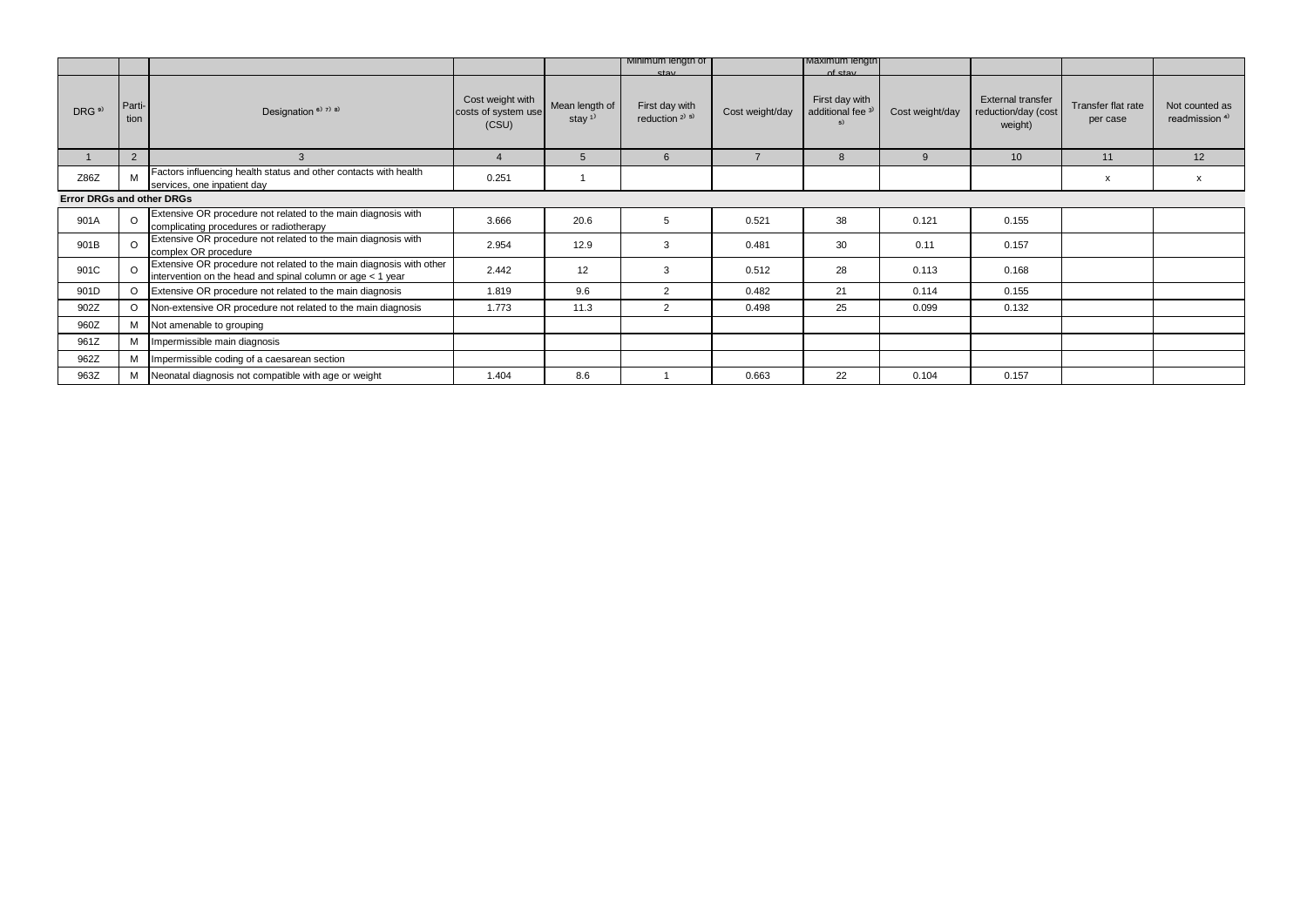| | | | | | Minimum length of stay | | Maximum length of stay | | | | |
|---|---|---|---|---|---|---|---|---|---|---|---|
| DRG [9] | Partition | Designation [6] [7] [8] | Cost weight with costs of system use (CSU) | Mean length of stay [1] | First day with reduction [2] [5] | Cost weight/day | First day with additional fee [3] [5] | Cost weight/day | External transfer reduction/day (cost weight) | Transfer flat rate per case | Not counted as readmission [4] |
| 1 | 2 | 3 | 4 | 5 | 6 | 7 | 8 | 9 | 10 | 11 | 12 |
| Z86Z | M | Factors influencing health status and other contacts with health services, one inpatient day | 0.251 | 1 | | | | | | x | x |
| **Error DRGs and other DRGs** | | | | | | | | | | | |
| 901A | O | Extensive OR procedure not related to the main diagnosis with complicating procedures or radiotherapy | 3.666 | 20.6 | 5 | 0.521 | 38 | 0.121 | 0.155 | | |
| 901B | O | Extensive OR procedure not related to the main diagnosis with complex OR procedure | 2.954 | 12.9 | 3 | 0.481 | 30 | 0.11 | 0.157 | | |
| 901C | O | Extensive OR procedure not related to the main diagnosis with other intervention on the head and spinal column or age < 1 year | 2.442 | 12 | 3 | 0.512 | 28 | 0.113 | 0.168 | | |
| 901D | O | Extensive OR procedure not related to the main diagnosis | 1.819 | 9.6 | 2 | 0.482 | 21 | 0.114 | 0.155 | | |
| 902Z | O | Non-extensive OR procedure not related to the main diagnosis | 1.773 | 11.3 | 2 | 0.498 | 25 | 0.099 | 0.132 | | |
| 960Z | M | Not amenable to grouping | | | | | | | | | |
| 961Z | M | Impermissible main diagnosis | | | | | | | | | |
| 962Z | M | Impermissible coding of a caesarean section | | | | | | | | | |
| 963Z | M | Neonatal diagnosis not compatible with age or weight | 1.404 | 8.6 | 1 | 0.663 | 22 | 0.104 | 0.157 | | |